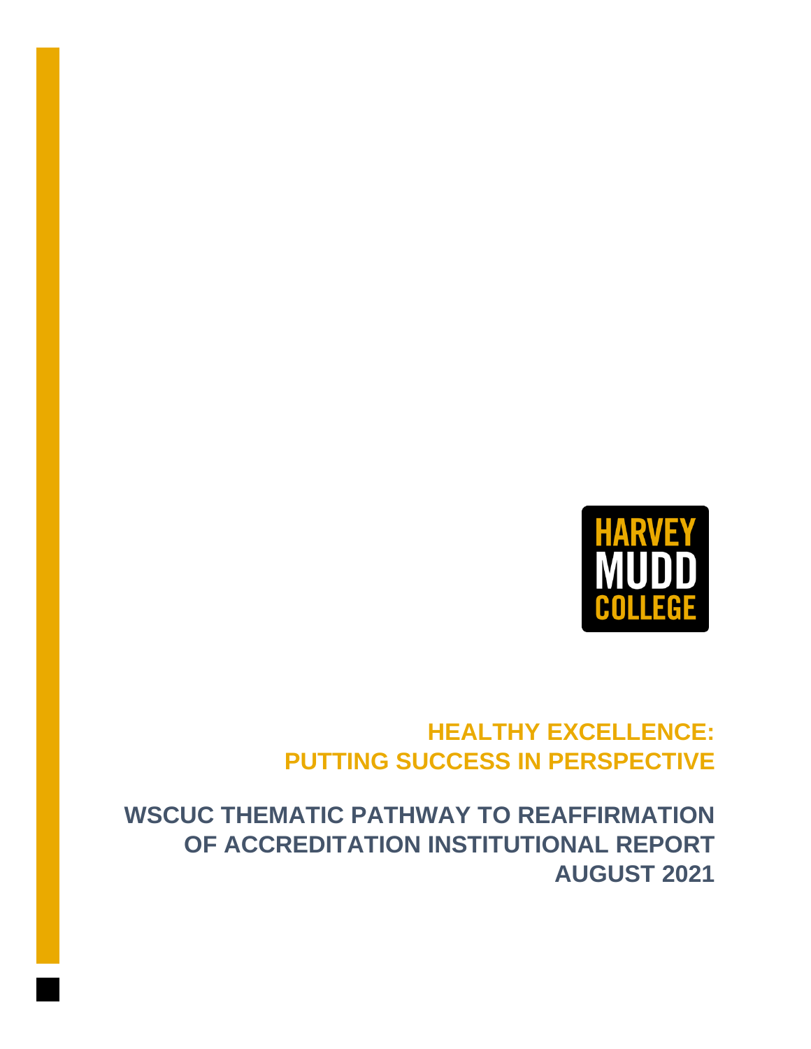HARVEY MUDD COLLEGE

# HEALTHY EXCELLENCE: PUTTING SUCCESS IN PERSPECTIVE

## WSCUC THEMATIC PATHWAY TO REAFFIRMATION OF ACCREDITATION INSTITUTIONAL REPORT AUGUST 2021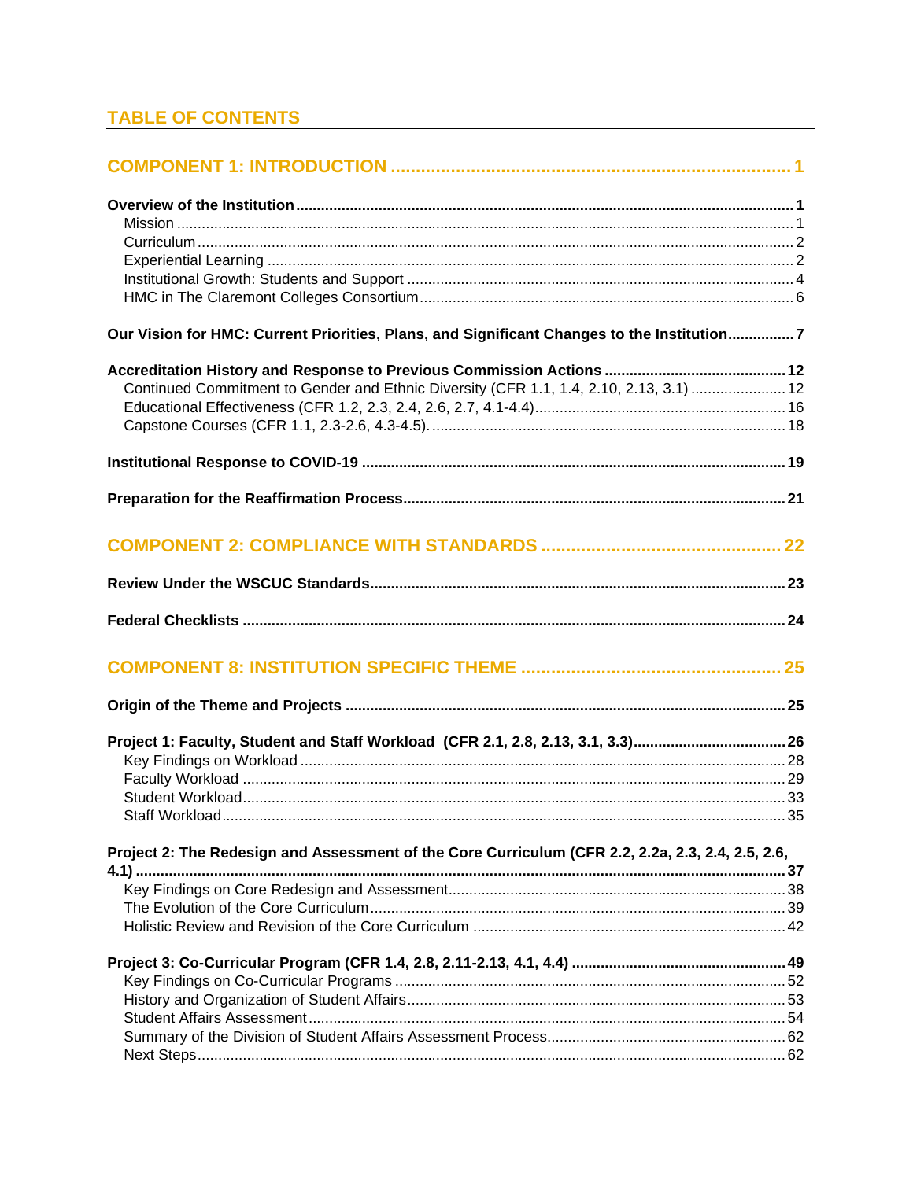## TABLE OF CONTENTS

**COMPONENT 1: INTRODUCTION ..... 1**

**Overview of the Institution ..... 1**
- Mission ..... 1
- Curriculum ..... 2
- Experiential Learning ..... 2
- Institutional Growth: Students and Support ..... 4
- HMC in The Claremont Colleges Consortium ..... 6

**Our Vision for HMC: Current Priorities, Plans, and Significant Changes to the Institution ..... 7**

**Accreditation History and Response to Previous Commission Actions ..... 12**
- Continued Commitment to Gender and Ethnic Diversity (CFR 1.1, 1.4, 2.10, 2.13, 3.1) ..... 12
- Educational Effectiveness (CFR 1.2, 2.3, 2.4, 2.6, 2.7, 4.1-4.4) ..... 16
- Capstone Courses (CFR 1.1, 2.3-2.6, 4.3-4.5). ..... 18

**Institutional Response to COVID-19 ..... 19**

**Preparation for the Reaffirmation Process ..... 21**

**COMPONENT 2: COMPLIANCE WITH STANDARDS ..... 22**

**Review Under the WSCUC Standards ..... 23**

**Federal Checklists ..... 24**

**COMPONENT 8: INSTITUTION SPECIFIC THEME ..... 25**

**Origin of the Theme and Projects ..... 25**

**Project 1: Faculty, Student and Staff Workload (CFR 2.1, 2.8, 2.13, 3.1, 3.3) ..... 26**
- Key Findings on Workload ..... 28
- Faculty Workload ..... 29
- Student Workload ..... 33
- Staff Workload ..... 35

**Project 2: The Redesign and Assessment of the Core Curriculum (CFR 2.2, 2.2a, 2.3, 2.4, 2.5, 2.6, 4.1) ..... 37**
- Key Findings on Core Redesign and Assessment ..... 38
- The Evolution of the Core Curriculum ..... 39
- Holistic Review and Revision of the Core Curriculum ..... 42

**Project 3: Co-Curricular Program (CFR 1.4, 2.8, 2.11-2.13, 4.1, 4.4) ..... 49**
- Key Findings on Co-Curricular Programs ..... 52
- History and Organization of Student Affairs ..... 53
- Student Affairs Assessment ..... 54
- Summary of the Division of Student Affairs Assessment Process ..... 62
- Next Steps ..... 62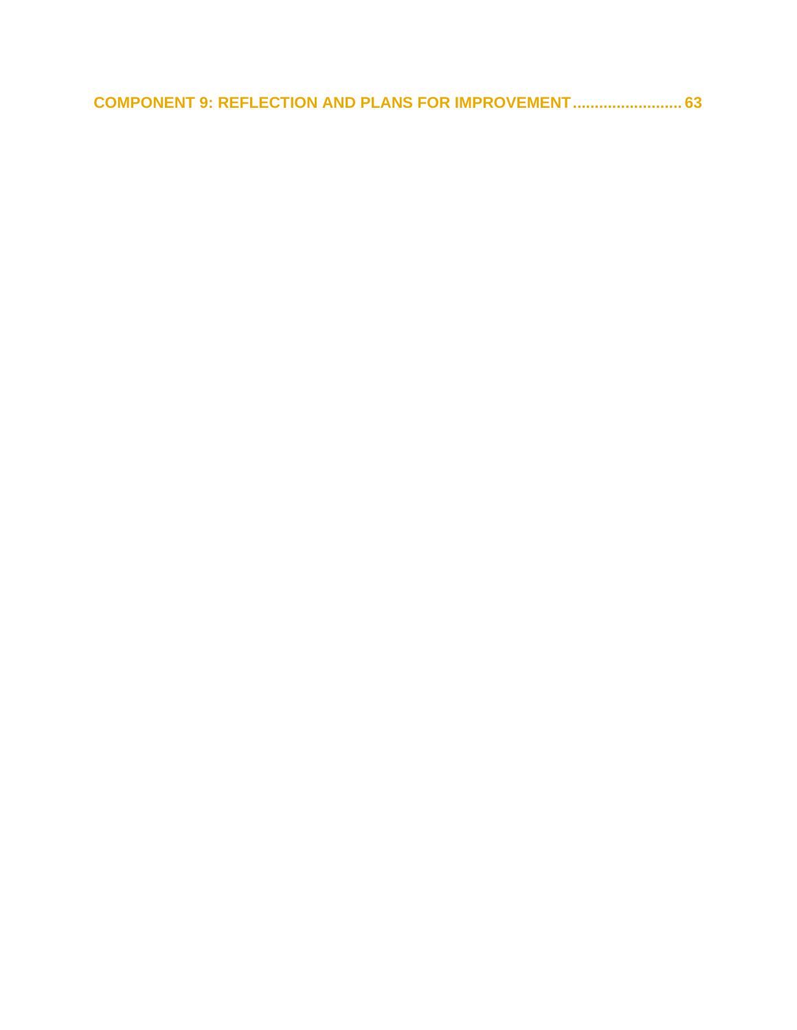**COMPONENT 9: REFLECTION AND PLANS FOR IMPROVEMENT ........................ 63**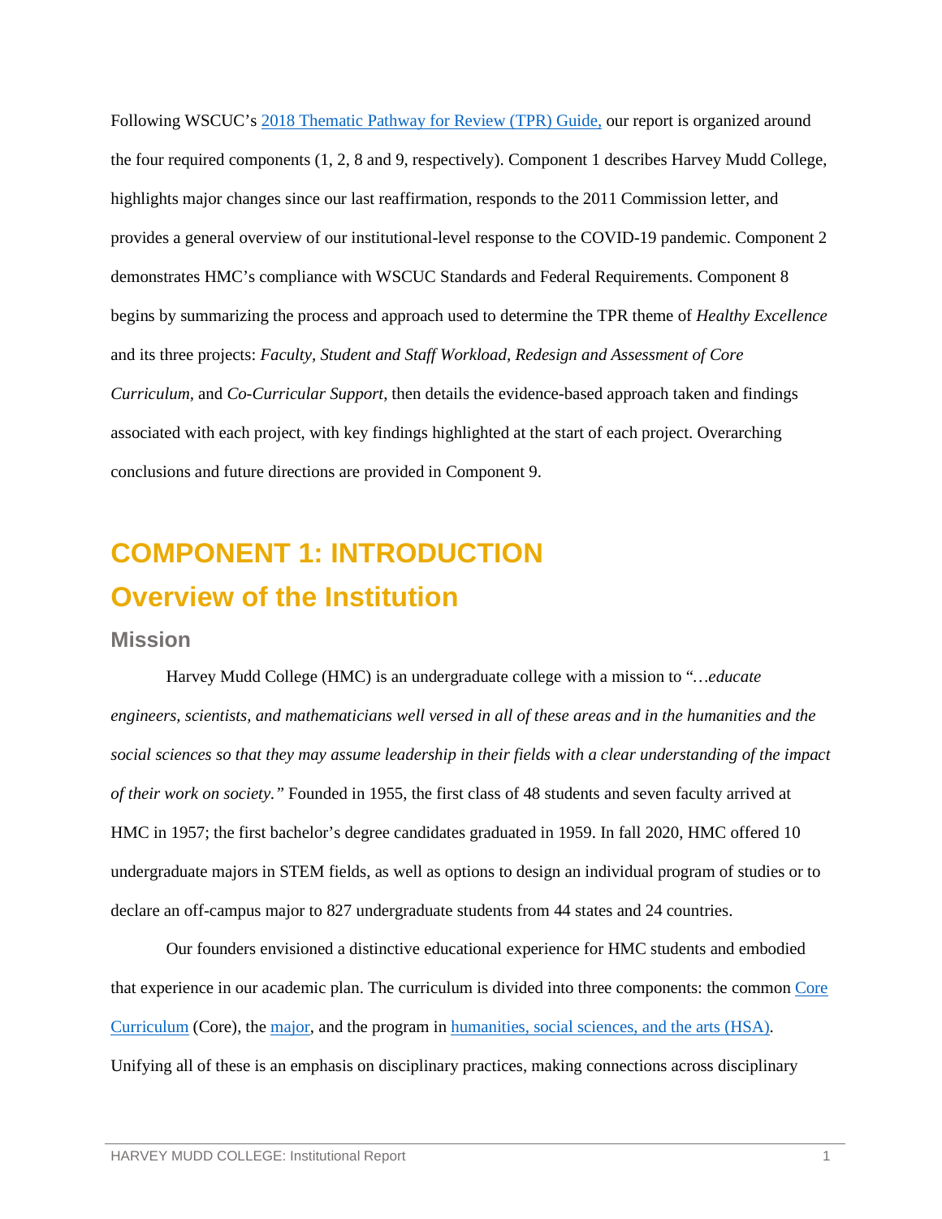Following WSCUC's [2018 Thematic Pathway for Review (TPR) Guide,](2018 Thematic Pathway for Review (TPR) Guide) our report is organized around the four required components (1, 2, 8 and 9, respectively). Component 1 describes Harvey Mudd College, highlights major changes since our last reaffirmation, responds to the 2011 Commission letter, and provides a general overview of our institutional-level response to the COVID-19 pandemic. Component 2 demonstrates HMC's compliance with WSCUC Standards and Federal Requirements. Component 8 begins by summarizing the process and approach used to determine the TPR theme of *Healthy Excellence* and its three projects: *Faculty, Student and Staff Workload, Redesign and Assessment of Core Curriculum*, and *Co-Curricular Support*, then details the evidence-based approach taken and findings associated with each project, with key findings highlighted at the start of each project. Overarching conclusions and future directions are provided in Component 9.

# COMPONENT 1: INTRODUCTION

## Overview of the Institution

### Mission

Harvey Mudd College (HMC) is an undergraduate college with a mission to "*…educate engineers, scientists, and mathematicians well versed in all of these areas and in the humanities and the social sciences so that they may assume leadership in their fields with a clear understanding of the impact of their work on society."* Founded in 1955, the first class of 48 students and seven faculty arrived at HMC in 1957; the first bachelor's degree candidates graduated in 1959. In fall 2020, HMC offered 10 undergraduate majors in STEM fields, as well as options to design an individual program of studies or to declare an off-campus major to 827 undergraduate students from 44 states and 24 countries.

Our founders envisioned a distinctive educational experience for HMC students and embodied that experience in our academic plan. The curriculum is divided into three components: the common Core Curriculum (Core), the major, and the program in humanities, social sciences, and the arts (HSA). Unifying all of these is an emphasis on disciplinary practices, making connections across disciplinary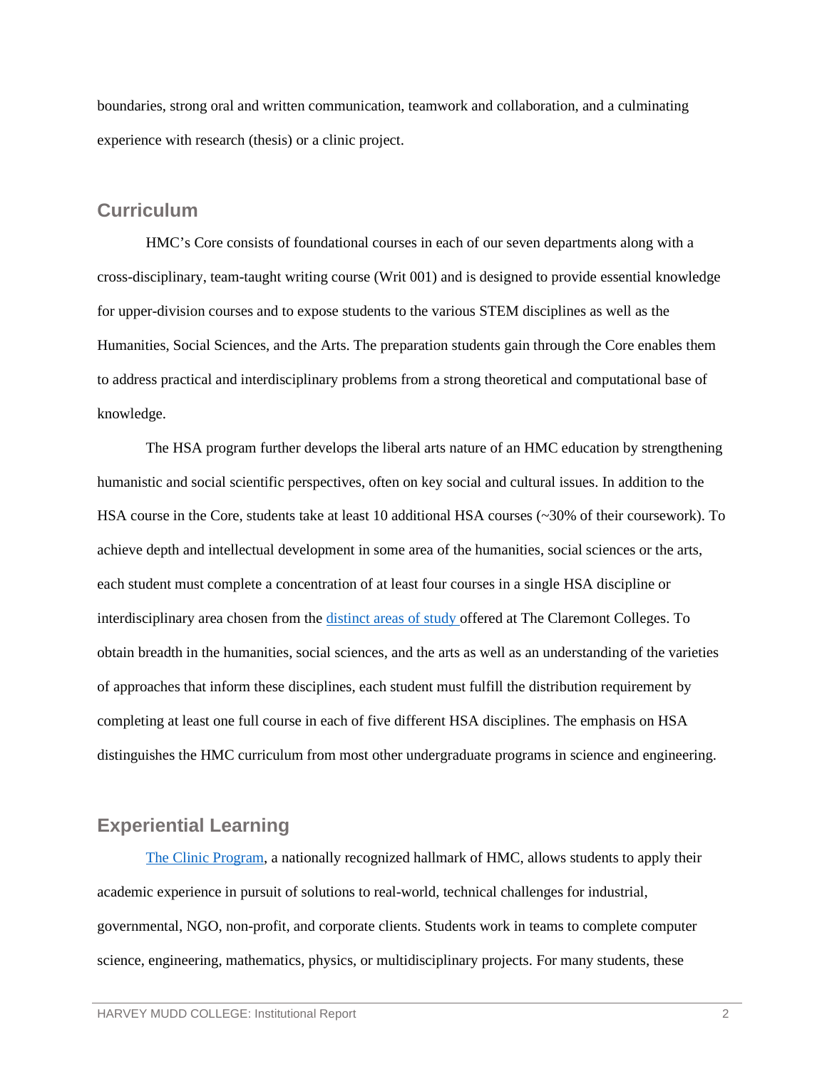boundaries, strong oral and written communication, teamwork and collaboration, and a culminating experience with research (thesis) or a clinic project.

## Curriculum

HMC's Core consists of foundational courses in each of our seven departments along with a cross-disciplinary, team-taught writing course (Writ 001) and is designed to provide essential knowledge for upper-division courses and to expose students to the various STEM disciplines as well as the Humanities, Social Sciences, and the Arts. The preparation students gain through the Core enables them to address practical and interdisciplinary problems from a strong theoretical and computational base of knowledge.

The HSA program further develops the liberal arts nature of an HMC education by strengthening humanistic and social scientific perspectives, often on key social and cultural issues. In addition to the HSA course in the Core, students take at least 10 additional HSA courses (~30% of their coursework). To achieve depth and intellectual development in some area of the humanities, social sciences or the arts, each student must complete a concentration of at least four courses in a single HSA discipline or interdisciplinary area chosen from the distinct areas of study offered at The Claremont Colleges. To obtain breadth in the humanities, social sciences, and the arts as well as an understanding of the varieties of approaches that inform these disciplines, each student must fulfill the distribution requirement by completing at least one full course in each of five different HSA disciplines. The emphasis on HSA distinguishes the HMC curriculum from most other undergraduate programs in science and engineering.

## Experiential Learning

The Clinic Program, a nationally recognized hallmark of HMC, allows students to apply their academic experience in pursuit of solutions to real-world, technical challenges for industrial, governmental, NGO, non-profit, and corporate clients. Students work in teams to complete computer science, engineering, mathematics, physics, or multidisciplinary projects. For many students, these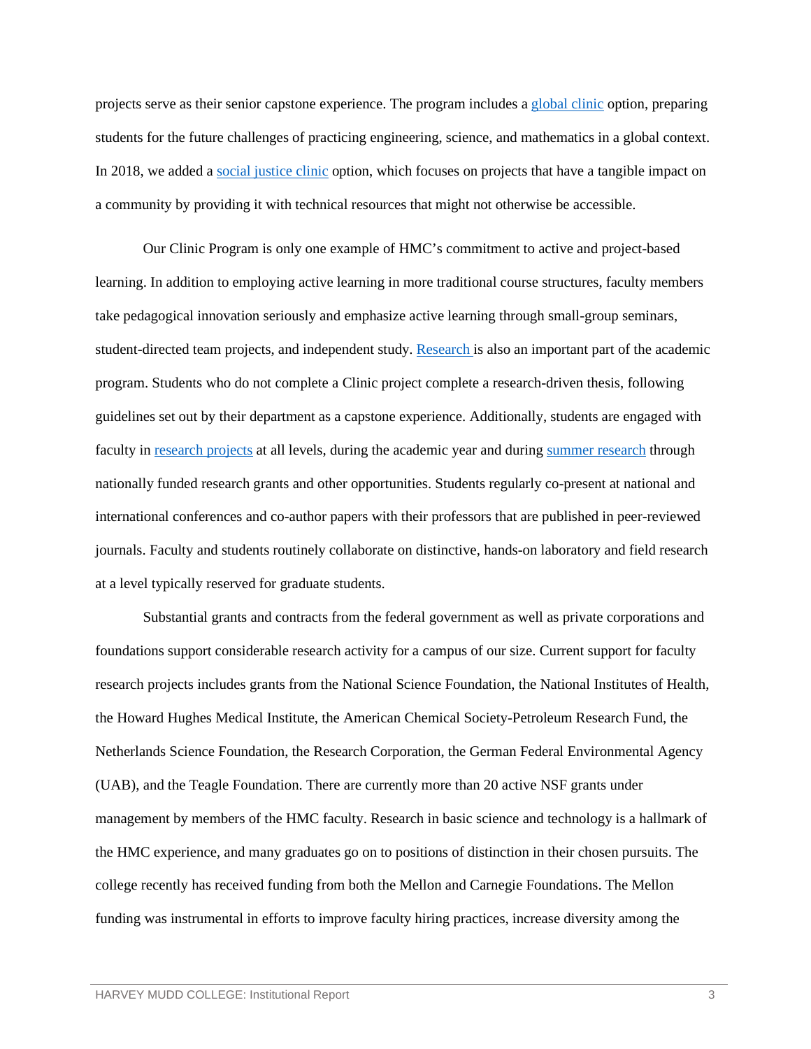projects serve as their senior capstone experience. The program includes a global clinic option, preparing students for the future challenges of practicing engineering, science, and mathematics in a global context. In 2018, we added a social justice clinic option, which focuses on projects that have a tangible impact on a community by providing it with technical resources that might not otherwise be accessible.

Our Clinic Program is only one example of HMC's commitment to active and project-based learning. In addition to employing active learning in more traditional course structures, faculty members take pedagogical innovation seriously and emphasize active learning through small-group seminars, student-directed team projects, and independent study. Research is also an important part of the academic program. Students who do not complete a Clinic project complete a research-driven thesis, following guidelines set out by their department as a capstone experience. Additionally, students are engaged with faculty in research projects at all levels, during the academic year and during summer research through nationally funded research grants and other opportunities. Students regularly co-present at national and international conferences and co-author papers with their professors that are published in peer-reviewed journals. Faculty and students routinely collaborate on distinctive, hands-on laboratory and field research at a level typically reserved for graduate students.

Substantial grants and contracts from the federal government as well as private corporations and foundations support considerable research activity for a campus of our size. Current support for faculty research projects includes grants from the National Science Foundation, the National Institutes of Health, the Howard Hughes Medical Institute, the American Chemical Society-Petroleum Research Fund, the Netherlands Science Foundation, the Research Corporation, the German Federal Environmental Agency (UAB), and the Teagle Foundation. There are currently more than 20 active NSF grants under management by members of the HMC faculty. Research in basic science and technology is a hallmark of the HMC experience, and many graduates go on to positions of distinction in their chosen pursuits. The college recently has received funding from both the Mellon and Carnegie Foundations. The Mellon funding was instrumental in efforts to improve faculty hiring practices, increase diversity among the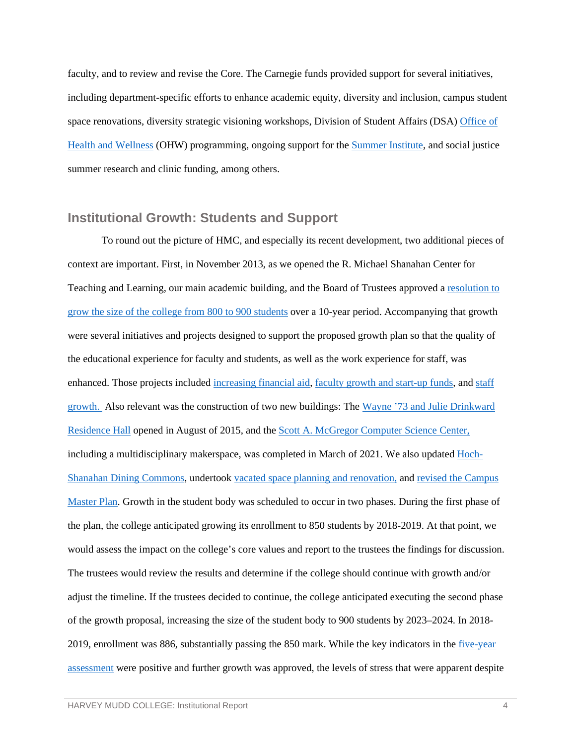faculty, and to review and revise the Core. The Carnegie funds provided support for several initiatives, including department-specific efforts to enhance academic equity, diversity and inclusion, campus student space renovations, diversity strategic visioning workshops, Division of Student Affairs (DSA) Office of Health and Wellness (OHW) programming, ongoing support for the Summer Institute, and social justice summer research and clinic funding, among others.

## Institutional Growth: Students and Support

To round out the picture of HMC, and especially its recent development, two additional pieces of context are important. First, in November 2013, as we opened the R. Michael Shanahan Center for Teaching and Learning, our main academic building, and the Board of Trustees approved a resolution to grow the size of the college from 800 to 900 students over a 10-year period. Accompanying that growth were several initiatives and projects designed to support the proposed growth plan so that the quality of the educational experience for faculty and students, as well as the work experience for staff, was enhanced. Those projects included increasing financial aid, faculty growth and start-up funds, and staff growth. Also relevant was the construction of two new buildings: The Wayne '73 and Julie Drinkward Residence Hall opened in August of 2015, and the Scott A. McGregor Computer Science Center, including a multidisciplinary makerspace, was completed in March of 2021. We also updated Hoch-Shanahan Dining Commons, undertook vacated space planning and renovation, and revised the Campus Master Plan. Growth in the student body was scheduled to occur in two phases. During the first phase of the plan, the college anticipated growing its enrollment to 850 students by 2018-2019. At that point, we would assess the impact on the college's core values and report to the trustees the findings for discussion. The trustees would review the results and determine if the college should continue with growth and/or adjust the timeline. If the trustees decided to continue, the college anticipated executing the second phase of the growth proposal, increasing the size of the student body to 900 students by 2023–2024. In 2018-2019, enrollment was 886, substantially passing the 850 mark. While the key indicators in the five-year assessment were positive and further growth was approved, the levels of stress that were apparent despite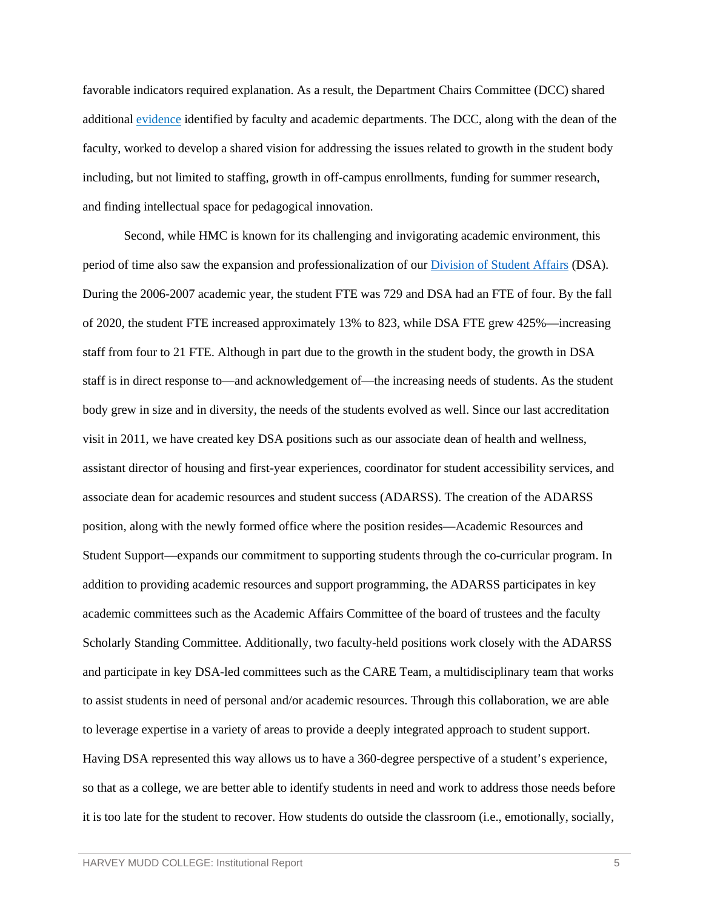favorable indicators required explanation. As a result, the Department Chairs Committee (DCC) shared additional evidence identified by faculty and academic departments. The DCC, along with the dean of the faculty, worked to develop a shared vision for addressing the issues related to growth in the student body including, but not limited to staffing, growth in off-campus enrollments, funding for summer research, and finding intellectual space for pedagogical innovation.

Second, while HMC is known for its challenging and invigorating academic environment, this period of time also saw the expansion and professionalization of our Division of Student Affairs (DSA). During the 2006-2007 academic year, the student FTE was 729 and DSA had an FTE of four. By the fall of 2020, the student FTE increased approximately 13% to 823, while DSA FTE grew 425%—increasing staff from four to 21 FTE. Although in part due to the growth in the student body, the growth in DSA staff is in direct response to—and acknowledgement of—the increasing needs of students. As the student body grew in size and in diversity, the needs of the students evolved as well. Since our last accreditation visit in 2011, we have created key DSA positions such as our associate dean of health and wellness, assistant director of housing and first-year experiences, coordinator for student accessibility services, and associate dean for academic resources and student success (ADARSS). The creation of the ADARSS position, along with the newly formed office where the position resides—Academic Resources and Student Support—expands our commitment to supporting students through the co-curricular program. In addition to providing academic resources and support programming, the ADARSS participates in key academic committees such as the Academic Affairs Committee of the board of trustees and the faculty Scholarly Standing Committee. Additionally, two faculty-held positions work closely with the ADARSS and participate in key DSA-led committees such as the CARE Team, a multidisciplinary team that works to assist students in need of personal and/or academic resources. Through this collaboration, we are able to leverage expertise in a variety of areas to provide a deeply integrated approach to student support. Having DSA represented this way allows us to have a 360-degree perspective of a student's experience, so that as a college, we are better able to identify students in need and work to address those needs before it is too late for the student to recover. How students do outside the classroom (i.e., emotionally, socially,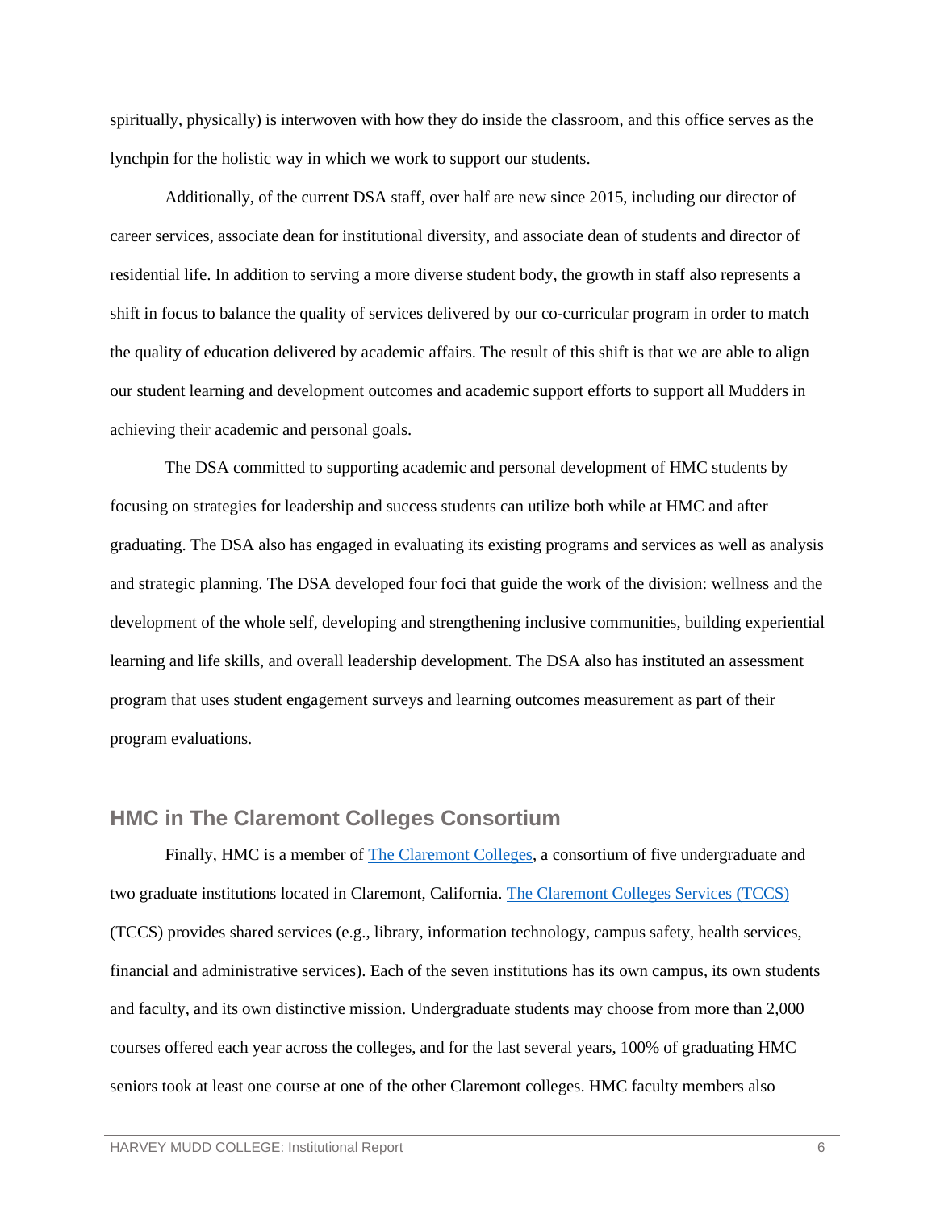spiritually, physically) is interwoven with how they do inside the classroom, and this office serves as the lynchpin for the holistic way in which we work to support our students.

Additionally, of the current DSA staff, over half are new since 2015, including our director of career services, associate dean for institutional diversity, and associate dean of students and director of residential life. In addition to serving a more diverse student body, the growth in staff also represents a shift in focus to balance the quality of services delivered by our co-curricular program in order to match the quality of education delivered by academic affairs. The result of this shift is that we are able to align our student learning and development outcomes and academic support efforts to support all Mudders in achieving their academic and personal goals.

The DSA committed to supporting academic and personal development of HMC students by focusing on strategies for leadership and success students can utilize both while at HMC and after graduating. The DSA also has engaged in evaluating its existing programs and services as well as analysis and strategic planning. The DSA developed four foci that guide the work of the division: wellness and the development of the whole self, developing and strengthening inclusive communities, building experiential learning and life skills, and overall leadership development. The DSA also has instituted an assessment program that uses student engagement surveys and learning outcomes measurement as part of their program evaluations.

## HMC in The Claremont Colleges Consortium

Finally, HMC is a member of The Claremont Colleges, a consortium of five undergraduate and two graduate institutions located in Claremont, California. The Claremont Colleges Services (TCCS) (TCCS) provides shared services (e.g., library, information technology, campus safety, health services, financial and administrative services). Each of the seven institutions has its own campus, its own students and faculty, and its own distinctive mission. Undergraduate students may choose from more than 2,000 courses offered each year across the colleges, and for the last several years, 100% of graduating HMC seniors took at least one course at one of the other Claremont colleges. HMC faculty members also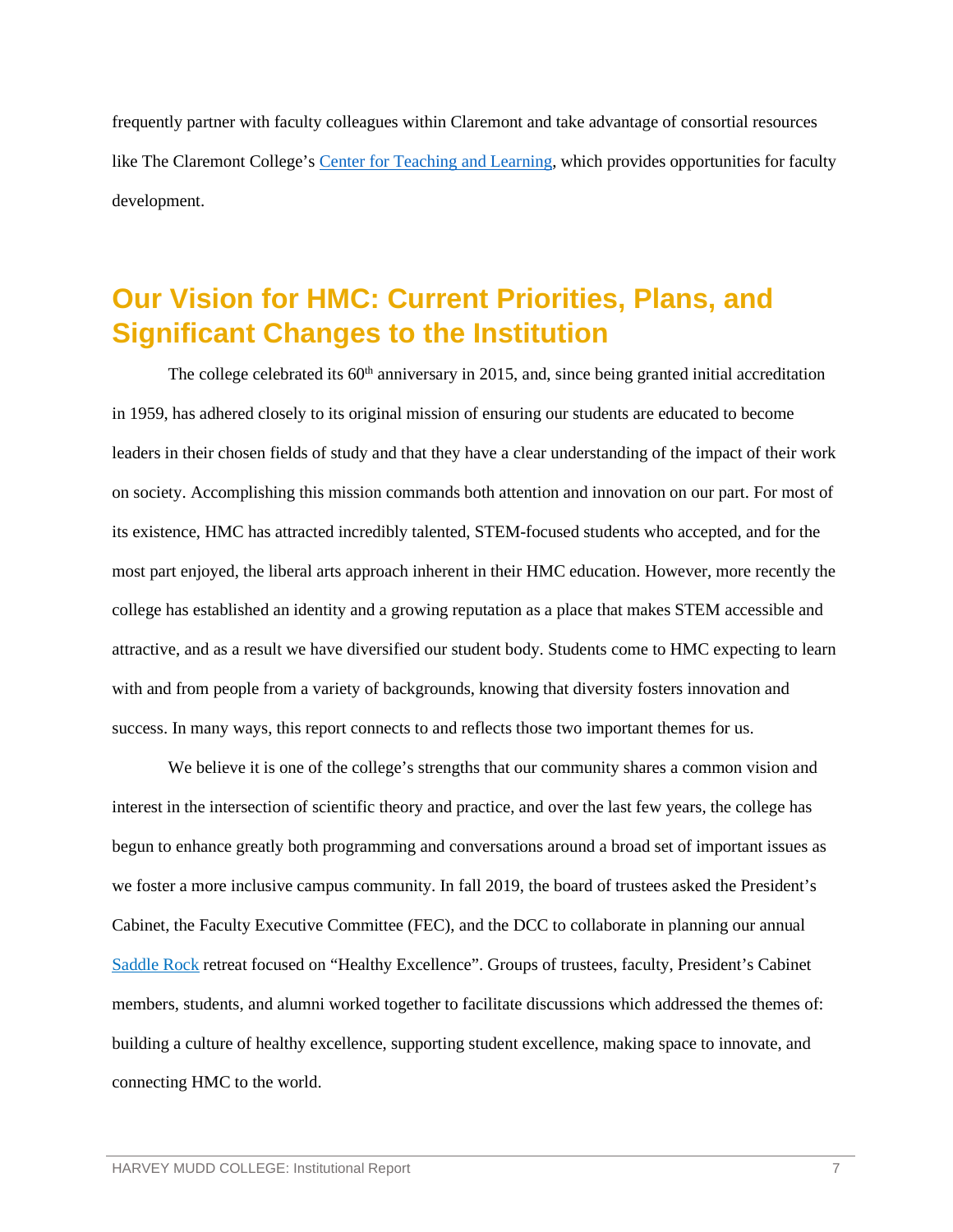frequently partner with faculty colleagues within Claremont and take advantage of consortial resources like The Claremont College's Center for Teaching and Learning, which provides opportunities for faculty development.

## Our Vision for HMC: Current Priorities, Plans, and Significant Changes to the Institution

The college celebrated its 60th anniversary in 2015, and, since being granted initial accreditation in 1959, has adhered closely to its original mission of ensuring our students are educated to become leaders in their chosen fields of study and that they have a clear understanding of the impact of their work on society. Accomplishing this mission commands both attention and innovation on our part. For most of its existence, HMC has attracted incredibly talented, STEM-focused students who accepted, and for the most part enjoyed, the liberal arts approach inherent in their HMC education. However, more recently the college has established an identity and a growing reputation as a place that makes STEM accessible and attractive, and as a result we have diversified our student body. Students come to HMC expecting to learn with and from people from a variety of backgrounds, knowing that diversity fosters innovation and success. In many ways, this report connects to and reflects those two important themes for us.

We believe it is one of the college's strengths that our community shares a common vision and interest in the intersection of scientific theory and practice, and over the last few years, the college has begun to enhance greatly both programming and conversations around a broad set of important issues as we foster a more inclusive campus community. In fall 2019, the board of trustees asked the President's Cabinet, the Faculty Executive Committee (FEC), and the DCC to collaborate in planning our annual Saddle Rock retreat focused on "Healthy Excellence". Groups of trustees, faculty, President's Cabinet members, students, and alumni worked together to facilitate discussions which addressed the themes of: building a culture of healthy excellence, supporting student excellence, making space to innovate, and connecting HMC to the world.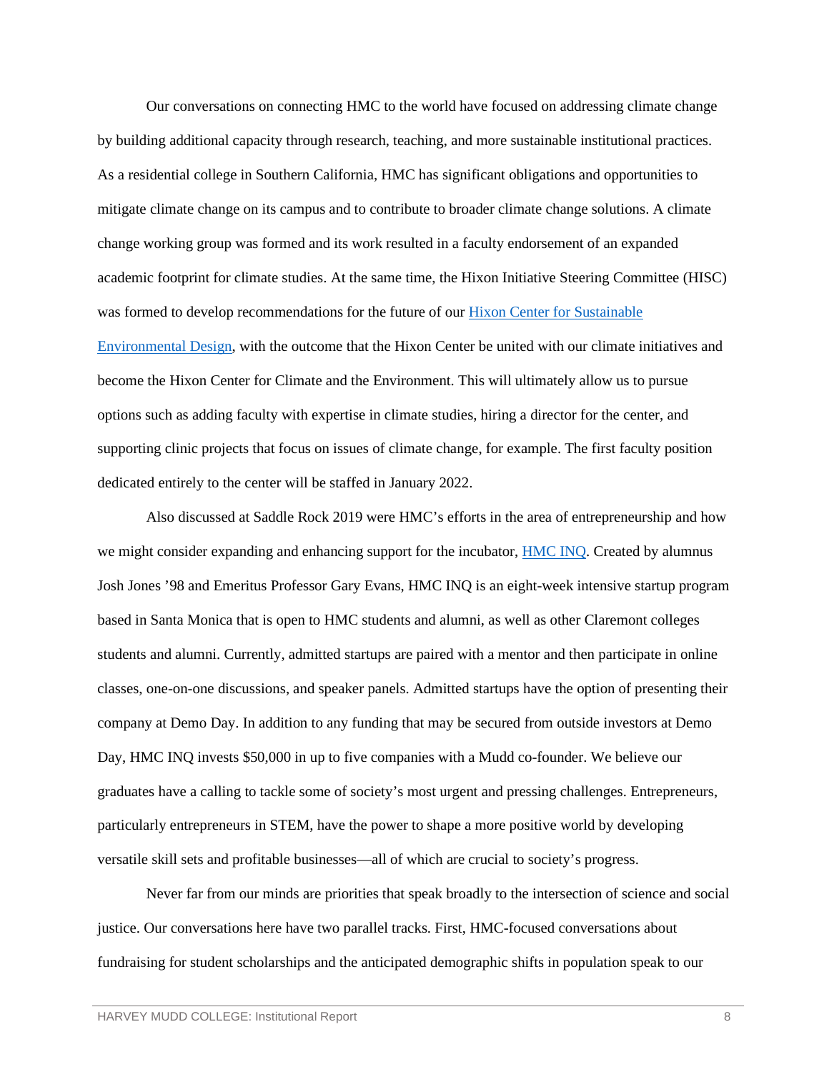Our conversations on connecting HMC to the world have focused on addressing climate change by building additional capacity through research, teaching, and more sustainable institutional practices. As a residential college in Southern California, HMC has significant obligations and opportunities to mitigate climate change on its campus and to contribute to broader climate change solutions. A climate change working group was formed and its work resulted in a faculty endorsement of an expanded academic footprint for climate studies. At the same time, the Hixon Initiative Steering Committee (HISC) was formed to develop recommendations for the future of our Hixon Center for Sustainable Environmental Design, with the outcome that the Hixon Center be united with our climate initiatives and become the Hixon Center for Climate and the Environment. This will ultimately allow us to pursue options such as adding faculty with expertise in climate studies, hiring a director for the center, and supporting clinic projects that focus on issues of climate change, for example. The first faculty position dedicated entirely to the center will be staffed in January 2022.

Also discussed at Saddle Rock 2019 were HMC's efforts in the area of entrepreneurship and how we might consider expanding and enhancing support for the incubator, HMC INQ. Created by alumnus Josh Jones '98 and Emeritus Professor Gary Evans, HMC INQ is an eight-week intensive startup program based in Santa Monica that is open to HMC students and alumni, as well as other Claremont colleges students and alumni. Currently, admitted startups are paired with a mentor and then participate in online classes, one-on-one discussions, and speaker panels. Admitted startups have the option of presenting their company at Demo Day. In addition to any funding that may be secured from outside investors at Demo Day, HMC INQ invests $50,000 in up to five companies with a Mudd co-founder. We believe our graduates have a calling to tackle some of society's most urgent and pressing challenges. Entrepreneurs, particularly entrepreneurs in STEM, have the power to shape a more positive world by developing versatile skill sets and profitable businesses—all of which are crucial to society's progress.

Never far from our minds are priorities that speak broadly to the intersection of science and social justice. Our conversations here have two parallel tracks. First, HMC-focused conversations about fundraising for student scholarships and the anticipated demographic shifts in population speak to our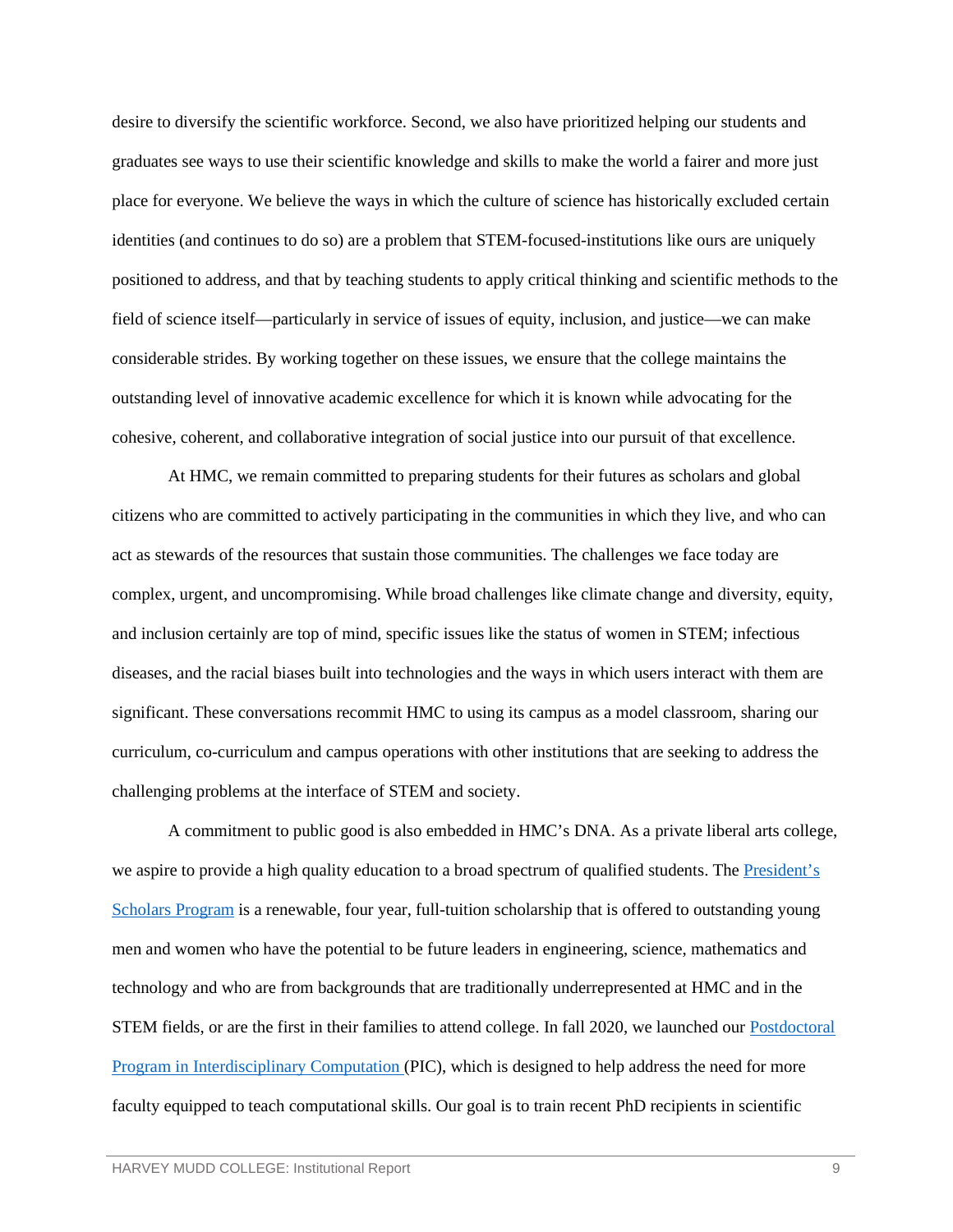desire to diversify the scientific workforce. Second, we also have prioritized helping our students and graduates see ways to use their scientific knowledge and skills to make the world a fairer and more just place for everyone. We believe the ways in which the culture of science has historically excluded certain identities (and continues to do so) are a problem that STEM-focused-institutions like ours are uniquely positioned to address, and that by teaching students to apply critical thinking and scientific methods to the field of science itself—particularly in service of issues of equity, inclusion, and justice—we can make considerable strides. By working together on these issues, we ensure that the college maintains the outstanding level of innovative academic excellence for which it is known while advocating for the cohesive, coherent, and collaborative integration of social justice into our pursuit of that excellence.

At HMC, we remain committed to preparing students for their futures as scholars and global citizens who are committed to actively participating in the communities in which they live, and who can act as stewards of the resources that sustain those communities. The challenges we face today are complex, urgent, and uncompromising. While broad challenges like climate change and diversity, equity, and inclusion certainly are top of mind, specific issues like the status of women in STEM; infectious diseases, and the racial biases built into technologies and the ways in which users interact with them are significant. These conversations recommit HMC to using its campus as a model classroom, sharing our curriculum, co-curriculum and campus operations with other institutions that are seeking to address the challenging problems at the interface of STEM and society.

A commitment to public good is also embedded in HMC's DNA. As a private liberal arts college, we aspire to provide a high quality education to a broad spectrum of qualified students. The President's Scholars Program is a renewable, four year, full-tuition scholarship that is offered to outstanding young men and women who have the potential to be future leaders in engineering, science, mathematics and technology and who are from backgrounds that are traditionally underrepresented at HMC and in the STEM fields, or are the first in their families to attend college. In fall 2020, we launched our Postdoctoral Program in Interdisciplinary Computation (PIC), which is designed to help address the need for more faculty equipped to teach computational skills. Our goal is to train recent PhD recipients in scientific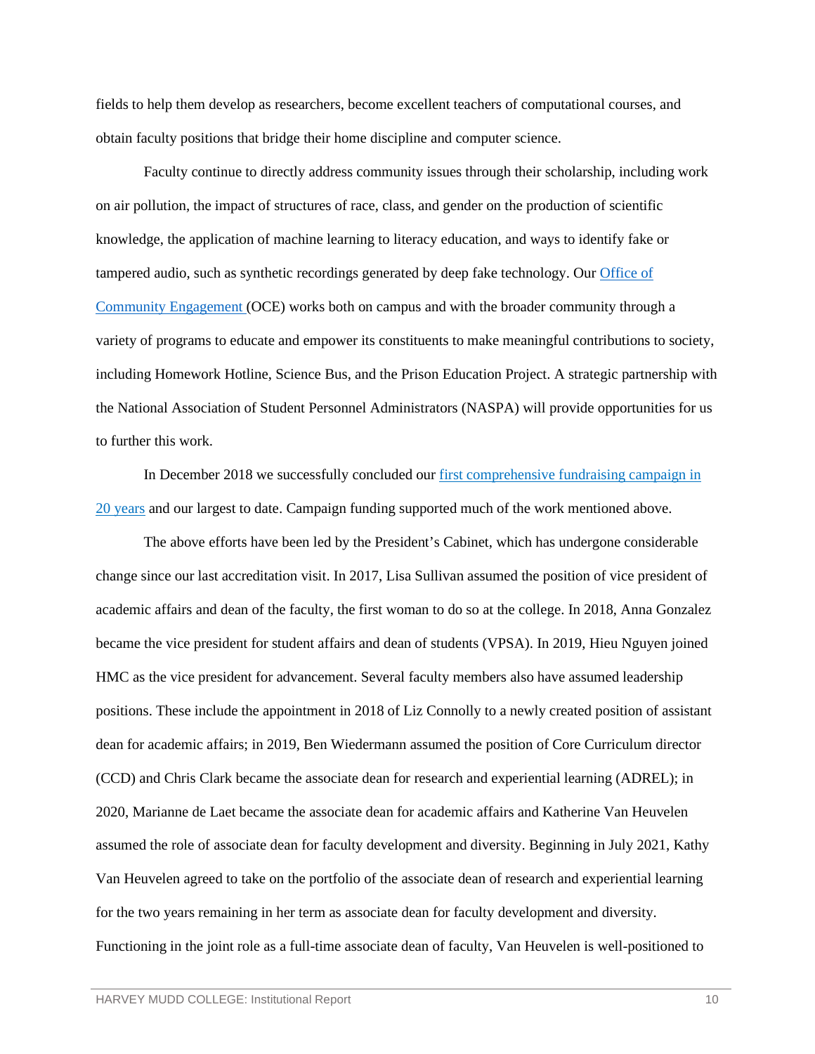fields to help them develop as researchers, become excellent teachers of computational courses, and obtain faculty positions that bridge their home discipline and computer science.

Faculty continue to directly address community issues through their scholarship, including work on air pollution, the impact of structures of race, class, and gender on the production of scientific knowledge, the application of machine learning to literacy education, and ways to identify fake or tampered audio, such as synthetic recordings generated by deep fake technology. Our Office of Community Engagement (OCE) works both on campus and with the broader community through a variety of programs to educate and empower its constituents to make meaningful contributions to society, including Homework Hotline, Science Bus, and the Prison Education Project. A strategic partnership with the National Association of Student Personnel Administrators (NASPA) will provide opportunities for us to further this work.

In December 2018 we successfully concluded our first comprehensive fundraising campaign in 20 years and our largest to date. Campaign funding supported much of the work mentioned above.

The above efforts have been led by the President's Cabinet, which has undergone considerable change since our last accreditation visit. In 2017, Lisa Sullivan assumed the position of vice president of academic affairs and dean of the faculty, the first woman to do so at the college. In 2018, Anna Gonzalez became the vice president for student affairs and dean of students (VPSA). In 2019, Hieu Nguyen joined HMC as the vice president for advancement. Several faculty members also have assumed leadership positions. These include the appointment in 2018 of Liz Connolly to a newly created position of assistant dean for academic affairs; in 2019, Ben Wiedermann assumed the position of Core Curriculum director (CCD) and Chris Clark became the associate dean for research and experiential learning (ADREL); in 2020, Marianne de Laet became the associate dean for academic affairs and Katherine Van Heuvelen assumed the role of associate dean for faculty development and diversity. Beginning in July 2021, Kathy Van Heuvelen agreed to take on the portfolio of the associate dean of research and experiential learning for the two years remaining in her term as associate dean for faculty development and diversity. Functioning in the joint role as a full-time associate dean of faculty, Van Heuvelen is well-positioned to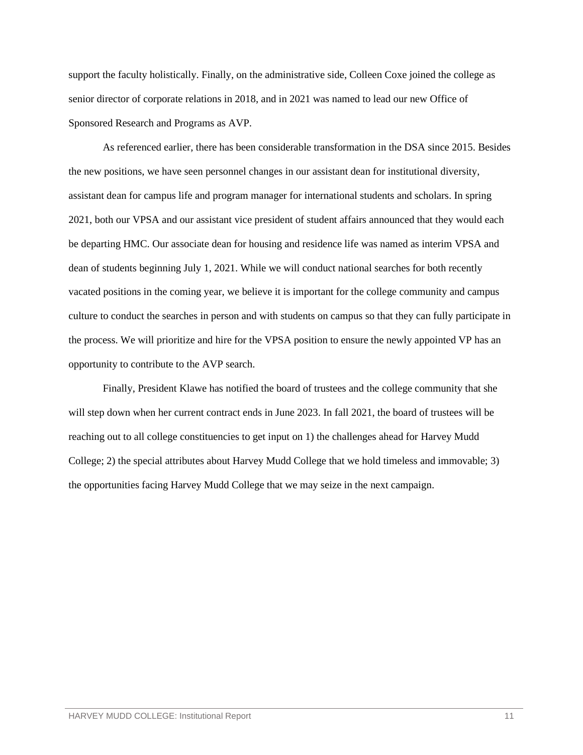support the faculty holistically. Finally, on the administrative side, Colleen Coxe joined the college as senior director of corporate relations in 2018, and in 2021 was named to lead our new Office of Sponsored Research and Programs as AVP.

As referenced earlier, there has been considerable transformation in the DSA since 2015. Besides the new positions, we have seen personnel changes in our assistant dean for institutional diversity, assistant dean for campus life and program manager for international students and scholars. In spring 2021, both our VPSA and our assistant vice president of student affairs announced that they would each be departing HMC. Our associate dean for housing and residence life was named as interim VPSA and dean of students beginning July 1, 2021. While we will conduct national searches for both recently vacated positions in the coming year, we believe it is important for the college community and campus culture to conduct the searches in person and with students on campus so that they can fully participate in the process. We will prioritize and hire for the VPSA position to ensure the newly appointed VP has an opportunity to contribute to the AVP search.

Finally, President Klawe has notified the board of trustees and the college community that she will step down when her current contract ends in June 2023. In fall 2021, the board of trustees will be reaching out to all college constituencies to get input on 1) the challenges ahead for Harvey Mudd College; 2) the special attributes about Harvey Mudd College that we hold timeless and immovable; 3) the opportunities facing Harvey Mudd College that we may seize in the next campaign.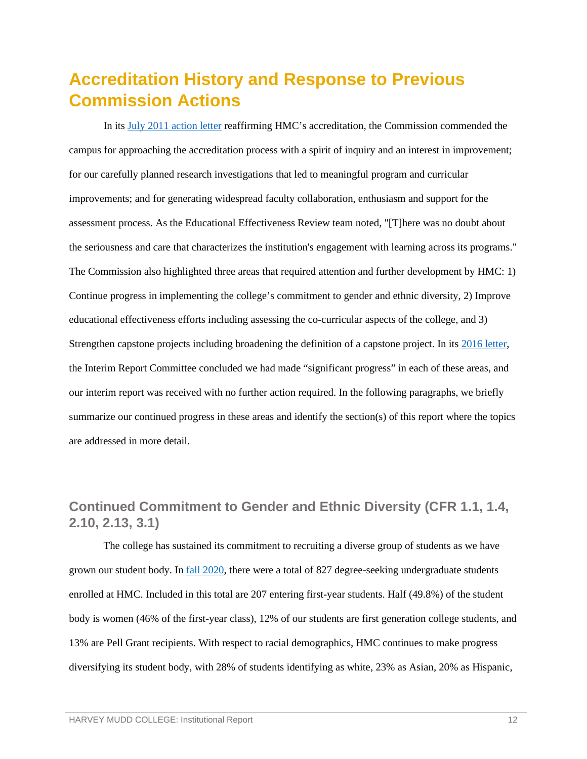# Accreditation History and Response to Previous Commission Actions

In its July 2011 action letter reaffirming HMC's accreditation, the Commission commended the campus for approaching the accreditation process with a spirit of inquiry and an interest in improvement; for our carefully planned research investigations that led to meaningful program and curricular improvements; and for generating widespread faculty collaboration, enthusiasm and support for the assessment process. As the Educational Effectiveness Review team noted, "[T]here was no doubt about the seriousness and care that characterizes the institution's engagement with learning across its programs." The Commission also highlighted three areas that required attention and further development by HMC: 1) Continue progress in implementing the college's commitment to gender and ethnic diversity, 2) Improve educational effectiveness efforts including assessing the co-curricular aspects of the college, and 3) Strengthen capstone projects including broadening the definition of a capstone project. In its 2016 letter, the Interim Report Committee concluded we had made "significant progress" in each of these areas, and our interim report was received with no further action required. In the following paragraphs, we briefly summarize our continued progress in these areas and identify the section(s) of this report where the topics are addressed in more detail.

## Continued Commitment to Gender and Ethnic Diversity (CFR 1.1, 1.4, 2.10, 2.13, 3.1)

The college has sustained its commitment to recruiting a diverse group of students as we have grown our student body. In fall 2020, there were a total of 827 degree-seeking undergraduate students enrolled at HMC. Included in this total are 207 entering first-year students. Half (49.8%) of the student body is women (46% of the first-year class), 12% of our students are first generation college students, and 13% are Pell Grant recipients. With respect to racial demographics, HMC continues to make progress diversifying its student body, with 28% of students identifying as white, 23% as Asian, 20% as Hispanic,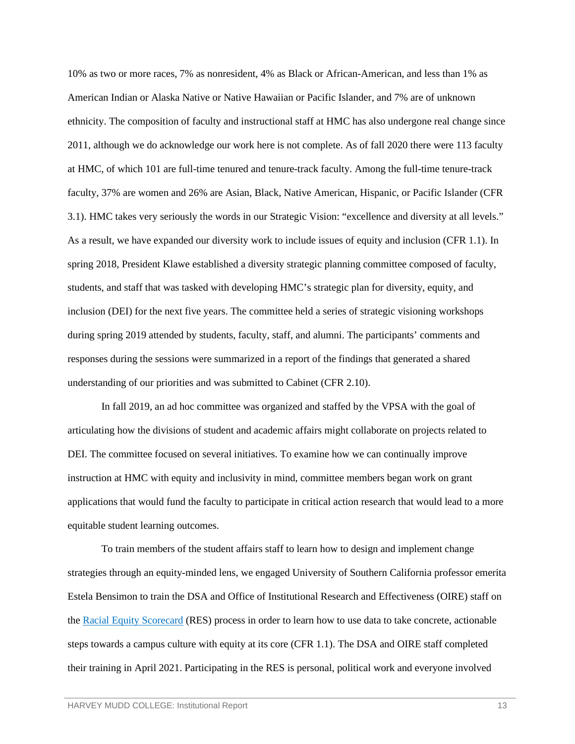10% as two or more races, 7% as nonresident, 4% as Black or African-American, and less than 1% as American Indian or Alaska Native or Native Hawaiian or Pacific Islander, and 7% are of unknown ethnicity. The composition of faculty and instructional staff at HMC has also undergone real change since 2011, although we do acknowledge our work here is not complete. As of fall 2020 there were 113 faculty at HMC, of which 101 are full-time tenured and tenure-track faculty. Among the full-time tenure-track faculty, 37% are women and 26% are Asian, Black, Native American, Hispanic, or Pacific Islander (CFR 3.1). HMC takes very seriously the words in our Strategic Vision: "excellence and diversity at all levels." As a result, we have expanded our diversity work to include issues of equity and inclusion (CFR 1.1). In spring 2018, President Klawe established a diversity strategic planning committee composed of faculty, students, and staff that was tasked with developing HMC's strategic plan for diversity, equity, and inclusion (DEI) for the next five years. The committee held a series of strategic visioning workshops during spring 2019 attended by students, faculty, staff, and alumni. The participants' comments and responses during the sessions were summarized in a report of the findings that generated a shared understanding of our priorities and was submitted to Cabinet (CFR 2.10).

In fall 2019, an ad hoc committee was organized and staffed by the VPSA with the goal of articulating how the divisions of student and academic affairs might collaborate on projects related to DEI. The committee focused on several initiatives. To examine how we can continually improve instruction at HMC with equity and inclusivity in mind, committee members began work on grant applications that would fund the faculty to participate in critical action research that would lead to a more equitable student learning outcomes.

To train members of the student affairs staff to learn how to design and implement change strategies through an equity-minded lens, we engaged University of Southern California professor emerita Estela Bensimon to train the DSA and Office of Institutional Research and Effectiveness (OIRE) staff on the Racial Equity Scorecard (RES) process in order to learn how to use data to take concrete, actionable steps towards a campus culture with equity at its core (CFR 1.1). The DSA and OIRE staff completed their training in April 2021. Participating in the RES is personal, political work and everyone involved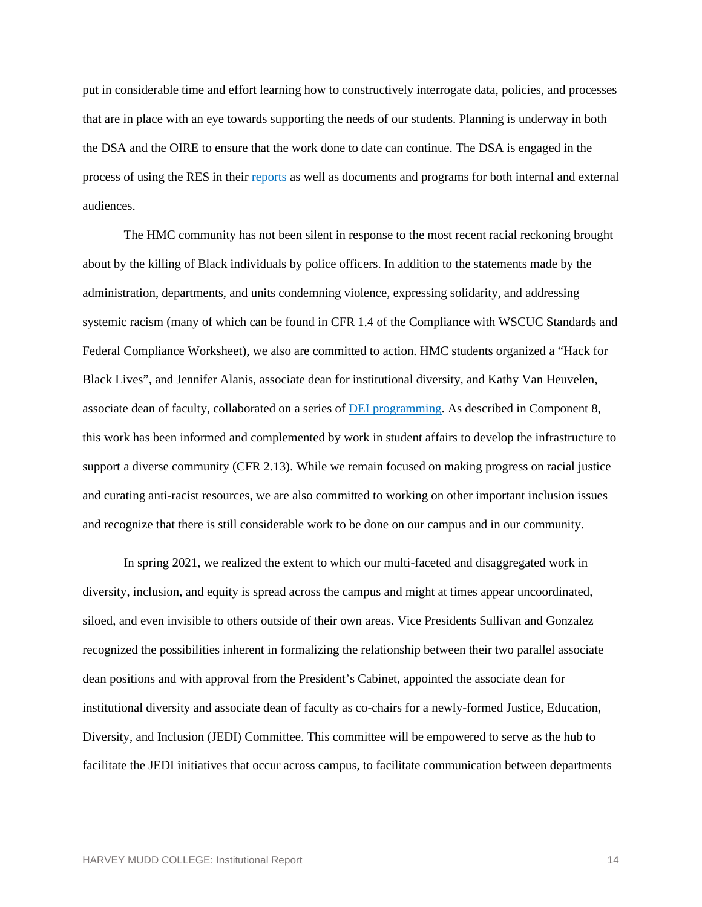put in considerable time and effort learning how to constructively interrogate data, policies, and processes that are in place with an eye towards supporting the needs of our students. Planning is underway in both the DSA and the OIRE to ensure that the work done to date can continue. The DSA is engaged in the process of using the RES in their reports as well as documents and programs for both internal and external audiences.

The HMC community has not been silent in response to the most recent racial reckoning brought about by the killing of Black individuals by police officers. In addition to the statements made by the administration, departments, and units condemning violence, expressing solidarity, and addressing systemic racism (many of which can be found in CFR 1.4 of the Compliance with WSCUC Standards and Federal Compliance Worksheet), we also are committed to action. HMC students organized a "Hack for Black Lives", and Jennifer Alanis, associate dean for institutional diversity, and Kathy Van Heuvelen, associate dean of faculty, collaborated on a series of DEI programming. As described in Component 8, this work has been informed and complemented by work in student affairs to develop the infrastructure to support a diverse community (CFR 2.13). While we remain focused on making progress on racial justice and curating anti-racist resources, we are also committed to working on other important inclusion issues and recognize that there is still considerable work to be done on our campus and in our community.

In spring 2021, we realized the extent to which our multi-faceted and disaggregated work in diversity, inclusion, and equity is spread across the campus and might at times appear uncoordinated, siloed, and even invisible to others outside of their own areas. Vice Presidents Sullivan and Gonzalez recognized the possibilities inherent in formalizing the relationship between their two parallel associate dean positions and with approval from the President's Cabinet, appointed the associate dean for institutional diversity and associate dean of faculty as co-chairs for a newly-formed Justice, Education, Diversity, and Inclusion (JEDI) Committee. This committee will be empowered to serve as the hub to facilitate the JEDI initiatives that occur across campus, to facilitate communication between departments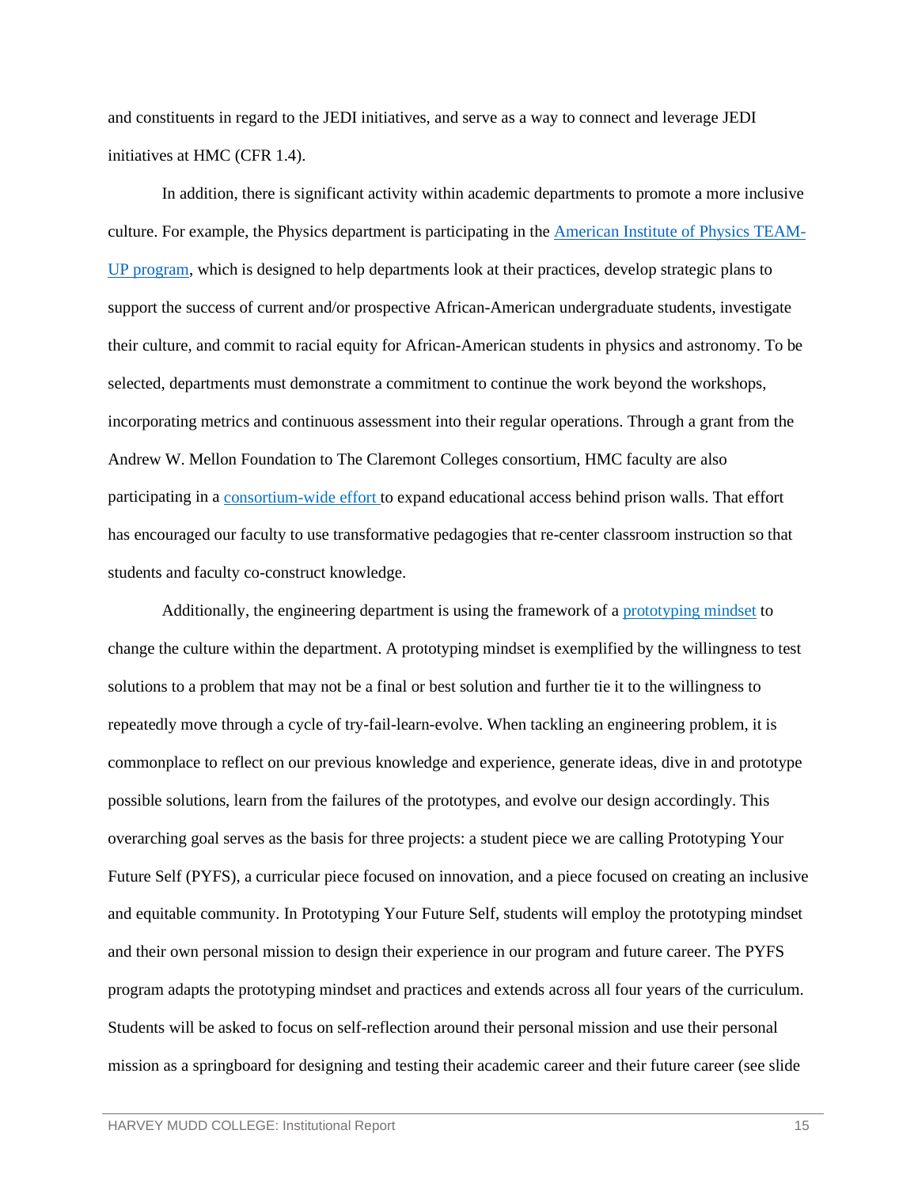and constituents in regard to the JEDI initiatives, and serve as a way to connect and leverage JEDI initiatives at HMC (CFR 1.4).

In addition, there is significant activity within academic departments to promote a more inclusive culture. For example, the Physics department is participating in the [American Institute of Physics TEAM-UP program](), which is designed to help departments look at their practices, develop strategic plans to support the success of current and/or prospective African-American undergraduate students, investigate their culture, and commit to racial equity for African-American students in physics and astronomy. To be selected, departments must demonstrate a commitment to continue the work beyond the workshops, incorporating metrics and continuous assessment into their regular operations. Through a grant from the Andrew W. Mellon Foundation to The Claremont Colleges consortium, HMC faculty are also participating in a [consortium-wide effort]() to expand educational access behind prison walls. That effort has encouraged our faculty to use transformative pedagogies that re-center classroom instruction so that students and faculty co-construct knowledge.

Additionally, the engineering department is using the framework of a [prototyping mindset]() to change the culture within the department. A prototyping mindset is exemplified by the willingness to test solutions to a problem that may not be a final or best solution and further tie it to the willingness to repeatedly move through a cycle of try-fail-learn-evolve. When tackling an engineering problem, it is commonplace to reflect on our previous knowledge and experience, generate ideas, dive in and prototype possible solutions, learn from the failures of the prototypes, and evolve our design accordingly. This overarching goal serves as the basis for three projects: a student piece we are calling Prototyping Your Future Self (PYFS), a curricular piece focused on innovation, and a piece focused on creating an inclusive and equitable community. In Prototyping Your Future Self, students will employ the prototyping mindset and their own personal mission to design their experience in our program and future career. The PYFS program adapts the prototyping mindset and practices and extends across all four years of the curriculum. Students will be asked to focus on self-reflection around their personal mission and use their personal mission as a springboard for designing and testing their academic career and their future career (see slide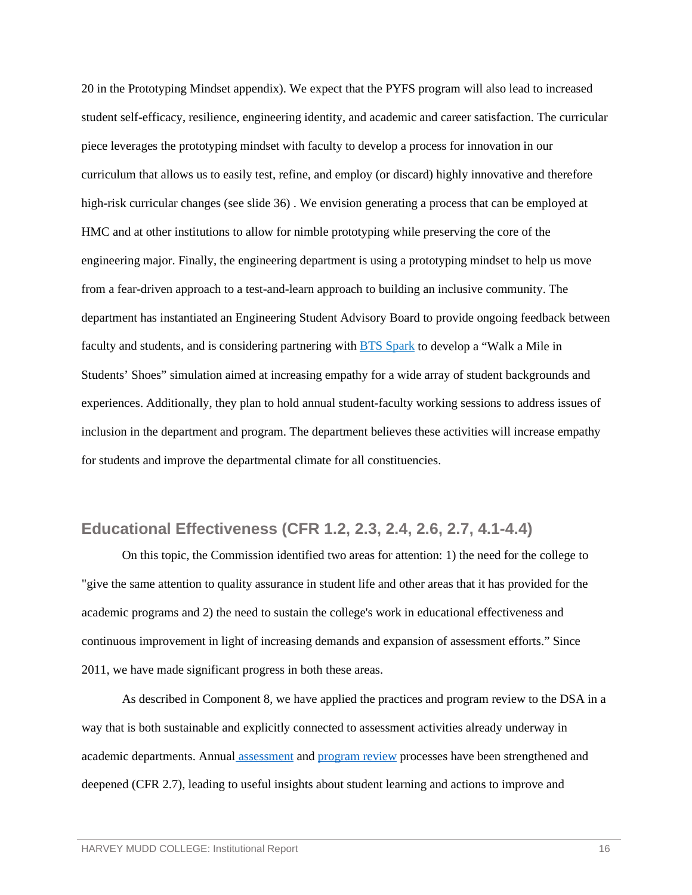20 in the Prototyping Mindset appendix). We expect that the PYFS program will also lead to increased student self-efficacy, resilience, engineering identity, and academic and career satisfaction. The curricular piece leverages the prototyping mindset with faculty to develop a process for innovation in our curriculum that allows us to easily test, refine, and employ (or discard) highly innovative and therefore high-risk curricular changes (see slide 36) . We envision generating a process that can be employed at HMC and at other institutions to allow for nimble prototyping while preserving the core of the engineering major. Finally, the engineering department is using a prototyping mindset to help us move from a fear-driven approach to a test-and-learn approach to building an inclusive community. The department has instantiated an Engineering Student Advisory Board to provide ongoing feedback between faculty and students, and is considering partnering with BTS Spark to develop a "Walk a Mile in Students' Shoes" simulation aimed at increasing empathy for a wide array of student backgrounds and experiences. Additionally, they plan to hold annual student-faculty working sessions to address issues of inclusion in the department and program. The department believes these activities will increase empathy for students and improve the departmental climate for all constituencies.

## Educational Effectiveness (CFR 1.2, 2.3, 2.4, 2.6, 2.7, 4.1-4.4)

On this topic, the Commission identified two areas for attention: 1) the need for the college to "give the same attention to quality assurance in student life and other areas that it has provided for the academic programs and 2) the need to sustain the college's work in educational effectiveness and continuous improvement in light of increasing demands and expansion of assessment efforts." Since 2011, we have made significant progress in both these areas.

As described in Component 8, we have applied the practices and program review to the DSA in a way that is both sustainable and explicitly connected to assessment activities already underway in academic departments. Annual assessment and program review processes have been strengthened and deepened (CFR 2.7), leading to useful insights about student learning and actions to improve and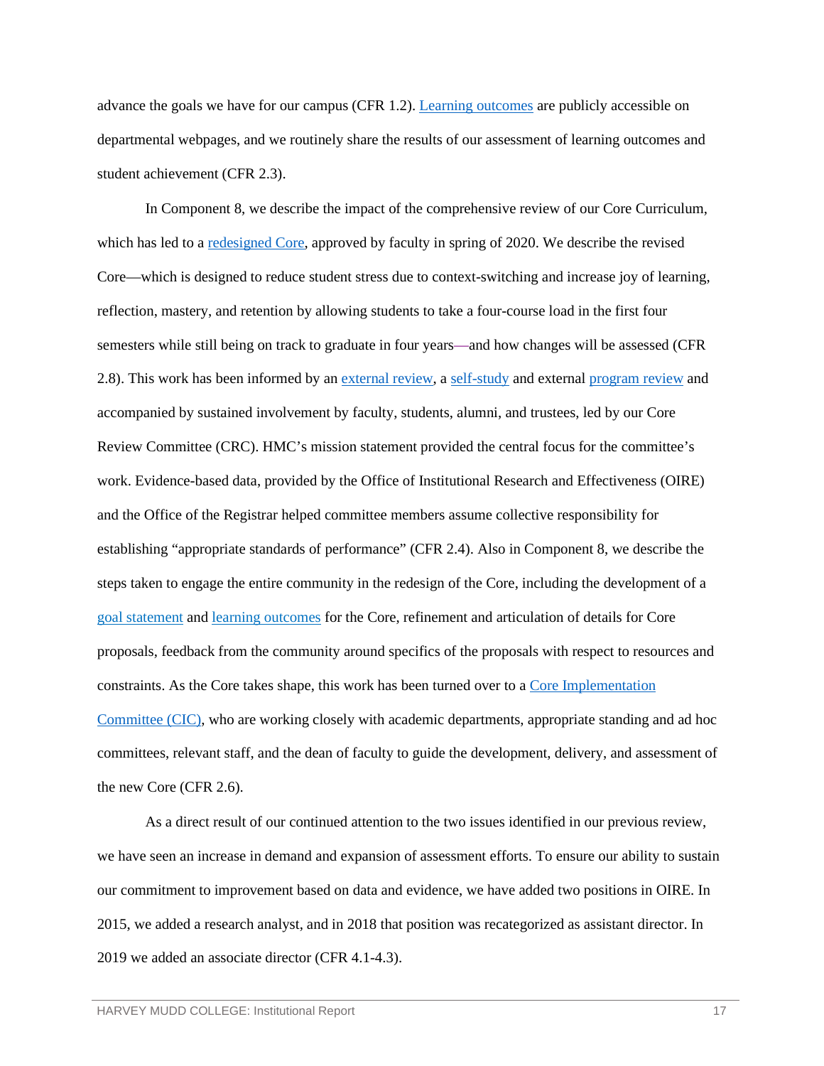advance the goals we have for our campus (CFR 1.2). Learning outcomes are publicly accessible on departmental webpages, and we routinely share the results of our assessment of learning outcomes and student achievement (CFR 2.3).

In Component 8, we describe the impact of the comprehensive review of our Core Curriculum, which has led to a redesigned Core, approved by faculty in spring of 2020. We describe the revised Core—which is designed to reduce student stress due to context-switching and increase joy of learning, reflection, mastery, and retention by allowing students to take a four-course load in the first four semesters while still being on track to graduate in four years—and how changes will be assessed (CFR 2.8). This work has been informed by an external review, a self-study and external program review and accompanied by sustained involvement by faculty, students, alumni, and trustees, led by our Core Review Committee (CRC). HMC's mission statement provided the central focus for the committee's work. Evidence-based data, provided by the Office of Institutional Research and Effectiveness (OIRE) and the Office of the Registrar helped committee members assume collective responsibility for establishing "appropriate standards of performance" (CFR 2.4). Also in Component 8, we describe the steps taken to engage the entire community in the redesign of the Core, including the development of a goal statement and learning outcomes for the Core, refinement and articulation of details for Core proposals, feedback from the community around specifics of the proposals with respect to resources and constraints. As the Core takes shape, this work has been turned over to a Core Implementation Committee (CIC), who are working closely with academic departments, appropriate standing and ad hoc committees, relevant staff, and the dean of faculty to guide the development, delivery, and assessment of the new Core (CFR 2.6).

As a direct result of our continued attention to the two issues identified in our previous review, we have seen an increase in demand and expansion of assessment efforts. To ensure our ability to sustain our commitment to improvement based on data and evidence, we have added two positions in OIRE. In 2015, we added a research analyst, and in 2018 that position was recategorized as assistant director. In 2019 we added an associate director (CFR 4.1-4.3).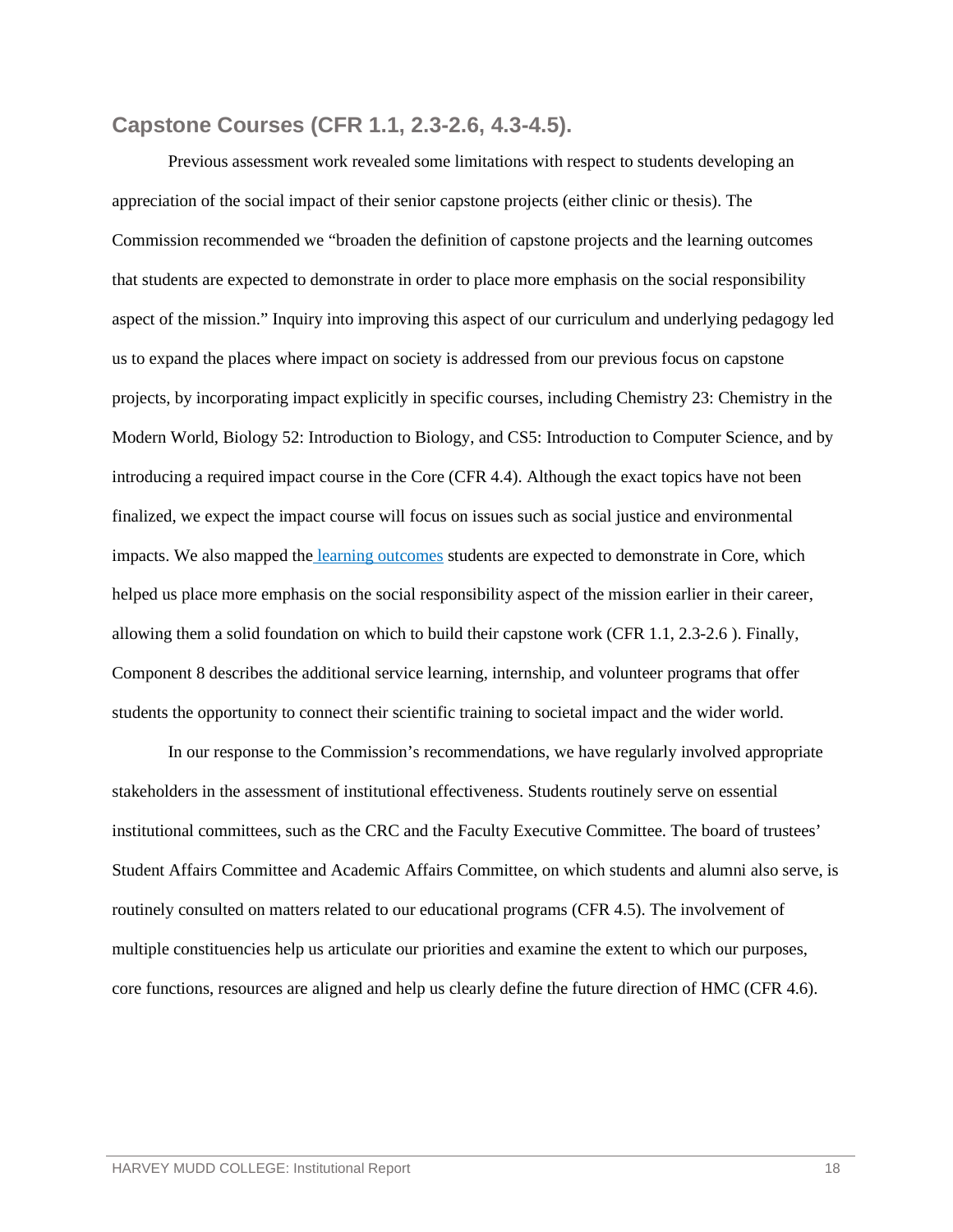## Capstone Courses (CFR 1.1, 2.3-2.6, 4.3-4.5).

Previous assessment work revealed some limitations with respect to students developing an appreciation of the social impact of their senior capstone projects (either clinic or thesis). The Commission recommended we "broaden the definition of capstone projects and the learning outcomes that students are expected to demonstrate in order to place more emphasis on the social responsibility aspect of the mission." Inquiry into improving this aspect of our curriculum and underlying pedagogy led us to expand the places where impact on society is addressed from our previous focus on capstone projects, by incorporating impact explicitly in specific courses, including Chemistry 23: Chemistry in the Modern World, Biology 52: Introduction to Biology, and CS5: Introduction to Computer Science, and by introducing a required impact course in the Core (CFR 4.4). Although the exact topics have not been finalized, we expect the impact course will focus on issues such as social justice and environmental impacts. We also mapped the learning outcomes students are expected to demonstrate in Core, which helped us place more emphasis on the social responsibility aspect of the mission earlier in their career, allowing them a solid foundation on which to build their capstone work (CFR 1.1, 2.3-2.6 ). Finally, Component 8 describes the additional service learning, internship, and volunteer programs that offer students the opportunity to connect their scientific training to societal impact and the wider world.

In our response to the Commission's recommendations, we have regularly involved appropriate stakeholders in the assessment of institutional effectiveness. Students routinely serve on essential institutional committees, such as the CRC and the Faculty Executive Committee. The board of trustees' Student Affairs Committee and Academic Affairs Committee, on which students and alumni also serve, is routinely consulted on matters related to our educational programs (CFR 4.5). The involvement of multiple constituencies help us articulate our priorities and examine the extent to which our purposes, core functions, resources are aligned and help us clearly define the future direction of HMC (CFR 4.6).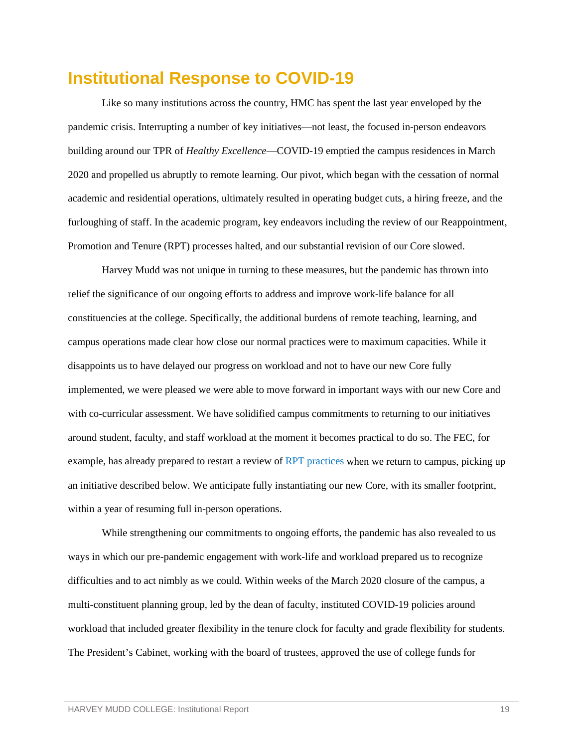# Institutional Response to COVID-19

Like so many institutions across the country, HMC has spent the last year enveloped by the pandemic crisis. Interrupting a number of key initiatives—not least, the focused in-person endeavors building around our TPR of *Healthy Excellence*—COVID-19 emptied the campus residences in March 2020 and propelled us abruptly to remote learning. Our pivot, which began with the cessation of normal academic and residential operations, ultimately resulted in operating budget cuts, a hiring freeze, and the furloughing of staff. In the academic program, key endeavors including the review of our Reappointment, Promotion and Tenure (RPT) processes halted, and our substantial revision of our Core slowed.

Harvey Mudd was not unique in turning to these measures, but the pandemic has thrown into relief the significance of our ongoing efforts to address and improve work-life balance for all constituencies at the college. Specifically, the additional burdens of remote teaching, learning, and campus operations made clear how close our normal practices were to maximum capacities. While it disappoints us to have delayed our progress on workload and not to have our new Core fully implemented, we were pleased we were able to move forward in important ways with our new Core and with co-curricular assessment. We have solidified campus commitments to returning to our initiatives around student, faculty, and staff workload at the moment it becomes practical to do so. The FEC, for example, has already prepared to restart a review of RPT practices when we return to campus, picking up an initiative described below. We anticipate fully instantiating our new Core, with its smaller footprint, within a year of resuming full in-person operations.

While strengthening our commitments to ongoing efforts, the pandemic has also revealed to us ways in which our pre-pandemic engagement with work-life and workload prepared us to recognize difficulties and to act nimbly as we could. Within weeks of the March 2020 closure of the campus, a multi-constituent planning group, led by the dean of faculty, instituted COVID-19 policies around workload that included greater flexibility in the tenure clock for faculty and grade flexibility for students. The President's Cabinet, working with the board of trustees, approved the use of college funds for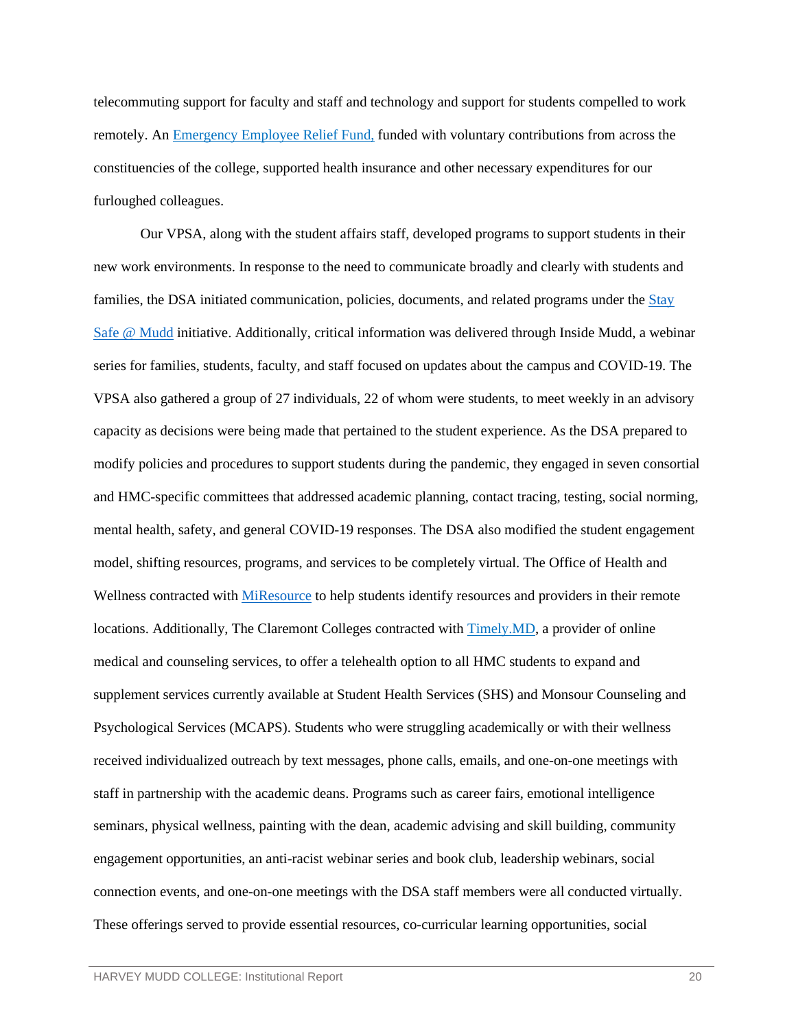telecommuting support for faculty and staff and technology and support for students compelled to work remotely. An Emergency Employee Relief Fund, funded with voluntary contributions from across the constituencies of the college, supported health insurance and other necessary expenditures for our furloughed colleagues.

Our VPSA, along with the student affairs staff, developed programs to support students in their new work environments. In response to the need to communicate broadly and clearly with students and families, the DSA initiated communication, policies, documents, and related programs under the Stay Safe @ Mudd initiative. Additionally, critical information was delivered through Inside Mudd, a webinar series for families, students, faculty, and staff focused on updates about the campus and COVID-19. The VPSA also gathered a group of 27 individuals, 22 of whom were students, to meet weekly in an advisory capacity as decisions were being made that pertained to the student experience. As the DSA prepared to modify policies and procedures to support students during the pandemic, they engaged in seven consortial and HMC-specific committees that addressed academic planning, contact tracing, testing, social norming, mental health, safety, and general COVID-19 responses. The DSA also modified the student engagement model, shifting resources, programs, and services to be completely virtual. The Office of Health and Wellness contracted with MiResource to help students identify resources and providers in their remote locations. Additionally, The Claremont Colleges contracted with Timely.MD, a provider of online medical and counseling services, to offer a telehealth option to all HMC students to expand and supplement services currently available at Student Health Services (SHS) and Monsour Counseling and Psychological Services (MCAPS). Students who were struggling academically or with their wellness received individualized outreach by text messages, phone calls, emails, and one-on-one meetings with staff in partnership with the academic deans. Programs such as career fairs, emotional intelligence seminars, physical wellness, painting with the dean, academic advising and skill building, community engagement opportunities, an anti-racist webinar series and book club, leadership webinars, social connection events, and one-on-one meetings with the DSA staff members were all conducted virtually. These offerings served to provide essential resources, co-curricular learning opportunities, social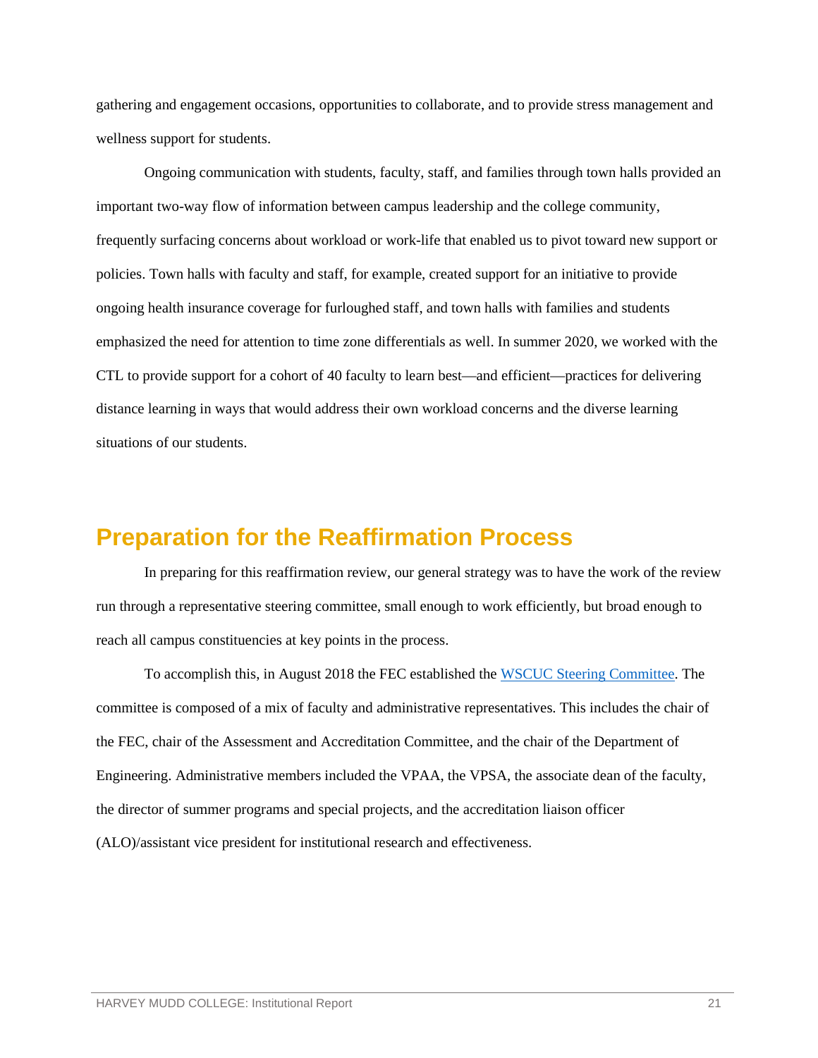gathering and engagement occasions, opportunities to collaborate, and to provide stress management and wellness support for students.

Ongoing communication with students, faculty, staff, and families through town halls provided an important two-way flow of information between campus leadership and the college community, frequently surfacing concerns about workload or work-life that enabled us to pivot toward new support or policies. Town halls with faculty and staff, for example, created support for an initiative to provide ongoing health insurance coverage for furloughed staff, and town halls with families and students emphasized the need for attention to time zone differentials as well. In summer 2020, we worked with the CTL to provide support for a cohort of 40 faculty to learn best—and efficient—practices for delivering distance learning in ways that would address their own workload concerns and the diverse learning situations of our students.

## Preparation for the Reaffirmation Process

In preparing for this reaffirmation review, our general strategy was to have the work of the review run through a representative steering committee, small enough to work efficiently, but broad enough to reach all campus constituencies at key points in the process.

To accomplish this, in August 2018 the FEC established the WSCUC Steering Committee. The committee is composed of a mix of faculty and administrative representatives. This includes the chair of the FEC, chair of the Assessment and Accreditation Committee, and the chair of the Department of Engineering. Administrative members included the VPAA, the VPSA, the associate dean of the faculty, the director of summer programs and special projects, and the accreditation liaison officer (ALO)/assistant vice president for institutional research and effectiveness.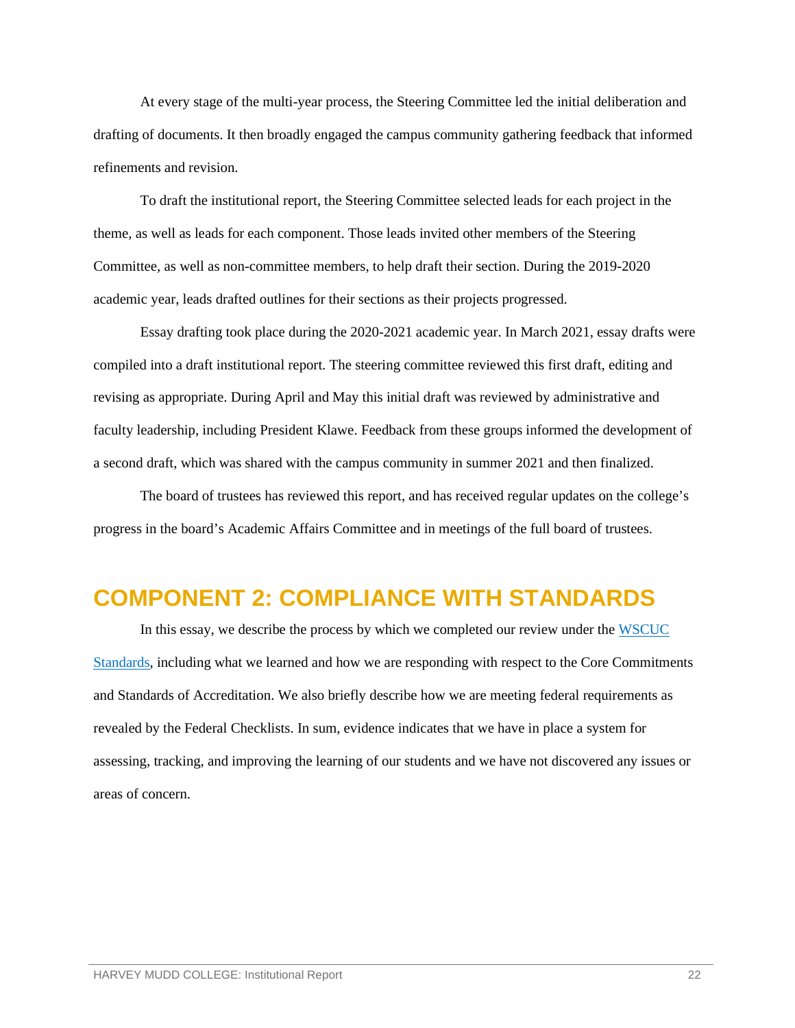At every stage of the multi-year process, the Steering Committee led the initial deliberation and drafting of documents. It then broadly engaged the campus community gathering feedback that informed refinements and revision.

To draft the institutional report, the Steering Committee selected leads for each project in the theme, as well as leads for each component. Those leads invited other members of the Steering Committee, as well as non-committee members, to help draft their section. During the 2019-2020 academic year, leads drafted outlines for their sections as their projects progressed.

Essay drafting took place during the 2020-2021 academic year. In March 2021, essay drafts were compiled into a draft institutional report. The steering committee reviewed this first draft, editing and revising as appropriate. During April and May this initial draft was reviewed by administrative and faculty leadership, including President Klawe. Feedback from these groups informed the development of a second draft, which was shared with the campus community in summer 2021 and then finalized.

The board of trustees has reviewed this report, and has received regular updates on the college's progress in the board's Academic Affairs Committee and in meetings of the full board of trustees.

# COMPONENT 2: COMPLIANCE WITH STANDARDS

In this essay, we describe the process by which we completed our review under the [WSCUC Standards](), including what we learned and how we are responding with respect to the Core Commitments and Standards of Accreditation. We also briefly describe how we are meeting federal requirements as revealed by the Federal Checklists. In sum, evidence indicates that we have in place a system for assessing, tracking, and improving the learning of our students and we have not discovered any issues or areas of concern.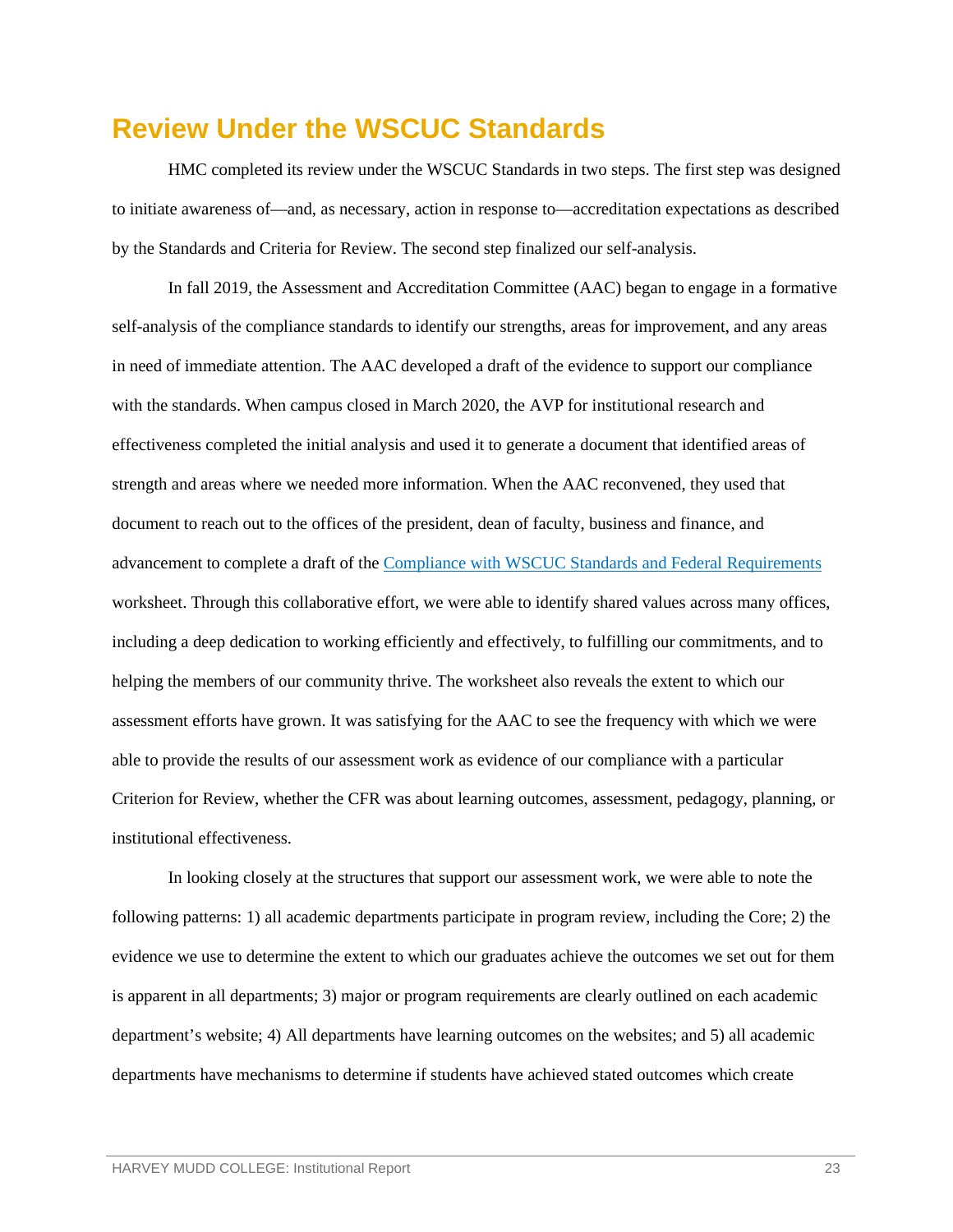# Review Under the WSCUC Standards

HMC completed its review under the WSCUC Standards in two steps. The first step was designed to initiate awareness of—and, as necessary, action in response to—accreditation expectations as described by the Standards and Criteria for Review. The second step finalized our self-analysis.

In fall 2019, the Assessment and Accreditation Committee (AAC) began to engage in a formative self-analysis of the compliance standards to identify our strengths, areas for improvement, and any areas in need of immediate attention. The AAC developed a draft of the evidence to support our compliance with the standards. When campus closed in March 2020, the AVP for institutional research and effectiveness completed the initial analysis and used it to generate a document that identified areas of strength and areas where we needed more information. When the AAC reconvened, they used that document to reach out to the offices of the president, dean of faculty, business and finance, and advancement to complete a draft of the Compliance with WSCUC Standards and Federal Requirements worksheet. Through this collaborative effort, we were able to identify shared values across many offices, including a deep dedication to working efficiently and effectively, to fulfilling our commitments, and to helping the members of our community thrive. The worksheet also reveals the extent to which our assessment efforts have grown. It was satisfying for the AAC to see the frequency with which we were able to provide the results of our assessment work as evidence of our compliance with a particular Criterion for Review, whether the CFR was about learning outcomes, assessment, pedagogy, planning, or institutional effectiveness.

In looking closely at the structures that support our assessment work, we were able to note the following patterns: 1) all academic departments participate in program review, including the Core; 2) the evidence we use to determine the extent to which our graduates achieve the outcomes we set out for them is apparent in all departments; 3) major or program requirements are clearly outlined on each academic department's website; 4) All departments have learning outcomes on the websites; and 5) all academic departments have mechanisms to determine if students have achieved stated outcomes which create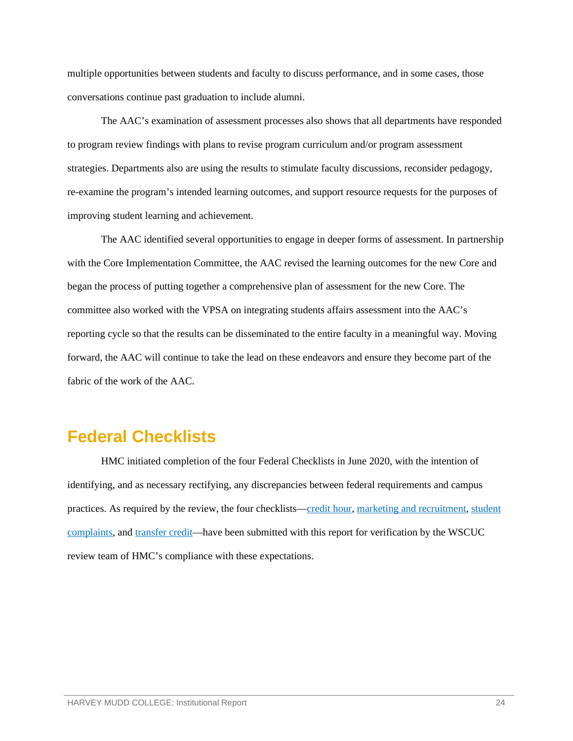multiple opportunities between students and faculty to discuss performance, and in some cases, those conversations continue past graduation to include alumni.

The AAC's examination of assessment processes also shows that all departments have responded to program review findings with plans to revise program curriculum and/or program assessment strategies. Departments also are using the results to stimulate faculty discussions, reconsider pedagogy, re-examine the program's intended learning outcomes, and support resource requests for the purposes of improving student learning and achievement.

The AAC identified several opportunities to engage in deeper forms of assessment. In partnership with the Core Implementation Committee, the AAC revised the learning outcomes for the new Core and began the process of putting together a comprehensive plan of assessment for the new Core. The committee also worked with the VPSA on integrating students affairs assessment into the AAC's reporting cycle so that the results can be disseminated to the entire faculty in a meaningful way. Moving forward, the AAC will continue to take the lead on these endeavors and ensure they become part of the fabric of the work of the AAC.

## Federal Checklists

HMC initiated completion of the four Federal Checklists in June 2020, with the intention of identifying, and as necessary rectifying, any discrepancies between federal requirements and campus practices. As required by the review, the four checklists—credit hour, marketing and recruitment, student complaints, and transfer credit—have been submitted with this report for verification by the WSCUC review team of HMC's compliance with these expectations.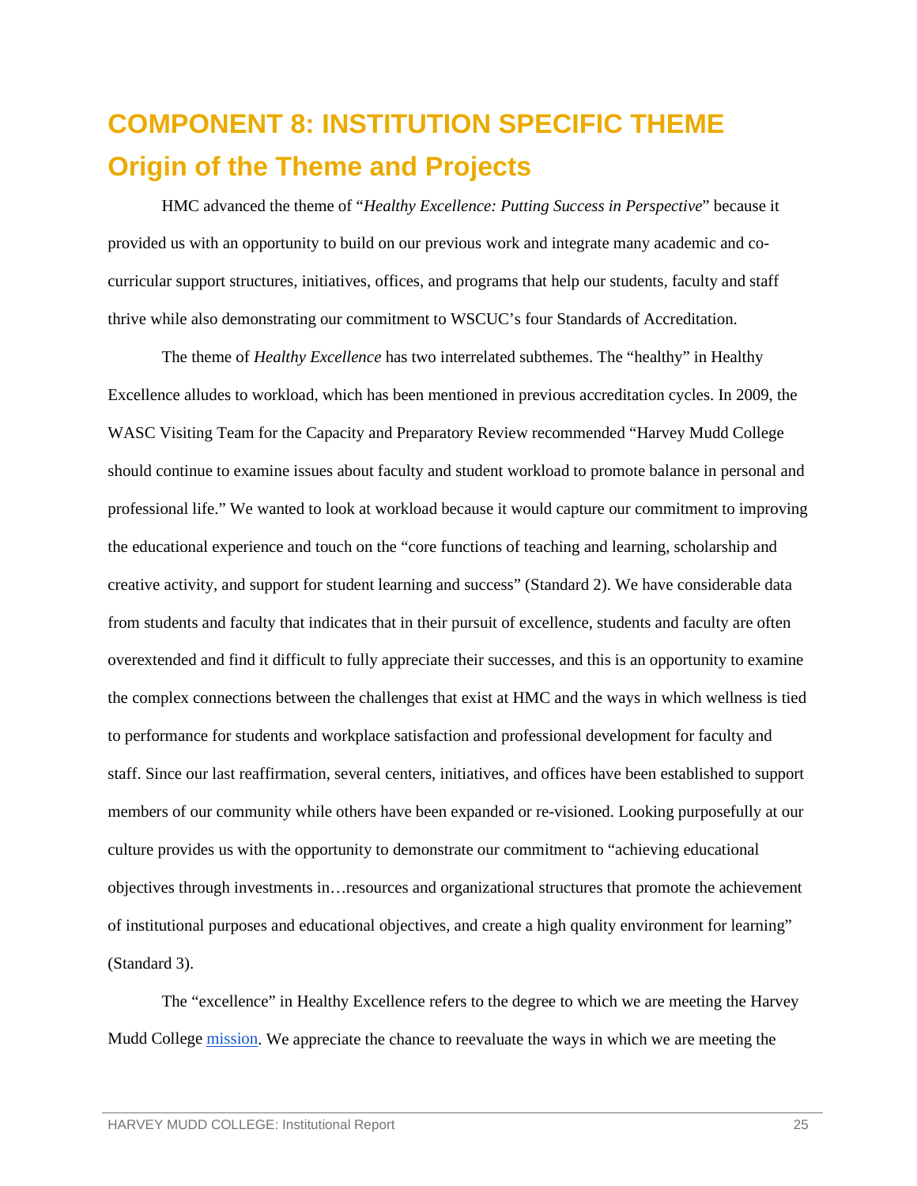# COMPONENT 8: INSTITUTION SPECIFIC THEME

## Origin of the Theme and Projects

HMC advanced the theme of "*Healthy Excellence: Putting Success in Perspective*" because it provided us with an opportunity to build on our previous work and integrate many academic and co-curricular support structures, initiatives, offices, and programs that help our students, faculty and staff thrive while also demonstrating our commitment to WSCUC's four Standards of Accreditation.

The theme of *Healthy Excellence* has two interrelated subthemes. The "healthy" in Healthy Excellence alludes to workload, which has been mentioned in previous accreditation cycles. In 2009, the WASC Visiting Team for the Capacity and Preparatory Review recommended "Harvey Mudd College should continue to examine issues about faculty and student workload to promote balance in personal and professional life." We wanted to look at workload because it would capture our commitment to improving the educational experience and touch on the "core functions of teaching and learning, scholarship and creative activity, and support for student learning and success" (Standard 2). We have considerable data from students and faculty that indicates that in their pursuit of excellence, students and faculty are often overextended and find it difficult to fully appreciate their successes, and this is an opportunity to examine the complex connections between the challenges that exist at HMC and the ways in which wellness is tied to performance for students and workplace satisfaction and professional development for faculty and staff. Since our last reaffirmation, several centers, initiatives, and offices have been established to support members of our community while others have been expanded or re-visioned. Looking purposefully at our culture provides us with the opportunity to demonstrate our commitment to "achieving educational objectives through investments in…resources and organizational structures that promote the achievement of institutional purposes and educational objectives, and create a high quality environment for learning" (Standard 3).

The "excellence" in Healthy Excellence refers to the degree to which we are meeting the Harvey Mudd College mission. We appreciate the chance to reevaluate the ways in which we are meeting the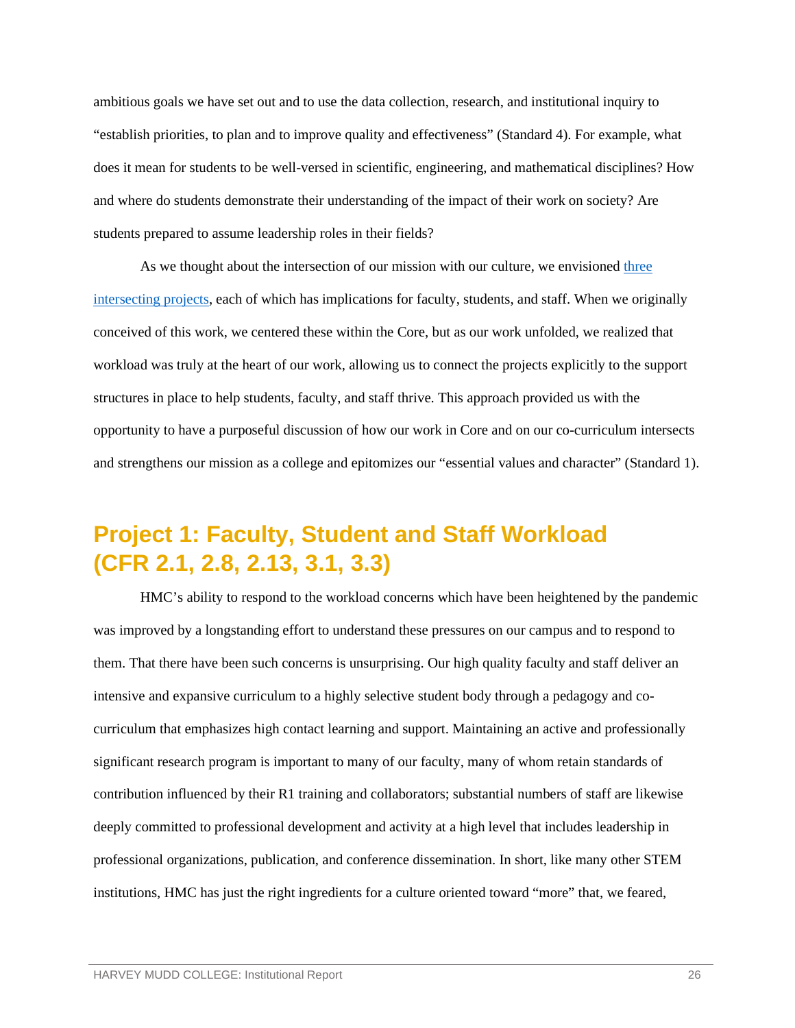ambitious goals we have set out and to use the data collection, research, and institutional inquiry to "establish priorities, to plan and to improve quality and effectiveness" (Standard 4). For example, what does it mean for students to be well-versed in scientific, engineering, and mathematical disciplines? How and where do students demonstrate their understanding of the impact of their work on society? Are students prepared to assume leadership roles in their fields?

As we thought about the intersection of our mission with our culture, we envisioned three intersecting projects, each of which has implications for faculty, students, and staff. When we originally conceived of this work, we centered these within the Core, but as our work unfolded, we realized that workload was truly at the heart of our work, allowing us to connect the projects explicitly to the support structures in place to help students, faculty, and staff thrive. This approach provided us with the opportunity to have a purposeful discussion of how our work in Core and on our co-curriculum intersects and strengthens our mission as a college and epitomizes our "essential values and character" (Standard 1).

## Project 1: Faculty, Student and Staff Workload (CFR 2.1, 2.8, 2.13, 3.1, 3.3)

HMC's ability to respond to the workload concerns which have been heightened by the pandemic was improved by a longstanding effort to understand these pressures on our campus and to respond to them. That there have been such concerns is unsurprising. Our high quality faculty and staff deliver an intensive and expansive curriculum to a highly selective student body through a pedagogy and co-curriculum that emphasizes high contact learning and support. Maintaining an active and professionally significant research program is important to many of our faculty, many of whom retain standards of contribution influenced by their R1 training and collaborators; substantial numbers of staff are likewise deeply committed to professional development and activity at a high level that includes leadership in professional organizations, publication, and conference dissemination. In short, like many other STEM institutions, HMC has just the right ingredients for a culture oriented toward "more" that, we feared,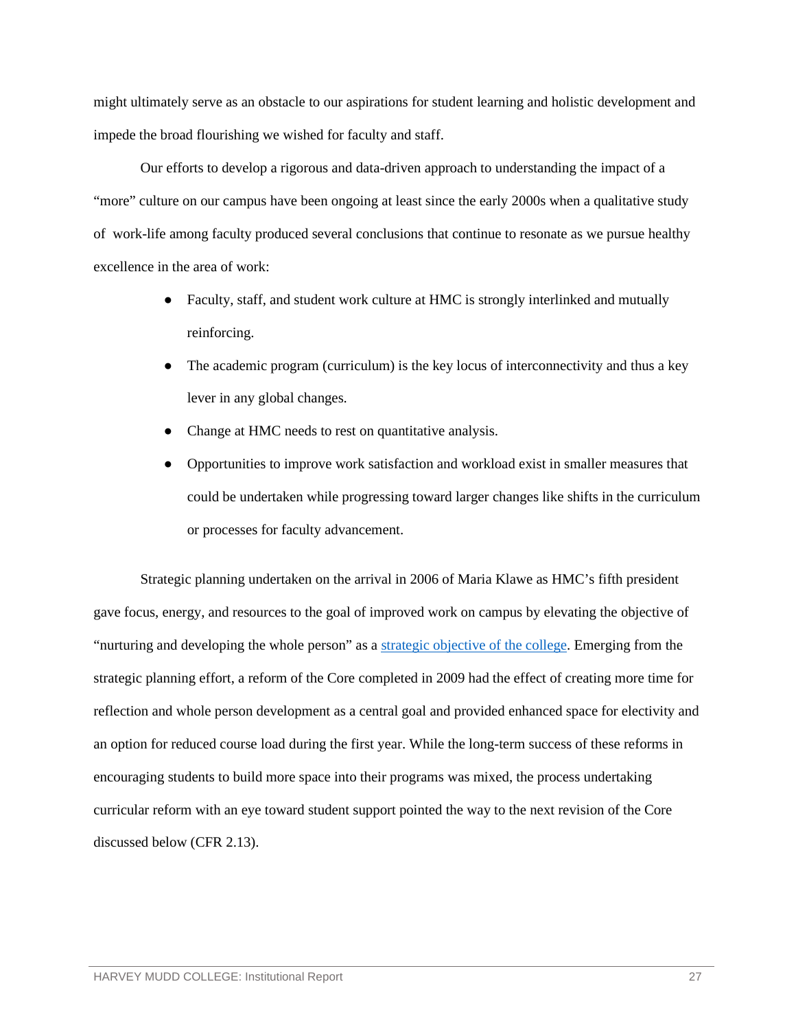might ultimately serve as an obstacle to our aspirations for student learning and holistic development and impede the broad flourishing we wished for faculty and staff.

Our efforts to develop a rigorous and data-driven approach to understanding the impact of a "more" culture on our campus have been ongoing at least since the early 2000s when a qualitative study of work-life among faculty produced several conclusions that continue to resonate as we pursue healthy excellence in the area of work:

- Faculty, staff, and student work culture at HMC is strongly interlinked and mutually reinforcing.
- The academic program (curriculum) is the key locus of interconnectivity and thus a key lever in any global changes.
- Change at HMC needs to rest on quantitative analysis.
- Opportunities to improve work satisfaction and workload exist in smaller measures that could be undertaken while progressing toward larger changes like shifts in the curriculum or processes for faculty advancement.

Strategic planning undertaken on the arrival in 2006 of Maria Klawe as HMC's fifth president gave focus, energy, and resources to the goal of improved work on campus by elevating the objective of "nurturing and developing the whole person" as a strategic objective of the college. Emerging from the strategic planning effort, a reform of the Core completed in 2009 had the effect of creating more time for reflection and whole person development as a central goal and provided enhanced space for electivity and an option for reduced course load during the first year. While the long-term success of these reforms in encouraging students to build more space into their programs was mixed, the process undertaking curricular reform with an eye toward student support pointed the way to the next revision of the Core discussed below (CFR 2.13).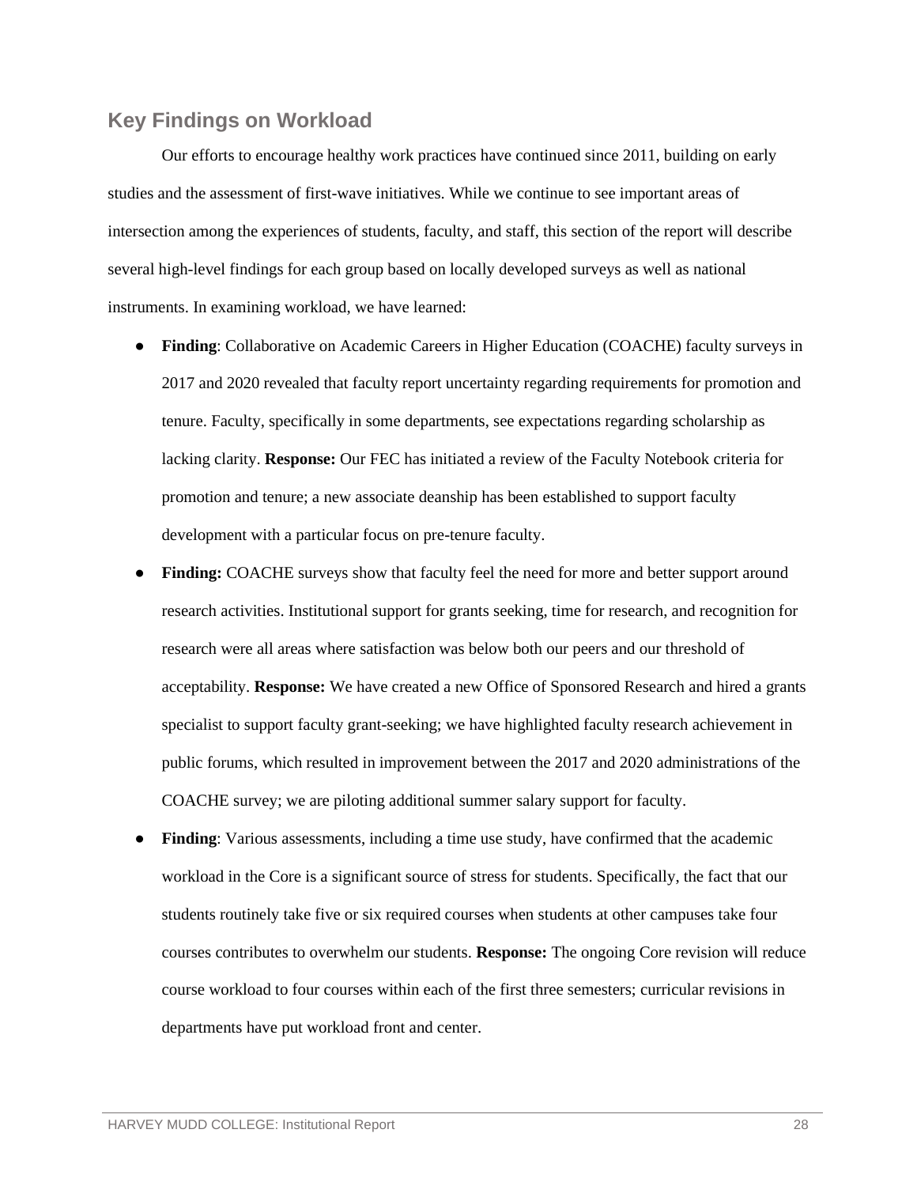## Key Findings on Workload

Our efforts to encourage healthy work practices have continued since 2011, building on early studies and the assessment of first-wave initiatives. While we continue to see important areas of intersection among the experiences of students, faculty, and staff, this section of the report will describe several high-level findings for each group based on locally developed surveys as well as national instruments. In examining workload, we have learned:

- **Finding**: Collaborative on Academic Careers in Higher Education (COACHE) faculty surveys in 2017 and 2020 revealed that faculty report uncertainty regarding requirements for promotion and tenure. Faculty, specifically in some departments, see expectations regarding scholarship as lacking clarity. **Response:** Our FEC has initiated a review of the Faculty Notebook criteria for promotion and tenure; a new associate deanship has been established to support faculty development with a particular focus on pre-tenure faculty.
- **Finding:** COACHE surveys show that faculty feel the need for more and better support around research activities. Institutional support for grants seeking, time for research, and recognition for research were all areas where satisfaction was below both our peers and our threshold of acceptability. **Response:** We have created a new Office of Sponsored Research and hired a grants specialist to support faculty grant-seeking; we have highlighted faculty research achievement in public forums, which resulted in improvement between the 2017 and 2020 administrations of the COACHE survey; we are piloting additional summer salary support for faculty.
- **Finding**: Various assessments, including a time use study, have confirmed that the academic workload in the Core is a significant source of stress for students. Specifically, the fact that our students routinely take five or six required courses when students at other campuses take four courses contributes to overwhelm our students. **Response:** The ongoing Core revision will reduce course workload to four courses within each of the first three semesters; curricular revisions in departments have put workload front and center.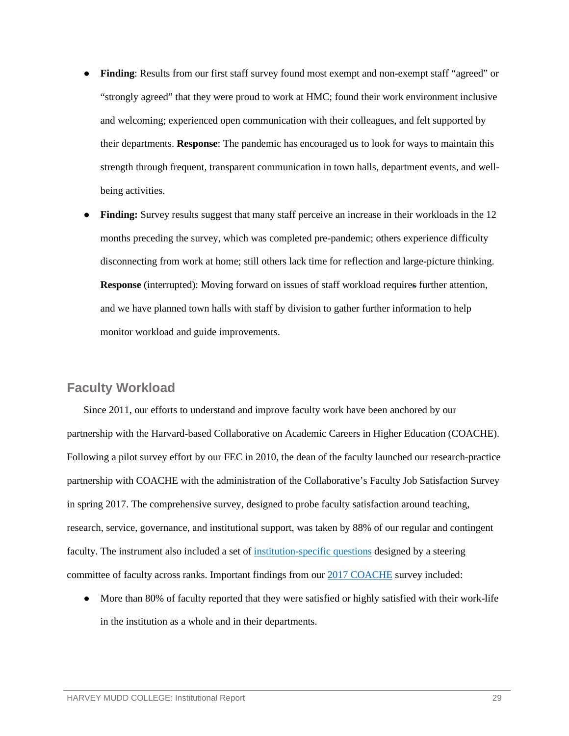- **Finding**: Results from our first staff survey found most exempt and non-exempt staff "agreed" or "strongly agreed" that they were proud to work at HMC; found their work environment inclusive and welcoming; experienced open communication with their colleagues, and felt supported by their departments. **Response**: The pandemic has encouraged us to look for ways to maintain this strength through frequent, transparent communication in town halls, department events, and well-being activities.
- **Finding:** Survey results suggest that many staff perceive an increase in their workloads in the 12 months preceding the survey, which was completed pre-pandemic; others experience difficulty disconnecting from work at home; still others lack time for reflection and large-picture thinking. **Response** (interrupted): Moving forward on issues of staff workload requires further attention, and we have planned town halls with staff by division to gather further information to help monitor workload and guide improvements.

## Faculty Workload

Since 2011, our efforts to understand and improve faculty work have been anchored by our partnership with the Harvard-based Collaborative on Academic Careers in Higher Education (COACHE). Following a pilot survey effort by our FEC in 2010, the dean of the faculty launched our research-practice partnership with COACHE with the administration of the Collaborative's Faculty Job Satisfaction Survey in spring 2017. The comprehensive survey, designed to probe faculty satisfaction around teaching, research, service, governance, and institutional support, was taken by 88% of our regular and contingent faculty. The instrument also included a set of institution-specific questions designed by a steering committee of faculty across ranks. Important findings from our 2017 COACHE survey included:

- More than 80% of faculty reported that they were satisfied or highly satisfied with their work-life in the institution as a whole and in their departments.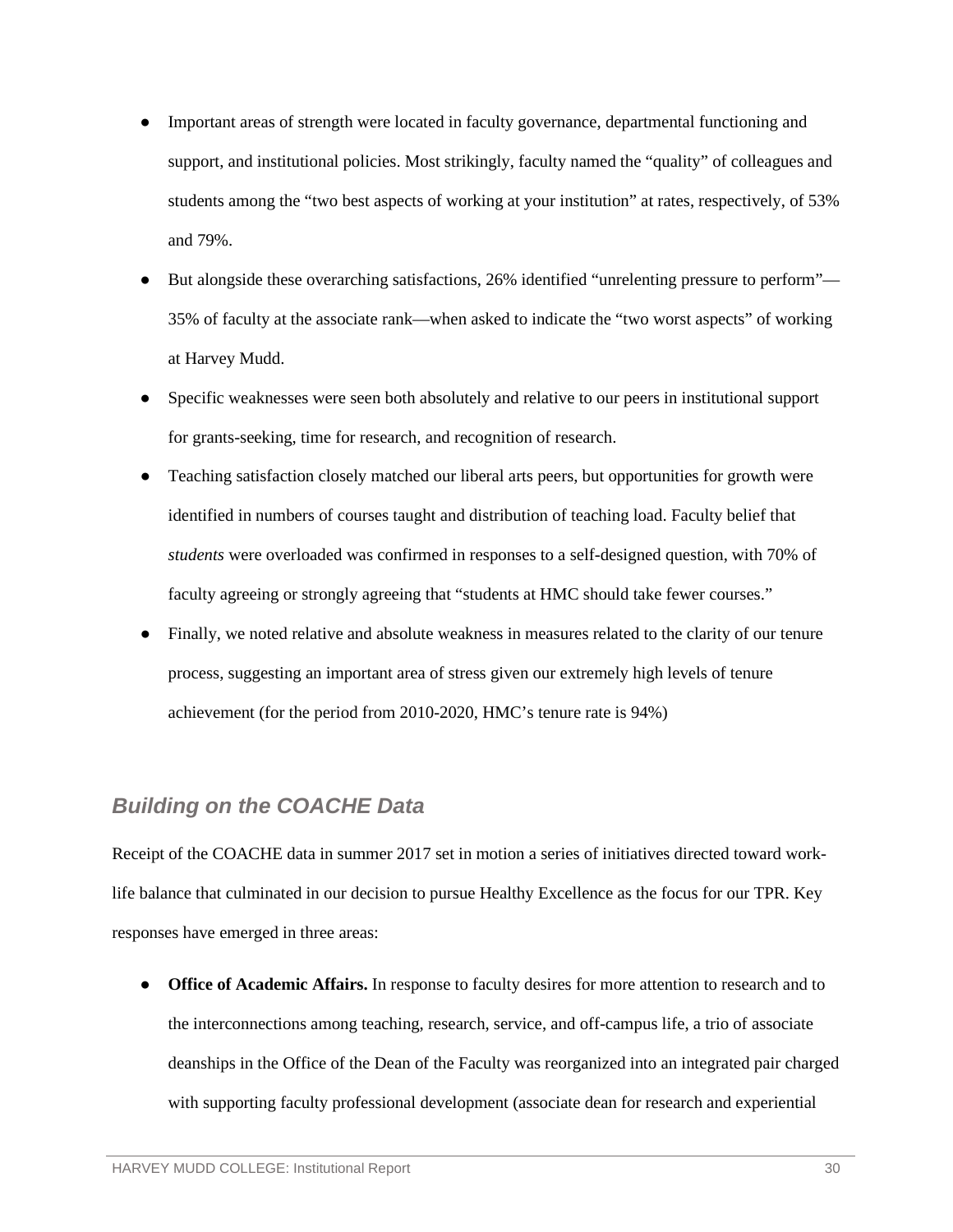- Important areas of strength were located in faculty governance, departmental functioning and support, and institutional policies. Most strikingly, faculty named the "quality" of colleagues and students among the "two best aspects of working at your institution" at rates, respectively, of 53% and 79%.
- But alongside these overarching satisfactions, 26% identified "unrelenting pressure to perform"—35% of faculty at the associate rank—when asked to indicate the "two worst aspects" of working at Harvey Mudd.
- Specific weaknesses were seen both absolutely and relative to our peers in institutional support for grants-seeking, time for research, and recognition of research.
- Teaching satisfaction closely matched our liberal arts peers, but opportunities for growth were identified in numbers of courses taught and distribution of teaching load. Faculty belief that *students* were overloaded was confirmed in responses to a self-designed question, with 70% of faculty agreeing or strongly agreeing that "students at HMC should take fewer courses."
- Finally, we noted relative and absolute weakness in measures related to the clarity of our tenure process, suggesting an important area of stress given our extremely high levels of tenure achievement (for the period from 2010-2020, HMC's tenure rate is 94%)

### *Building on the COACHE Data*

Receipt of the COACHE data in summer 2017 set in motion a series of initiatives directed toward work-life balance that culminated in our decision to pursue Healthy Excellence as the focus for our TPR. Key responses have emerged in three areas:

- **Office of Academic Affairs.** In response to faculty desires for more attention to research and to the interconnections among teaching, research, service, and off-campus life, a trio of associate deanships in the Office of the Dean of the Faculty was reorganized into an integrated pair charged with supporting faculty professional development (associate dean for research and experiential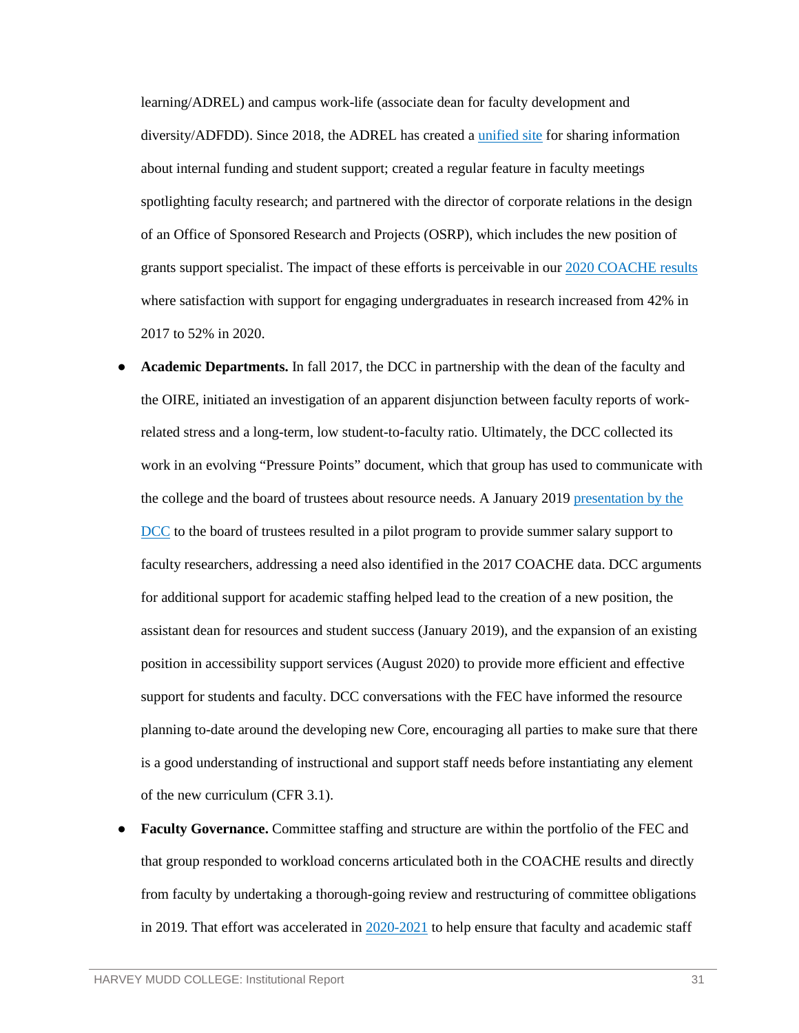learning/ADREL) and campus work-life (associate dean for faculty development and diversity/ADFDD). Since 2018, the ADREL has created a unified site for sharing information about internal funding and student support; created a regular feature in faculty meetings spotlighting faculty research; and partnered with the director of corporate relations in the design of an Office of Sponsored Research and Projects (OSRP), which includes the new position of grants support specialist. The impact of these efforts is perceivable in our 2020 COACHE results where satisfaction with support for engaging undergraduates in research increased from 42% in 2017 to 52% in 2020.

- **Academic Departments.** In fall 2017, the DCC in partnership with the dean of the faculty and the OIRE, initiated an investigation of an apparent disjunction between faculty reports of work-related stress and a long-term, low student-to-faculty ratio. Ultimately, the DCC collected its work in an evolving "Pressure Points" document, which that group has used to communicate with the college and the board of trustees about resource needs. A January 2019 presentation by the DCC to the board of trustees resulted in a pilot program to provide summer salary support to faculty researchers, addressing a need also identified in the 2017 COACHE data. DCC arguments for additional support for academic staffing helped lead to the creation of a new position, the assistant dean for resources and student success (January 2019), and the expansion of an existing position in accessibility support services (August 2020) to provide more efficient and effective support for students and faculty. DCC conversations with the FEC have informed the resource planning to-date around the developing new Core, encouraging all parties to make sure that there is a good understanding of instructional and support staff needs before instantiating any element of the new curriculum (CFR 3.1).
- **Faculty Governance.** Committee staffing and structure are within the portfolio of the FEC and that group responded to workload concerns articulated both in the COACHE results and directly from faculty by undertaking a thorough-going review and restructuring of committee obligations in 2019. That effort was accelerated in 2020-2021 to help ensure that faculty and academic staff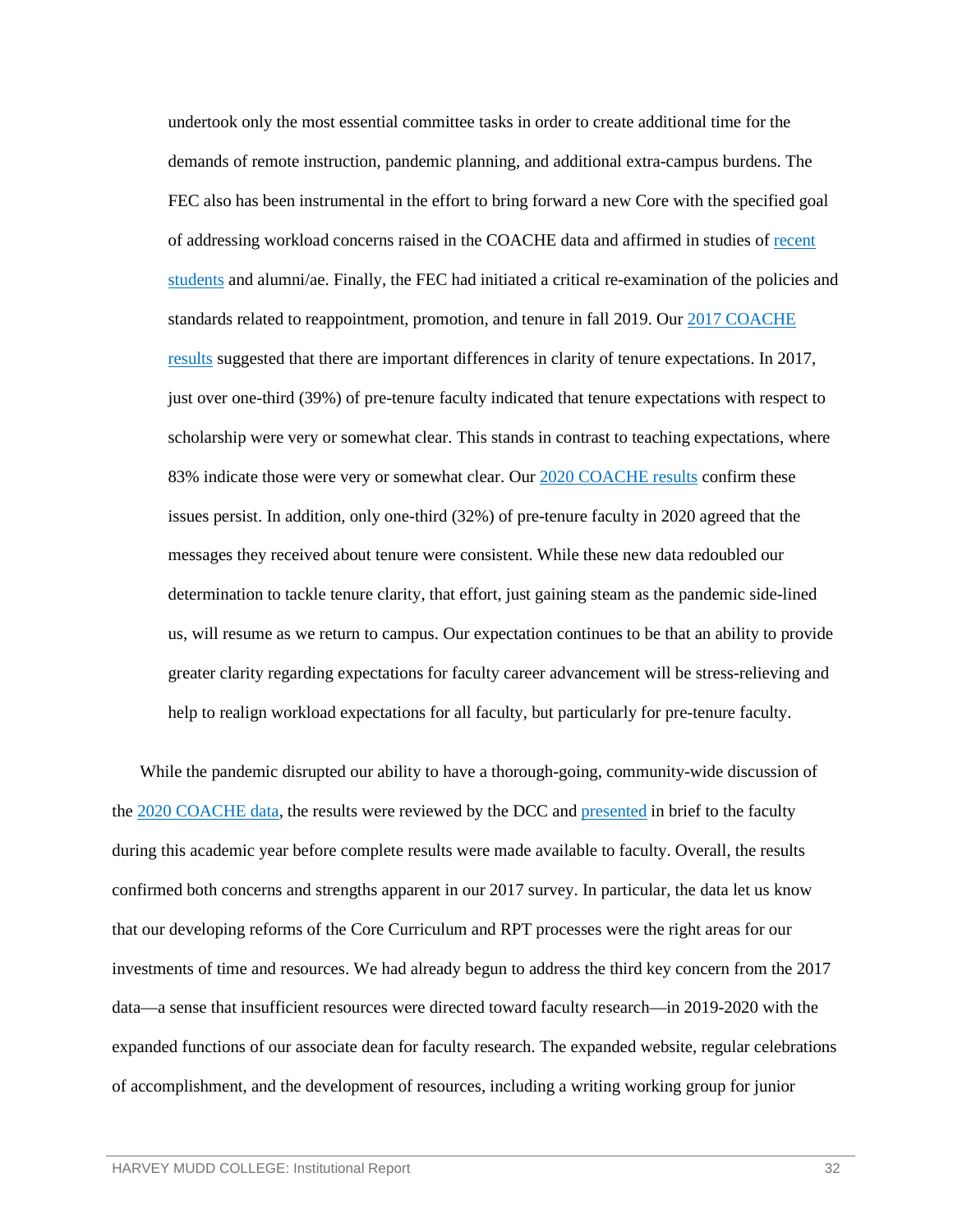undertook only the most essential committee tasks in order to create additional time for the demands of remote instruction, pandemic planning, and additional extra-campus burdens. The FEC also has been instrumental in the effort to bring forward a new Core with the specified goal of addressing workload concerns raised in the COACHE data and affirmed in studies of recent students and alumni/ae. Finally, the FEC had initiated a critical re-examination of the policies and standards related to reappointment, promotion, and tenure in fall 2019. Our 2017 COACHE results suggested that there are important differences in clarity of tenure expectations. In 2017, just over one-third (39%) of pre-tenure faculty indicated that tenure expectations with respect to scholarship were very or somewhat clear. This stands in contrast to teaching expectations, where 83% indicate those were very or somewhat clear. Our 2020 COACHE results confirm these issues persist. In addition, only one-third (32%) of pre-tenure faculty in 2020 agreed that the messages they received about tenure were consistent. While these new data redoubled our determination to tackle tenure clarity, that effort, just gaining steam as the pandemic side-lined us, will resume as we return to campus. Our expectation continues to be that an ability to provide greater clarity regarding expectations for faculty career advancement will be stress-relieving and help to realign workload expectations for all faculty, but particularly for pre-tenure faculty.

While the pandemic disrupted our ability to have a thorough-going, community-wide discussion of the 2020 COACHE data, the results were reviewed by the DCC and presented in brief to the faculty during this academic year before complete results were made available to faculty. Overall, the results confirmed both concerns and strengths apparent in our 2017 survey. In particular, the data let us know that our developing reforms of the Core Curriculum and RPT processes were the right areas for our investments of time and resources. We had already begun to address the third key concern from the 2017 data—a sense that insufficient resources were directed toward faculty research—in 2019-2020 with the expanded functions of our associate dean for faculty research. The expanded website, regular celebrations of accomplishment, and the development of resources, including a writing working group for junior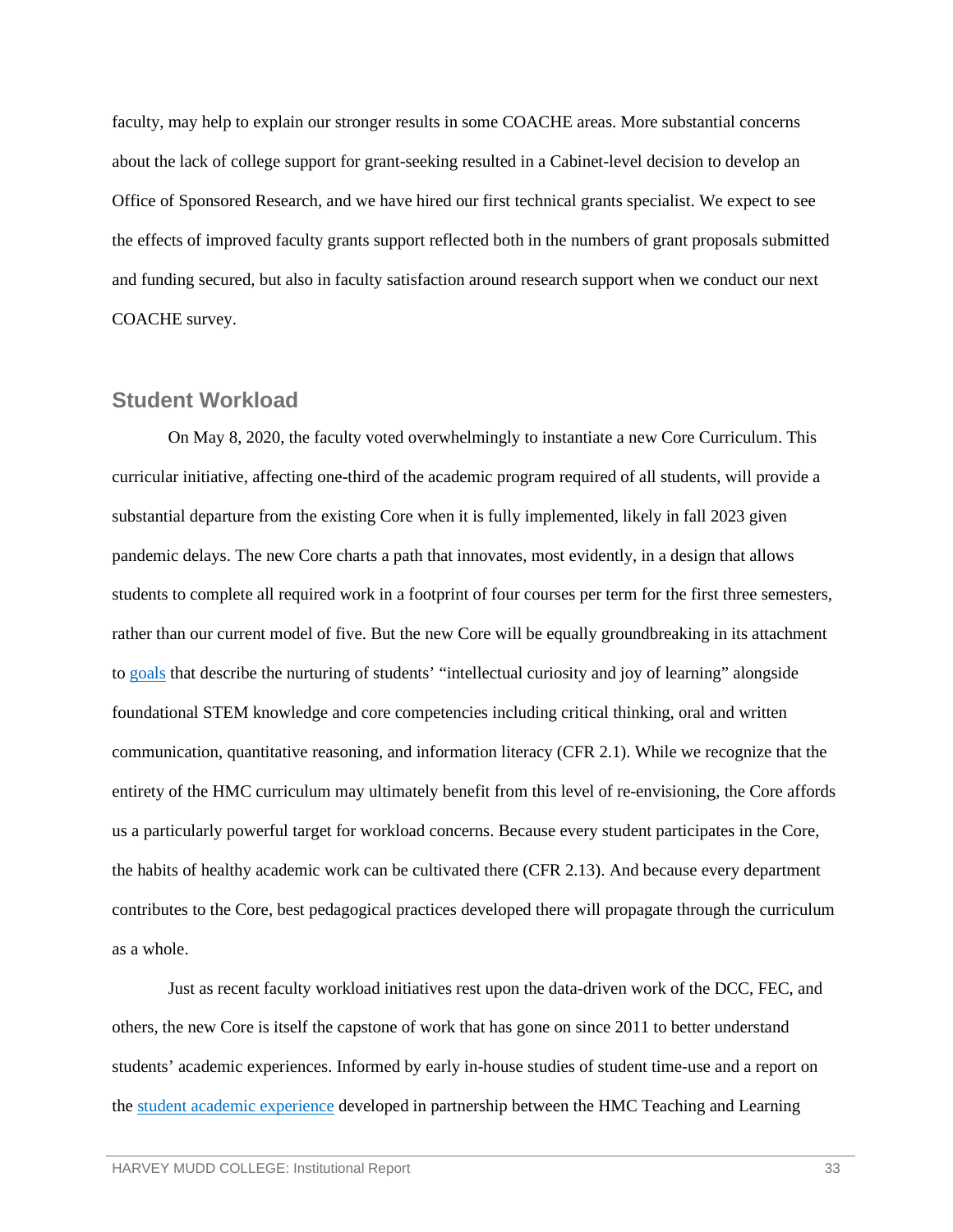faculty, may help to explain our stronger results in some COACHE areas. More substantial concerns about the lack of college support for grant-seeking resulted in a Cabinet-level decision to develop an Office of Sponsored Research, and we have hired our first technical grants specialist. We expect to see the effects of improved faculty grants support reflected both in the numbers of grant proposals submitted and funding secured, but also in faculty satisfaction around research support when we conduct our next COACHE survey.

## Student Workload

On May 8, 2020, the faculty voted overwhelmingly to instantiate a new Core Curriculum. This curricular initiative, affecting one-third of the academic program required of all students, will provide a substantial departure from the existing Core when it is fully implemented, likely in fall 2023 given pandemic delays. The new Core charts a path that innovates, most evidently, in a design that allows students to complete all required work in a footprint of four courses per term for the first three semesters, rather than our current model of five. But the new Core will be equally groundbreaking in its attachment to goals that describe the nurturing of students' "intellectual curiosity and joy of learning" alongside foundational STEM knowledge and core competencies including critical thinking, oral and written communication, quantitative reasoning, and information literacy (CFR 2.1). While we recognize that the entirety of the HMC curriculum may ultimately benefit from this level of re-envisioning, the Core affords us a particularly powerful target for workload concerns. Because every student participates in the Core, the habits of healthy academic work can be cultivated there (CFR 2.13). And because every department contributes to the Core, best pedagogical practices developed there will propagate through the curriculum as a whole.

Just as recent faculty workload initiatives rest upon the data-driven work of the DCC, FEC, and others, the new Core is itself the capstone of work that has gone on since 2011 to better understand students' academic experiences. Informed by early in-house studies of student time-use and a report on the student academic experience developed in partnership between the HMC Teaching and Learning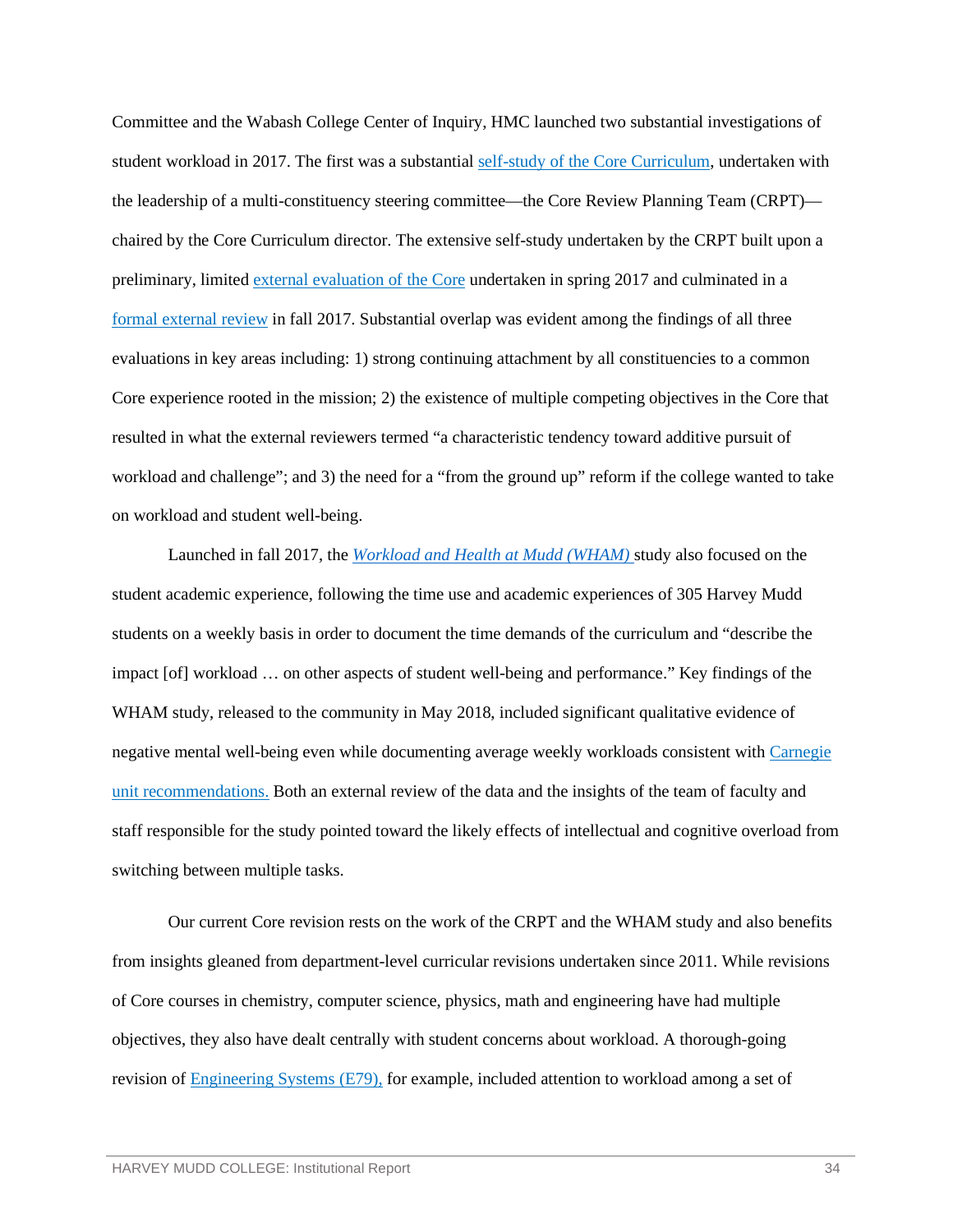Committee and the Wabash College Center of Inquiry, HMC launched two substantial investigations of student workload in 2017. The first was a substantial self-study of the Core Curriculum, undertaken with the leadership of a multi-constituency steering committee—the Core Review Planning Team (CRPT)—chaired by the Core Curriculum director. The extensive self-study undertaken by the CRPT built upon a preliminary, limited external evaluation of the Core undertaken in spring 2017 and culminated in a formal external review in fall 2017. Substantial overlap was evident among the findings of all three evaluations in key areas including: 1) strong continuing attachment by all constituencies to a common Core experience rooted in the mission; 2) the existence of multiple competing objectives in the Core that resulted in what the external reviewers termed "a characteristic tendency toward additive pursuit of workload and challenge"; and 3) the need for a "from the ground up" reform if the college wanted to take on workload and student well-being.

Launched in fall 2017, the *Workload and Health at Mudd (WHAM)* study also focused on the student academic experience, following the time use and academic experiences of 305 Harvey Mudd students on a weekly basis in order to document the time demands of the curriculum and "describe the impact [of] workload … on other aspects of student well-being and performance." Key findings of the WHAM study, released to the community in May 2018, included significant qualitative evidence of negative mental well-being even while documenting average weekly workloads consistent with Carnegie unit recommendations. Both an external review of the data and the insights of the team of faculty and staff responsible for the study pointed toward the likely effects of intellectual and cognitive overload from switching between multiple tasks.

Our current Core revision rests on the work of the CRPT and the WHAM study and also benefits from insights gleaned from department-level curricular revisions undertaken since 2011. While revisions of Core courses in chemistry, computer science, physics, math and engineering have had multiple objectives, they also have dealt centrally with student concerns about workload. A thorough-going revision of Engineering Systems (E79), for example, included attention to workload among a set of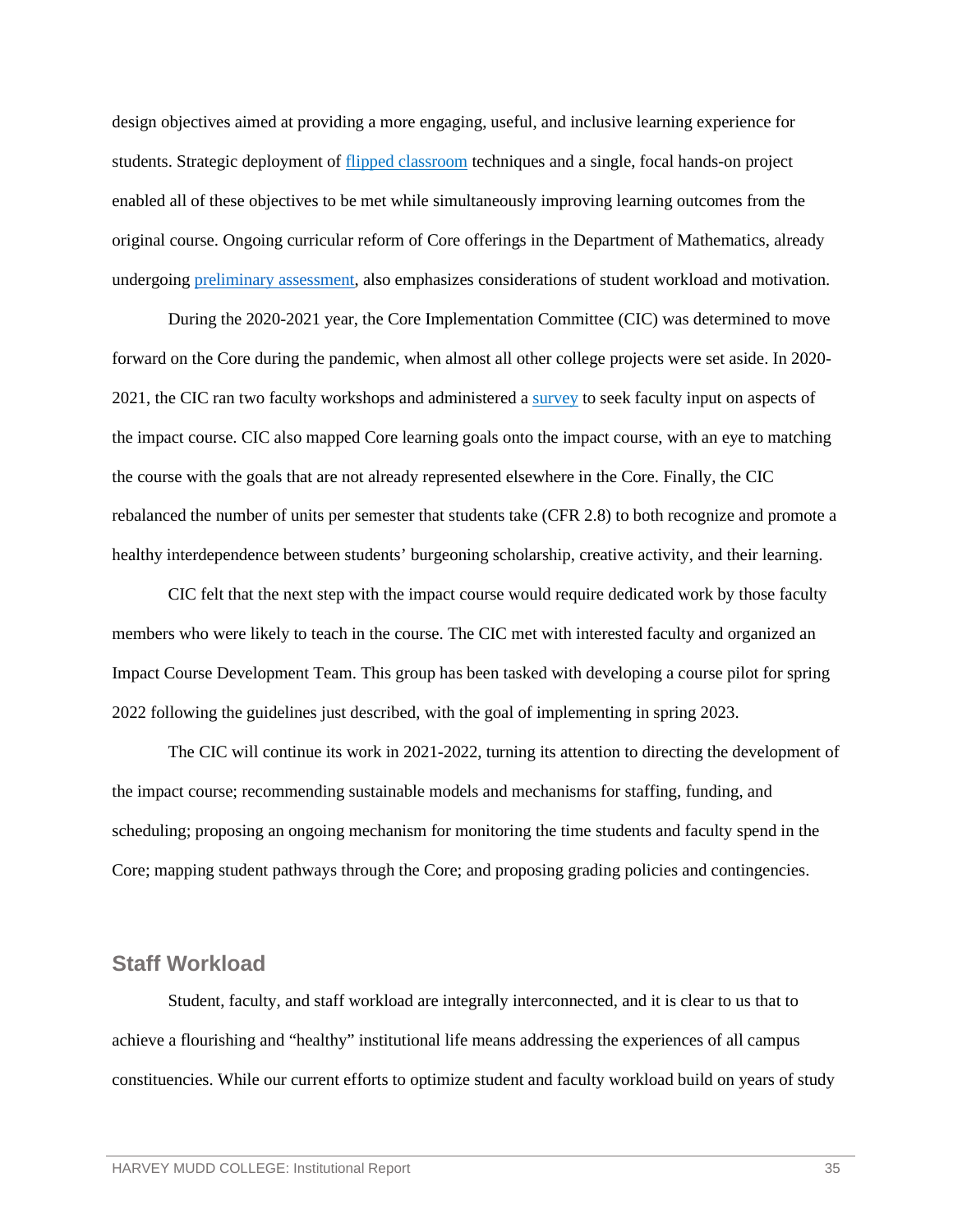design objectives aimed at providing a more engaging, useful, and inclusive learning experience for students. Strategic deployment of flipped classroom techniques and a single, focal hands-on project enabled all of these objectives to be met while simultaneously improving learning outcomes from the original course. Ongoing curricular reform of Core offerings in the Department of Mathematics, already undergoing preliminary assessment, also emphasizes considerations of student workload and motivation.

During the 2020-2021 year, the Core Implementation Committee (CIC) was determined to move forward on the Core during the pandemic, when almost all other college projects were set aside. In 2020-2021, the CIC ran two faculty workshops and administered a survey to seek faculty input on aspects of the impact course. CIC also mapped Core learning goals onto the impact course, with an eye to matching the course with the goals that are not already represented elsewhere in the Core. Finally, the CIC rebalanced the number of units per semester that students take (CFR 2.8) to both recognize and promote a healthy interdependence between students' burgeoning scholarship, creative activity, and their learning.

CIC felt that the next step with the impact course would require dedicated work by those faculty members who were likely to teach in the course. The CIC met with interested faculty and organized an Impact Course Development Team. This group has been tasked with developing a course pilot for spring 2022 following the guidelines just described, with the goal of implementing in spring 2023.

The CIC will continue its work in 2021-2022, turning its attention to directing the development of the impact course; recommending sustainable models and mechanisms for staffing, funding, and scheduling; proposing an ongoing mechanism for monitoring the time students and faculty spend in the Core; mapping student pathways through the Core; and proposing grading policies and contingencies.

## Staff Workload

Student, faculty, and staff workload are integrally interconnected, and it is clear to us that to achieve a flourishing and "healthy" institutional life means addressing the experiences of all campus constituencies. While our current efforts to optimize student and faculty workload build on years of study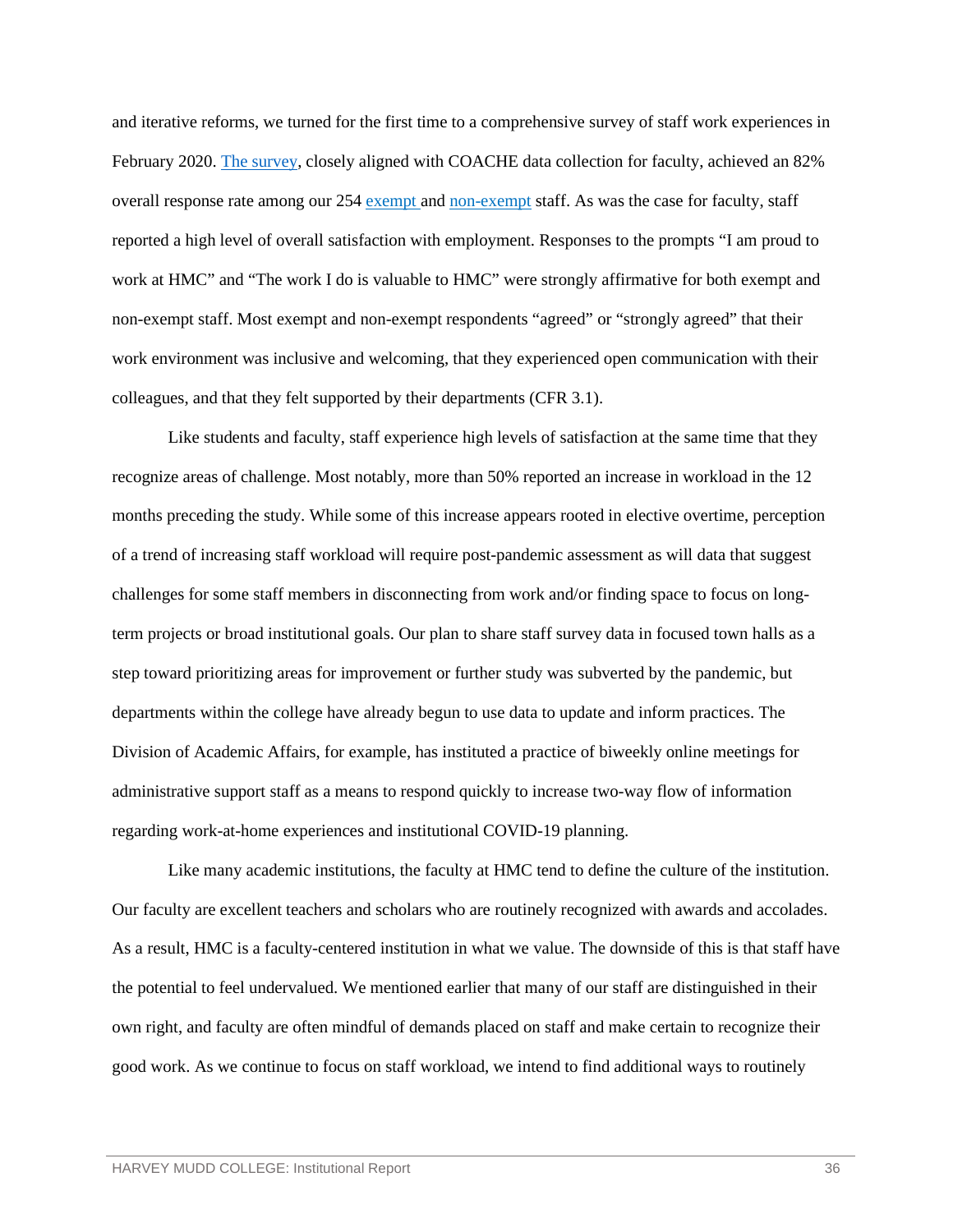and iterative reforms, we turned for the first time to a comprehensive survey of staff work experiences in February 2020. [The survey](), closely aligned with COACHE data collection for faculty, achieved an 82% overall response rate among our 254 [exempt ]() and [non-exempt]() staff. As was the case for faculty, staff reported a high level of overall satisfaction with employment. Responses to the prompts "I am proud to work at HMC" and "The work I do is valuable to HMC" were strongly affirmative for both exempt and non-exempt staff. Most exempt and non-exempt respondents "agreed" or "strongly agreed" that their work environment was inclusive and welcoming, that they experienced open communication with their colleagues, and that they felt supported by their departments (CFR 3.1).

Like students and faculty, staff experience high levels of satisfaction at the same time that they recognize areas of challenge. Most notably, more than 50% reported an increase in workload in the 12 months preceding the study. While some of this increase appears rooted in elective overtime, perception of a trend of increasing staff workload will require post-pandemic assessment as will data that suggest challenges for some staff members in disconnecting from work and/or finding space to focus on long-term projects or broad institutional goals. Our plan to share staff survey data in focused town halls as a step toward prioritizing areas for improvement or further study was subverted by the pandemic, but departments within the college have already begun to use data to update and inform practices. The Division of Academic Affairs, for example, has instituted a practice of biweekly online meetings for administrative support staff as a means to respond quickly to increase two-way flow of information regarding work-at-home experiences and institutional COVID-19 planning.

Like many academic institutions, the faculty at HMC tend to define the culture of the institution. Our faculty are excellent teachers and scholars who are routinely recognized with awards and accolades. As a result, HMC is a faculty-centered institution in what we value. The downside of this is that staff have the potential to feel undervalued. We mentioned earlier that many of our staff are distinguished in their own right, and faculty are often mindful of demands placed on staff and make certain to recognize their good work. As we continue to focus on staff workload, we intend to find additional ways to routinely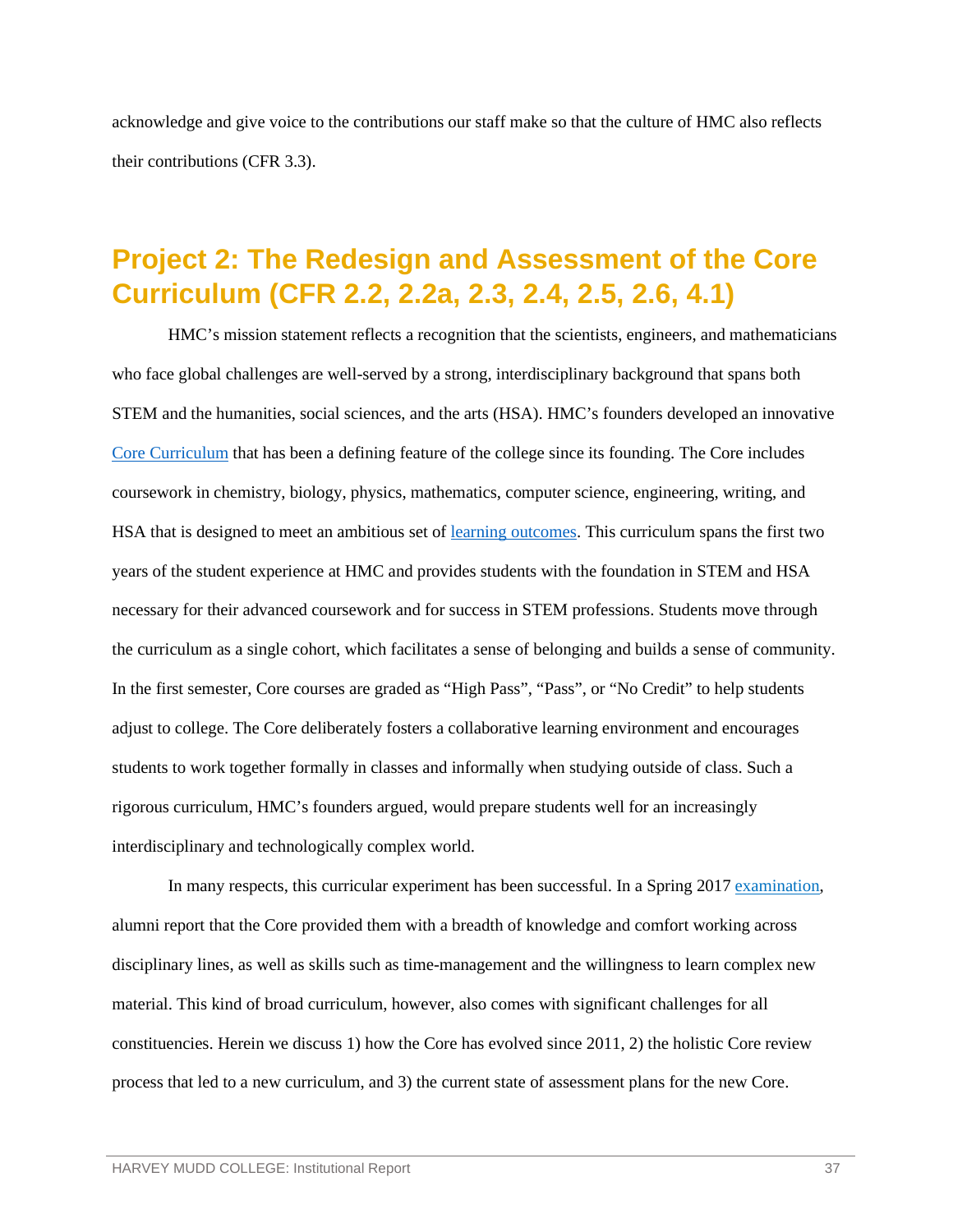acknowledge and give voice to the contributions our staff make so that the culture of HMC also reflects their contributions (CFR 3.3).

## Project 2: The Redesign and Assessment of the Core Curriculum (CFR 2.2, 2.2a, 2.3, 2.4, 2.5, 2.6, 4.1)

HMC's mission statement reflects a recognition that the scientists, engineers, and mathematicians who face global challenges are well-served by a strong, interdisciplinary background that spans both STEM and the humanities, social sciences, and the arts (HSA). HMC's founders developed an innovative Core Curriculum that has been a defining feature of the college since its founding. The Core includes coursework in chemistry, biology, physics, mathematics, computer science, engineering, writing, and HSA that is designed to meet an ambitious set of learning outcomes. This curriculum spans the first two years of the student experience at HMC and provides students with the foundation in STEM and HSA necessary for their advanced coursework and for success in STEM professions. Students move through the curriculum as a single cohort, which facilitates a sense of belonging and builds a sense of community. In the first semester, Core courses are graded as "High Pass", "Pass", or "No Credit" to help students adjust to college. The Core deliberately fosters a collaborative learning environment and encourages students to work together formally in classes and informally when studying outside of class. Such a rigorous curriculum, HMC's founders argued, would prepare students well for an increasingly interdisciplinary and technologically complex world.

In many respects, this curricular experiment has been successful. In a Spring 2017 examination, alumni report that the Core provided them with a breadth of knowledge and comfort working across disciplinary lines, as well as skills such as time-management and the willingness to learn complex new material. This kind of broad curriculum, however, also comes with significant challenges for all constituencies. Herein we discuss 1) how the Core has evolved since 2011, 2) the holistic Core review process that led to a new curriculum, and 3) the current state of assessment plans for the new Core.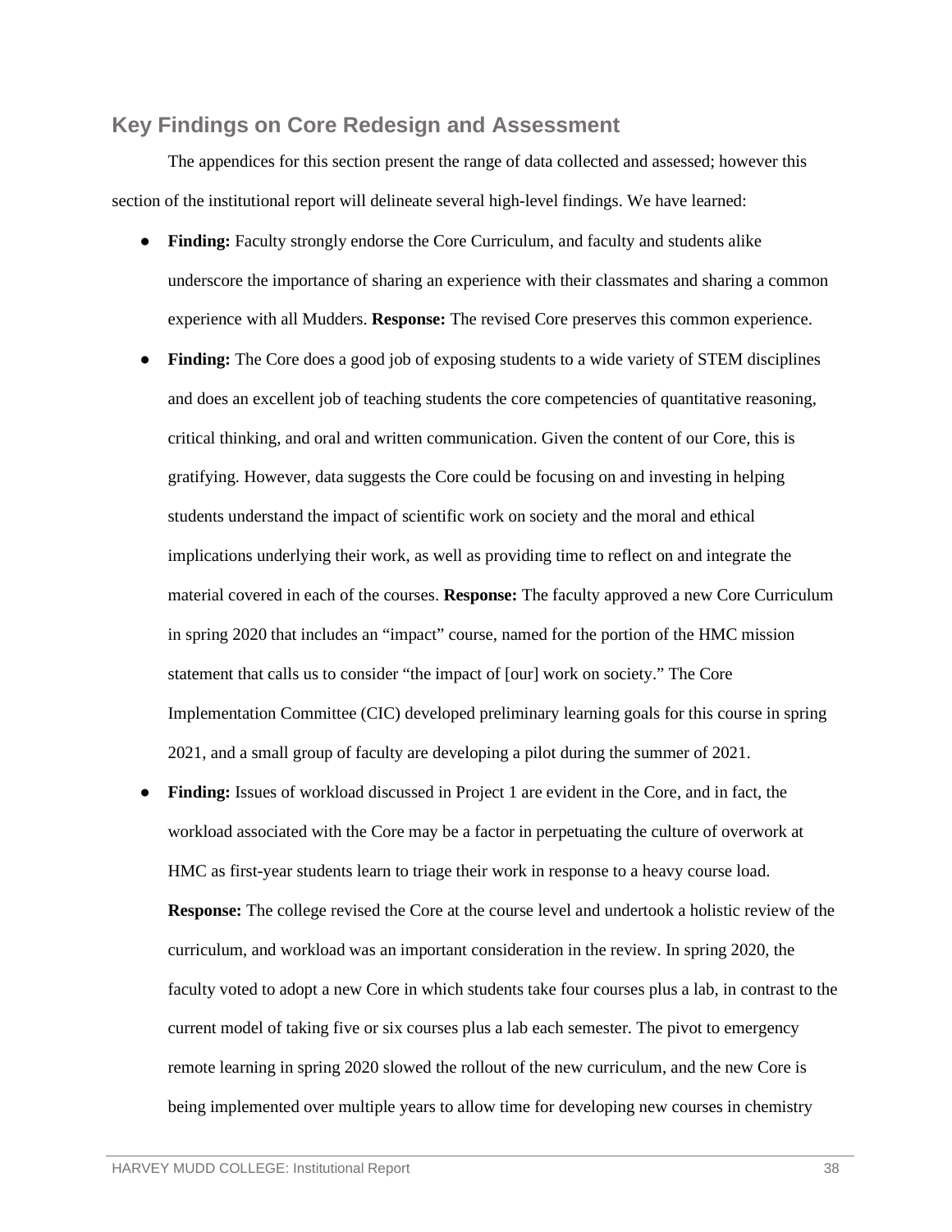## Key Findings on Core Redesign and Assessment

The appendices for this section present the range of data collected and assessed; however this section of the institutional report will delineate several high-level findings. We have learned:

- **Finding:** Faculty strongly endorse the Core Curriculum, and faculty and students alike underscore the importance of sharing an experience with their classmates and sharing a common experience with all Mudders. **Response:** The revised Core preserves this common experience.
- **Finding:** The Core does a good job of exposing students to a wide variety of STEM disciplines and does an excellent job of teaching students the core competencies of quantitative reasoning, critical thinking, and oral and written communication. Given the content of our Core, this is gratifying. However, data suggests the Core could be focusing on and investing in helping students understand the impact of scientific work on society and the moral and ethical implications underlying their work, as well as providing time to reflect on and integrate the material covered in each of the courses. **Response:** The faculty approved a new Core Curriculum in spring 2020 that includes an "impact" course, named for the portion of the HMC mission statement that calls us to consider "the impact of [our] work on society." The Core Implementation Committee (CIC) developed preliminary learning goals for this course in spring 2021, and a small group of faculty are developing a pilot during the summer of 2021.
- **Finding:** Issues of workload discussed in Project 1 are evident in the Core, and in fact, the workload associated with the Core may be a factor in perpetuating the culture of overwork at HMC as first-year students learn to triage their work in response to a heavy course load. **Response:** The college revised the Core at the course level and undertook a holistic review of the curriculum, and workload was an important consideration in the review. In spring 2020, the faculty voted to adopt a new Core in which students take four courses plus a lab, in contrast to the current model of taking five or six courses plus a lab each semester. The pivot to emergency remote learning in spring 2020 slowed the rollout of the new curriculum, and the new Core is being implemented over multiple years to allow time for developing new courses in chemistry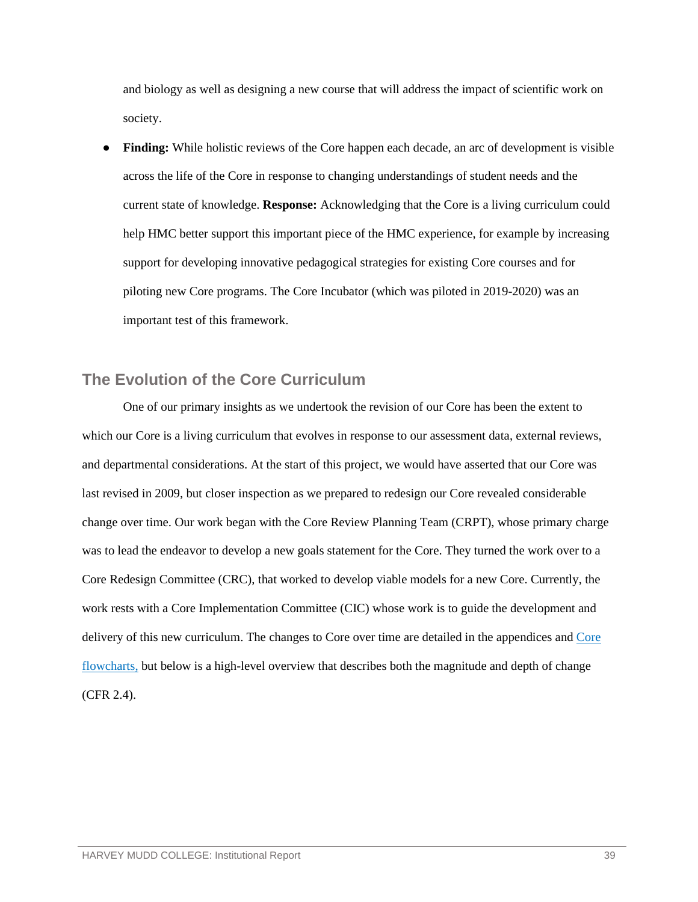and biology as well as designing a new course that will address the impact of scientific work on society.

- **Finding:** While holistic reviews of the Core happen each decade, an arc of development is visible across the life of the Core in response to changing understandings of student needs and the current state of knowledge. **Response:** Acknowledging that the Core is a living curriculum could help HMC better support this important piece of the HMC experience, for example by increasing support for developing innovative pedagogical strategies for existing Core courses and for piloting new Core programs. The Core Incubator (which was piloted in 2019-2020) was an important test of this framework.

## The Evolution of the Core Curriculum

One of our primary insights as we undertook the revision of our Core has been the extent to which our Core is a living curriculum that evolves in response to our assessment data, external reviews, and departmental considerations. At the start of this project, we would have asserted that our Core was last revised in 2009, but closer inspection as we prepared to redesign our Core revealed considerable change over time. Our work began with the Core Review Planning Team (CRPT), whose primary charge was to lead the endeavor to develop a new goals statement for the Core. They turned the work over to a Core Redesign Committee (CRC), that worked to develop viable models for a new Core. Currently, the work rests with a Core Implementation Committee (CIC) whose work is to guide the development and delivery of this new curriculum. The changes to Core over time are detailed in the appendices and Core flowcharts, but below is a high-level overview that describes both the magnitude and depth of change (CFR 2.4).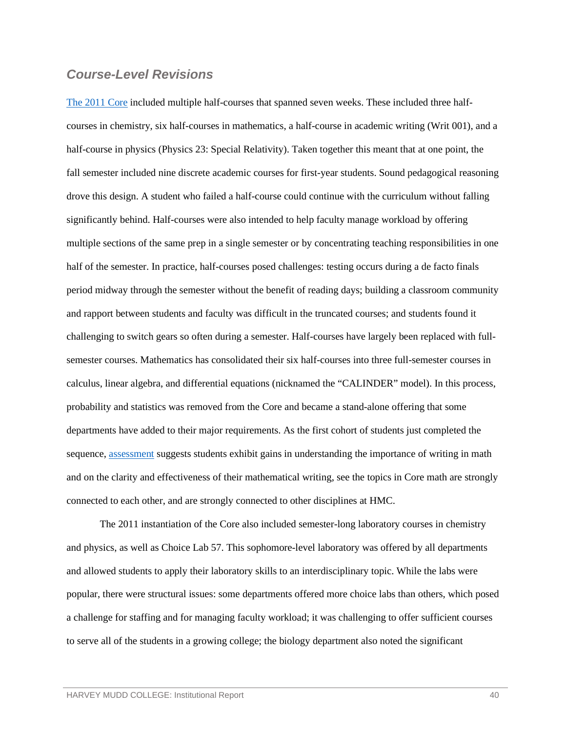### *Course-Level Revisions*

The 2011 Core included multiple half-courses that spanned seven weeks. These included three half-courses in chemistry, six half-courses in mathematics, a half-course in academic writing (Writ 001), and a half-course in physics (Physics 23: Special Relativity). Taken together this meant that at one point, the fall semester included nine discrete academic courses for first-year students. Sound pedagogical reasoning drove this design. A student who failed a half-course could continue with the curriculum without falling significantly behind. Half-courses were also intended to help faculty manage workload by offering multiple sections of the same prep in a single semester or by concentrating teaching responsibilities in one half of the semester. In practice, half-courses posed challenges: testing occurs during a de facto finals period midway through the semester without the benefit of reading days; building a classroom community and rapport between students and faculty was difficult in the truncated courses; and students found it challenging to switch gears so often during a semester. Half-courses have largely been replaced with full-semester courses. Mathematics has consolidated their six half-courses into three full-semester courses in calculus, linear algebra, and differential equations (nicknamed the "CALINDER" model). In this process, probability and statistics was removed from the Core and became a stand-alone offering that some departments have added to their major requirements. As the first cohort of students just completed the sequence, assessment suggests students exhibit gains in understanding the importance of writing in math and on the clarity and effectiveness of their mathematical writing, see the topics in Core math are strongly connected to each other, and are strongly connected to other disciplines at HMC.

The 2011 instantiation of the Core also included semester-long laboratory courses in chemistry and physics, as well as Choice Lab 57. This sophomore-level laboratory was offered by all departments and allowed students to apply their laboratory skills to an interdisciplinary topic. While the labs were popular, there were structural issues: some departments offered more choice labs than others, which posed a challenge for staffing and for managing faculty workload; it was challenging to offer sufficient courses to serve all of the students in a growing college; the biology department also noted the significant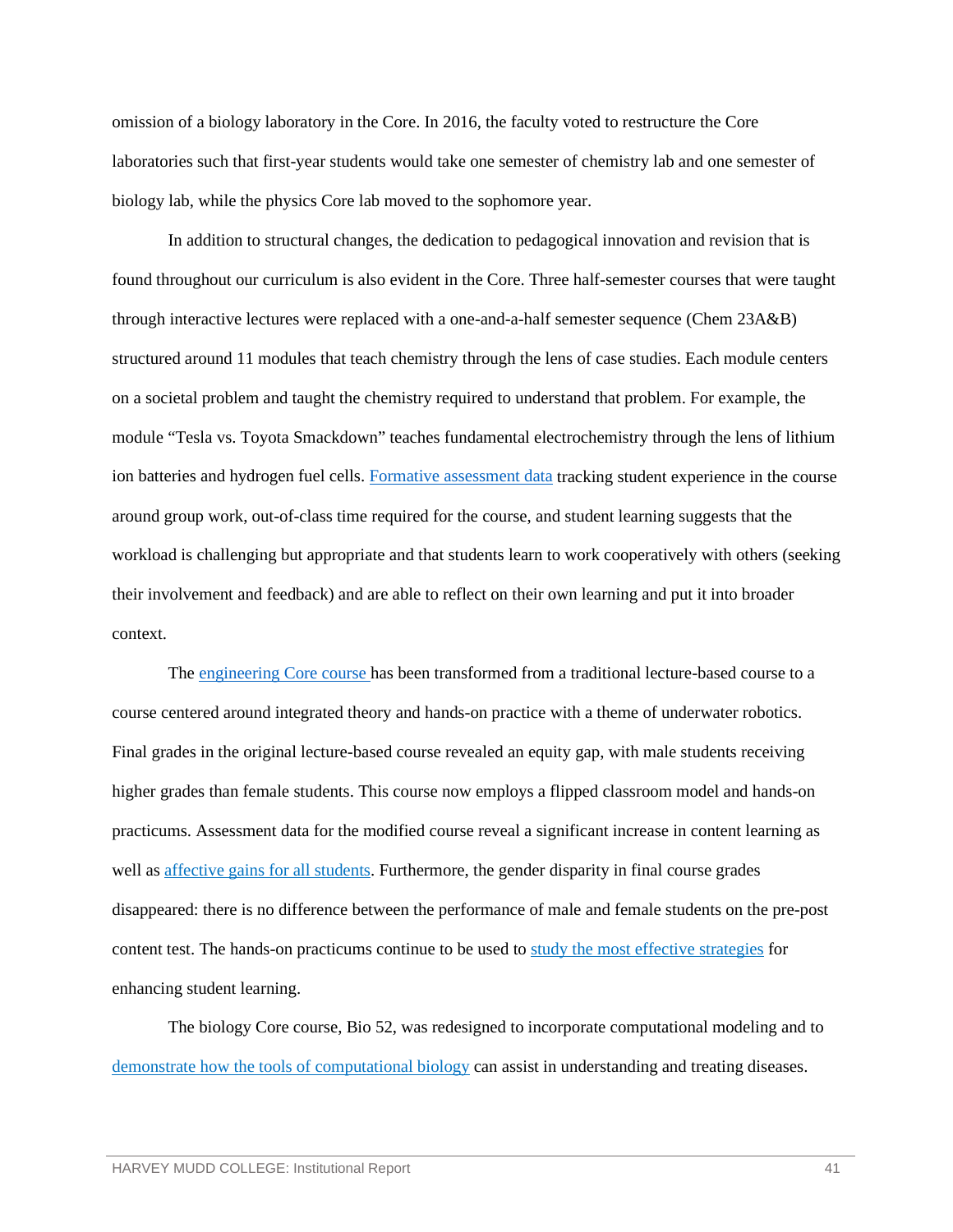omission of a biology laboratory in the Core. In 2016, the faculty voted to restructure the Core laboratories such that first-year students would take one semester of chemistry lab and one semester of biology lab, while the physics Core lab moved to the sophomore year.

In addition to structural changes, the dedication to pedagogical innovation and revision that is found throughout our curriculum is also evident in the Core. Three half-semester courses that were taught through interactive lectures were replaced with a one-and-a-half semester sequence (Chem 23A&B) structured around 11 modules that teach chemistry through the lens of case studies. Each module centers on a societal problem and taught the chemistry required to understand that problem. For example, the module "Tesla vs. Toyota Smackdown" teaches fundamental electrochemistry through the lens of lithium ion batteries and hydrogen fuel cells. Formative assessment data tracking student experience in the course around group work, out-of-class time required for the course, and student learning suggests that the workload is challenging but appropriate and that students learn to work cooperatively with others (seeking their involvement and feedback) and are able to reflect on their own learning and put it into broader context.

The engineering Core course has been transformed from a traditional lecture-based course to a course centered around integrated theory and hands-on practice with a theme of underwater robotics. Final grades in the original lecture-based course revealed an equity gap, with male students receiving higher grades than female students. This course now employs a flipped classroom model and hands-on practicums. Assessment data for the modified course reveal a significant increase in content learning as well as affective gains for all students. Furthermore, the gender disparity in final course grades disappeared: there is no difference between the performance of male and female students on the pre-post content test. The hands-on practicums continue to be used to study the most effective strategies for enhancing student learning.

The biology Core course, Bio 52, was redesigned to incorporate computational modeling and to demonstrate how the tools of computational biology can assist in understanding and treating diseases.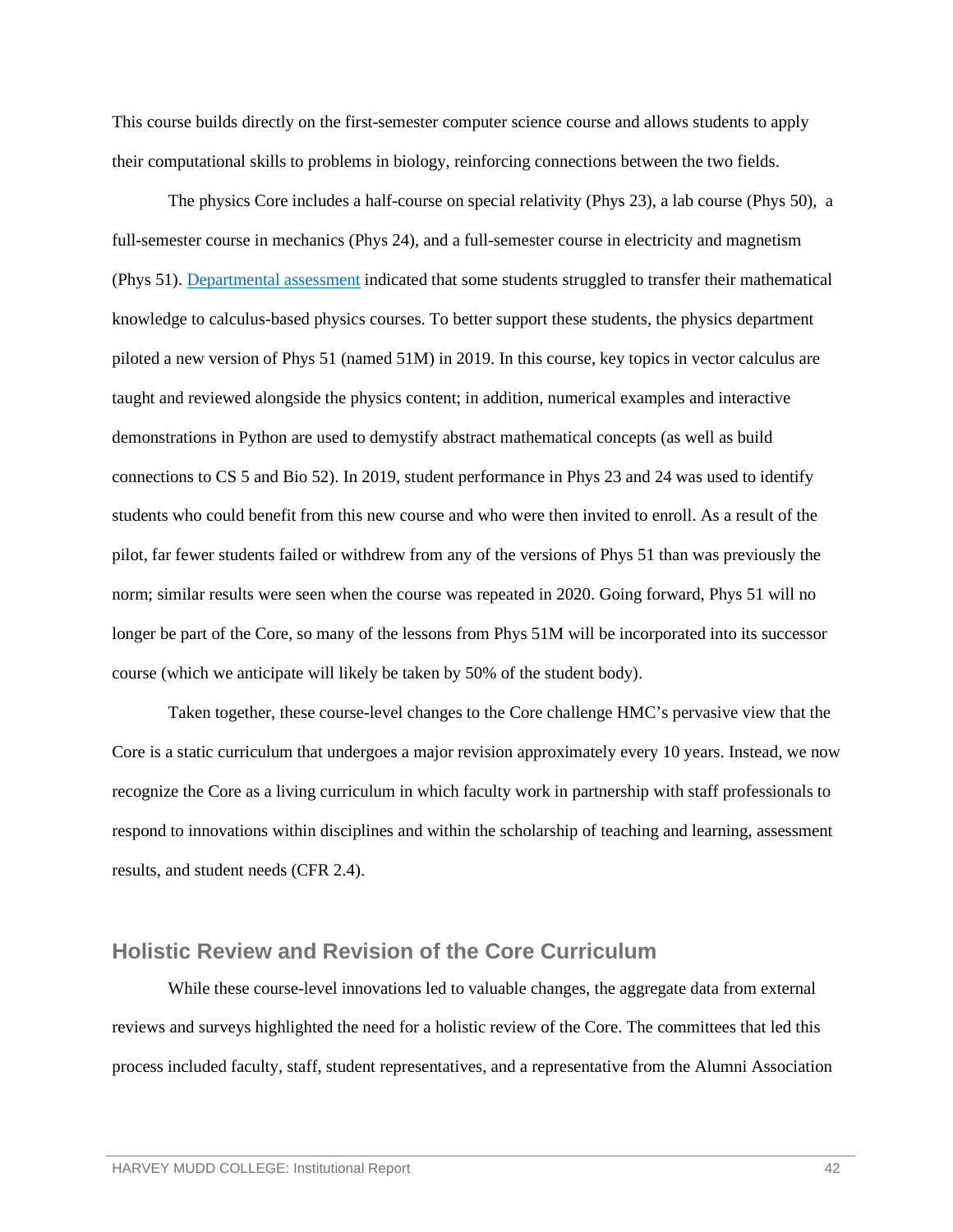This course builds directly on the first-semester computer science course and allows students to apply their computational skills to problems in biology, reinforcing connections between the two fields.

The physics Core includes a half-course on special relativity (Phys 23), a lab course (Phys 50), a full-semester course in mechanics (Phys 24), and a full-semester course in electricity and magnetism (Phys 51). Departmental assessment indicated that some students struggled to transfer their mathematical knowledge to calculus-based physics courses. To better support these students, the physics department piloted a new version of Phys 51 (named 51M) in 2019. In this course, key topics in vector calculus are taught and reviewed alongside the physics content; in addition, numerical examples and interactive demonstrations in Python are used to demystify abstract mathematical concepts (as well as build connections to CS 5 and Bio 52). In 2019, student performance in Phys 23 and 24 was used to identify students who could benefit from this new course and who were then invited to enroll. As a result of the pilot, far fewer students failed or withdrew from any of the versions of Phys 51 than was previously the norm; similar results were seen when the course was repeated in 2020. Going forward, Phys 51 will no longer be part of the Core, so many of the lessons from Phys 51M will be incorporated into its successor course (which we anticipate will likely be taken by 50% of the student body).

Taken together, these course-level changes to the Core challenge HMC's pervasive view that the Core is a static curriculum that undergoes a major revision approximately every 10 years. Instead, we now recognize the Core as a living curriculum in which faculty work in partnership with staff professionals to respond to innovations within disciplines and within the scholarship of teaching and learning, assessment results, and student needs (CFR 2.4).

## Holistic Review and Revision of the Core Curriculum

While these course-level innovations led to valuable changes, the aggregate data from external reviews and surveys highlighted the need for a holistic review of the Core. The committees that led this process included faculty, staff, student representatives, and a representative from the Alumni Association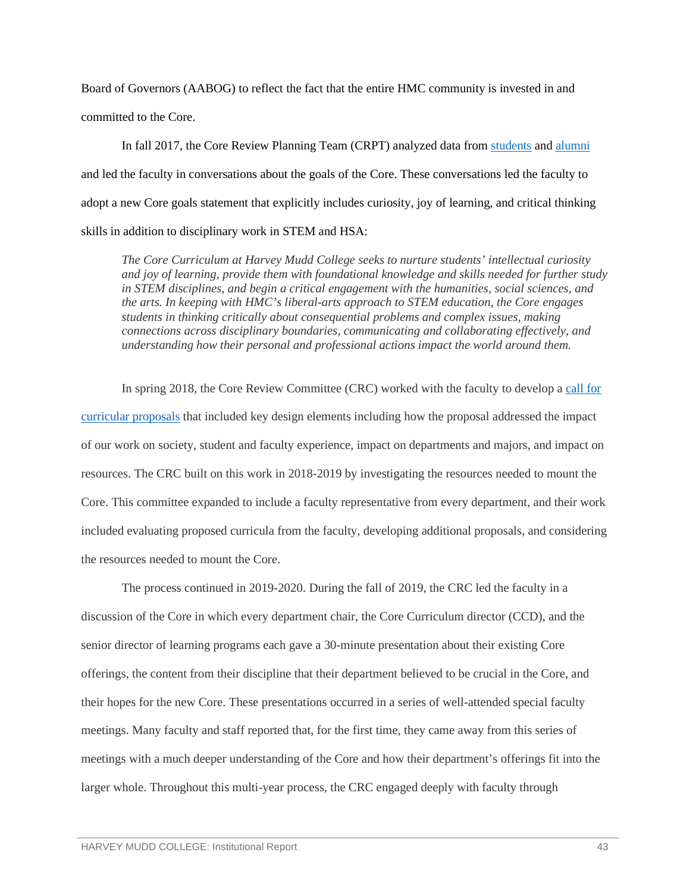Board of Governors (AABOG) to reflect the fact that the entire HMC community is invested in and committed to the Core.

In fall 2017, the Core Review Planning Team (CRPT) analyzed data from students and alumni and led the faculty in conversations about the goals of the Core. These conversations led the faculty to adopt a new Core goals statement that explicitly includes curiosity, joy of learning, and critical thinking skills in addition to disciplinary work in STEM and HSA:

> *The Core Curriculum at Harvey Mudd College seeks to nurture students' intellectual curiosity and joy of learning, provide them with foundational knowledge and skills needed for further study in STEM disciplines, and begin a critical engagement with the humanities, social sciences, and the arts. In keeping with HMC's liberal-arts approach to STEM education, the Core engages students in thinking critically about consequential problems and complex issues, making connections across disciplinary boundaries, communicating and collaborating effectively, and understanding how their personal and professional actions impact the world around them.*

In spring 2018, the Core Review Committee (CRC) worked with the faculty to develop a call for curricular proposals that included key design elements including how the proposal addressed the impact of our work on society, student and faculty experience, impact on departments and majors, and impact on resources. The CRC built on this work in 2018-2019 by investigating the resources needed to mount the Core. This committee expanded to include a faculty representative from every department, and their work included evaluating proposed curricula from the faculty, developing additional proposals, and considering the resources needed to mount the Core.

The process continued in 2019-2020. During the fall of 2019, the CRC led the faculty in a discussion of the Core in which every department chair, the Core Curriculum director (CCD), and the senior director of learning programs each gave a 30-minute presentation about their existing Core offerings, the content from their discipline that their department believed to be crucial in the Core, and their hopes for the new Core. These presentations occurred in a series of well-attended special faculty meetings. Many faculty and staff reported that, for the first time, they came away from this series of meetings with a much deeper understanding of the Core and how their department's offerings fit into the larger whole. Throughout this multi-year process, the CRC engaged deeply with faculty through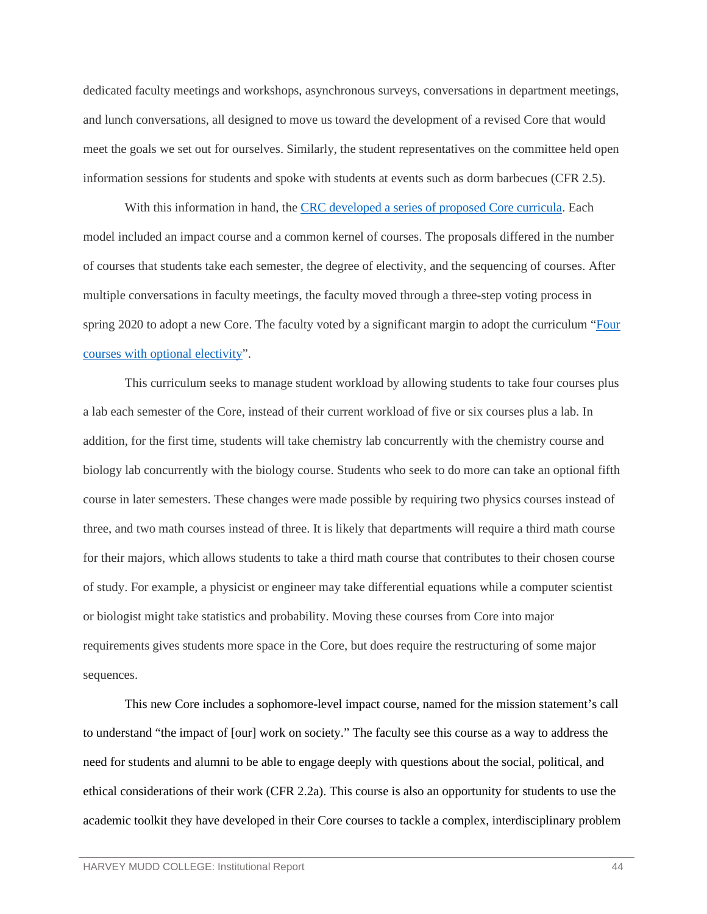dedicated faculty meetings and workshops, asynchronous surveys, conversations in department meetings, and lunch conversations, all designed to move us toward the development of a revised Core that would meet the goals we set out for ourselves. Similarly, the student representatives on the committee held open information sessions for students and spoke with students at events such as dorm barbecues (CFR 2.5).

With this information in hand, the CRC developed a series of proposed Core curricula. Each model included an impact course and a common kernel of courses. The proposals differed in the number of courses that students take each semester, the degree of electivity, and the sequencing of courses. After multiple conversations in faculty meetings, the faculty moved through a three-step voting process in spring 2020 to adopt a new Core. The faculty voted by a significant margin to adopt the curriculum "Four courses with optional electivity".

This curriculum seeks to manage student workload by allowing students to take four courses plus a lab each semester of the Core, instead of their current workload of five or six courses plus a lab. In addition, for the first time, students will take chemistry lab concurrently with the chemistry course and biology lab concurrently with the biology course. Students who seek to do more can take an optional fifth course in later semesters. These changes were made possible by requiring two physics courses instead of three, and two math courses instead of three. It is likely that departments will require a third math course for their majors, which allows students to take a third math course that contributes to their chosen course of study. For example, a physicist or engineer may take differential equations while a computer scientist or biologist might take statistics and probability. Moving these courses from Core into major requirements gives students more space in the Core, but does require the restructuring of some major sequences.

This new Core includes a sophomore-level impact course, named for the mission statement's call to understand "the impact of [our] work on society." The faculty see this course as a way to address the need for students and alumni to be able to engage deeply with questions about the social, political, and ethical considerations of their work (CFR 2.2a). This course is also an opportunity for students to use the academic toolkit they have developed in their Core courses to tackle a complex, interdisciplinary problem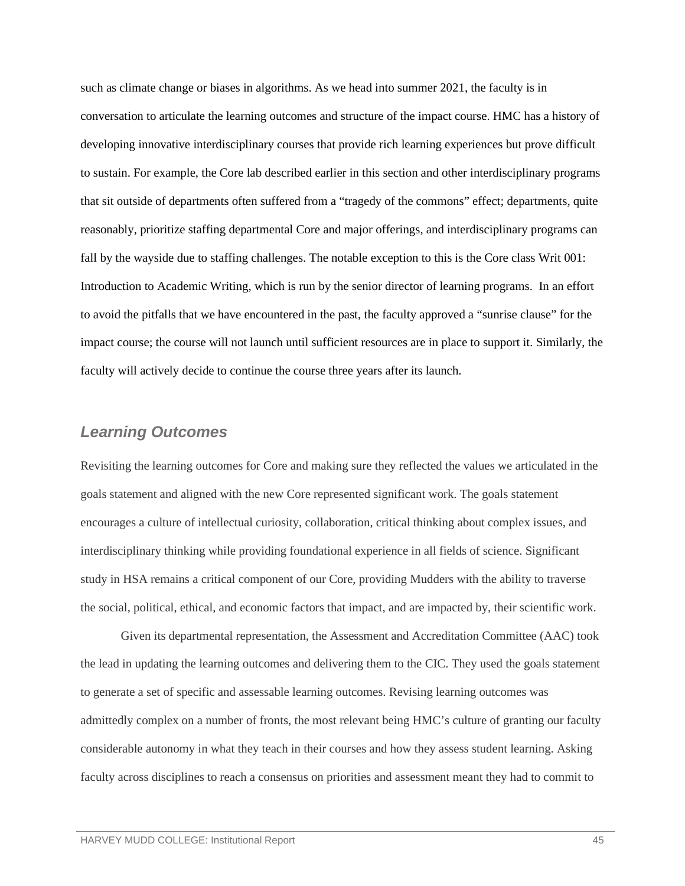such as climate change or biases in algorithms. As we head into summer 2021, the faculty is in conversation to articulate the learning outcomes and structure of the impact course. HMC has a history of developing innovative interdisciplinary courses that provide rich learning experiences but prove difficult to sustain. For example, the Core lab described earlier in this section and other interdisciplinary programs that sit outside of departments often suffered from a "tragedy of the commons" effect; departments, quite reasonably, prioritize staffing departmental Core and major offerings, and interdisciplinary programs can fall by the wayside due to staffing challenges. The notable exception to this is the Core class Writ 001: Introduction to Academic Writing, which is run by the senior director of learning programs. In an effort to avoid the pitfalls that we have encountered in the past, the faculty approved a "sunrise clause" for the impact course; the course will not launch until sufficient resources are in place to support it. Similarly, the faculty will actively decide to continue the course three years after its launch.

### *Learning Outcomes*

Revisiting the learning outcomes for Core and making sure they reflected the values we articulated in the goals statement and aligned with the new Core represented significant work. The goals statement encourages a culture of intellectual curiosity, collaboration, critical thinking about complex issues, and interdisciplinary thinking while providing foundational experience in all fields of science. Significant study in HSA remains a critical component of our Core, providing Mudders with the ability to traverse the social, political, ethical, and economic factors that impact, and are impacted by, their scientific work.

Given its departmental representation, the Assessment and Accreditation Committee (AAC) took the lead in updating the learning outcomes and delivering them to the CIC. They used the goals statement to generate a set of specific and assessable learning outcomes. Revising learning outcomes was admittedly complex on a number of fronts, the most relevant being HMC's culture of granting our faculty considerable autonomy in what they teach in their courses and how they assess student learning. Asking faculty across disciplines to reach a consensus on priorities and assessment meant they had to commit to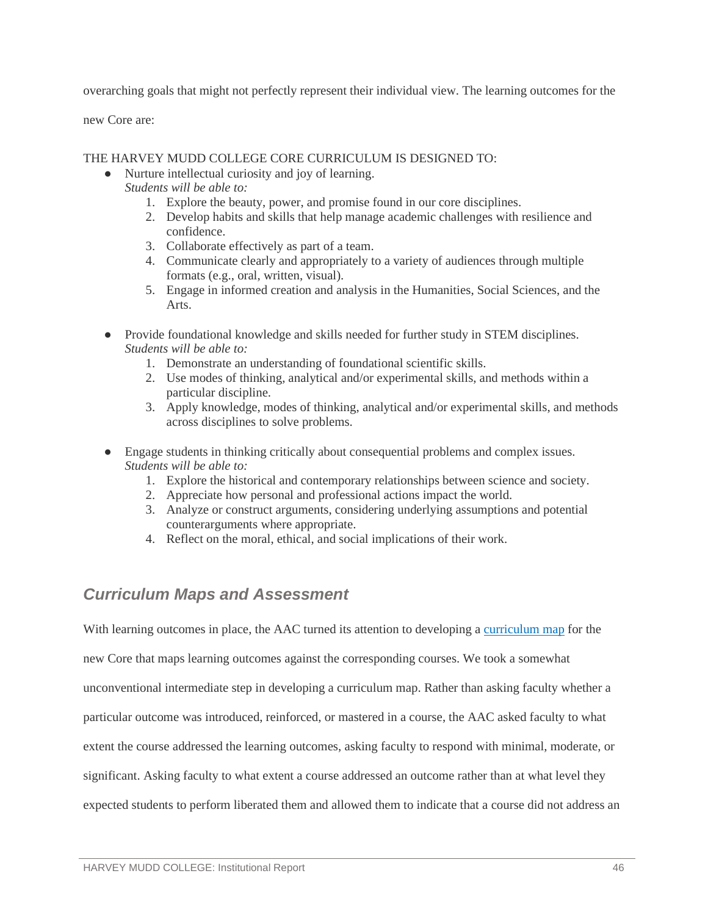overarching goals that might not perfectly represent their individual view. The learning outcomes for the new Core are:

THE HARVEY MUDD COLLEGE CORE CURRICULUM IS DESIGNED TO:

- Nurture intellectual curiosity and joy of learning.
  *Students will be able to:*
  1. Explore the beauty, power, and promise found in our core disciplines.
  2. Develop habits and skills that help manage academic challenges with resilience and confidence.
  3. Collaborate effectively as part of a team.
  4. Communicate clearly and appropriately to a variety of audiences through multiple formats (e.g., oral, written, visual).
  5. Engage in informed creation and analysis in the Humanities, Social Sciences, and the Arts.

- Provide foundational knowledge and skills needed for further study in STEM disciplines.
  *Students will be able to:*
  1. Demonstrate an understanding of foundational scientific skills.
  2. Use modes of thinking, analytical and/or experimental skills, and methods within a particular discipline.
  3. Apply knowledge, modes of thinking, analytical and/or experimental skills, and methods across disciplines to solve problems.

- Engage students in thinking critically about consequential problems and complex issues.
  *Students will be able to:*
  1. Explore the historical and contemporary relationships between science and society.
  2. Appreciate how personal and professional actions impact the world.
  3. Analyze or construct arguments, considering underlying assumptions and potential counterarguments where appropriate.
  4. Reflect on the moral, ethical, and social implications of their work.

## *Curriculum Maps and Assessment*

With learning outcomes in place, the AAC turned its attention to developing a curriculum map for the new Core that maps learning outcomes against the corresponding courses. We took a somewhat unconventional intermediate step in developing a curriculum map. Rather than asking faculty whether a particular outcome was introduced, reinforced, or mastered in a course, the AAC asked faculty to what extent the course addressed the learning outcomes, asking faculty to respond with minimal, moderate, or significant. Asking faculty to what extent a course addressed an outcome rather than at what level they expected students to perform liberated them and allowed them to indicate that a course did not address an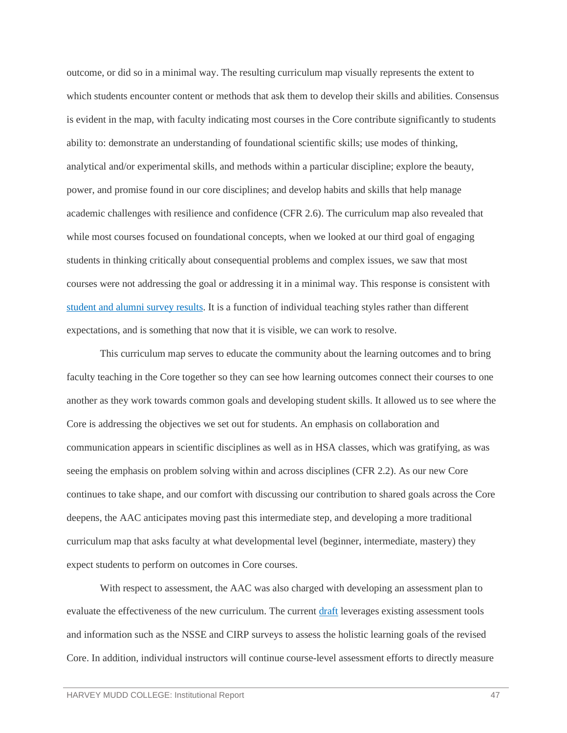outcome, or did so in a minimal way. The resulting curriculum map visually represents the extent to which students encounter content or methods that ask them to develop their skills and abilities. Consensus is evident in the map, with faculty indicating most courses in the Core contribute significantly to students ability to: demonstrate an understanding of foundational scientific skills; use modes of thinking, analytical and/or experimental skills, and methods within a particular discipline; explore the beauty, power, and promise found in our core disciplines; and develop habits and skills that help manage academic challenges with resilience and confidence (CFR 2.6). The curriculum map also revealed that while most courses focused on foundational concepts, when we looked at our third goal of engaging students in thinking critically about consequential problems and complex issues, we saw that most courses were not addressing the goal or addressing it in a minimal way. This response is consistent with student and alumni survey results. It is a function of individual teaching styles rather than different expectations, and is something that now that it is visible, we can work to resolve.

This curriculum map serves to educate the community about the learning outcomes and to bring faculty teaching in the Core together so they can see how learning outcomes connect their courses to one another as they work towards common goals and developing student skills. It allowed us to see where the Core is addressing the objectives we set out for students. An emphasis on collaboration and communication appears in scientific disciplines as well as in HSA classes, which was gratifying, as was seeing the emphasis on problem solving within and across disciplines (CFR 2.2). As our new Core continues to take shape, and our comfort with discussing our contribution to shared goals across the Core deepens, the AAC anticipates moving past this intermediate step, and developing a more traditional curriculum map that asks faculty at what developmental level (beginner, intermediate, mastery) they expect students to perform on outcomes in Core courses.

With respect to assessment, the AAC was also charged with developing an assessment plan to evaluate the effectiveness of the new curriculum. The current draft leverages existing assessment tools and information such as the NSSE and CIRP surveys to assess the holistic learning goals of the revised Core. In addition, individual instructors will continue course-level assessment efforts to directly measure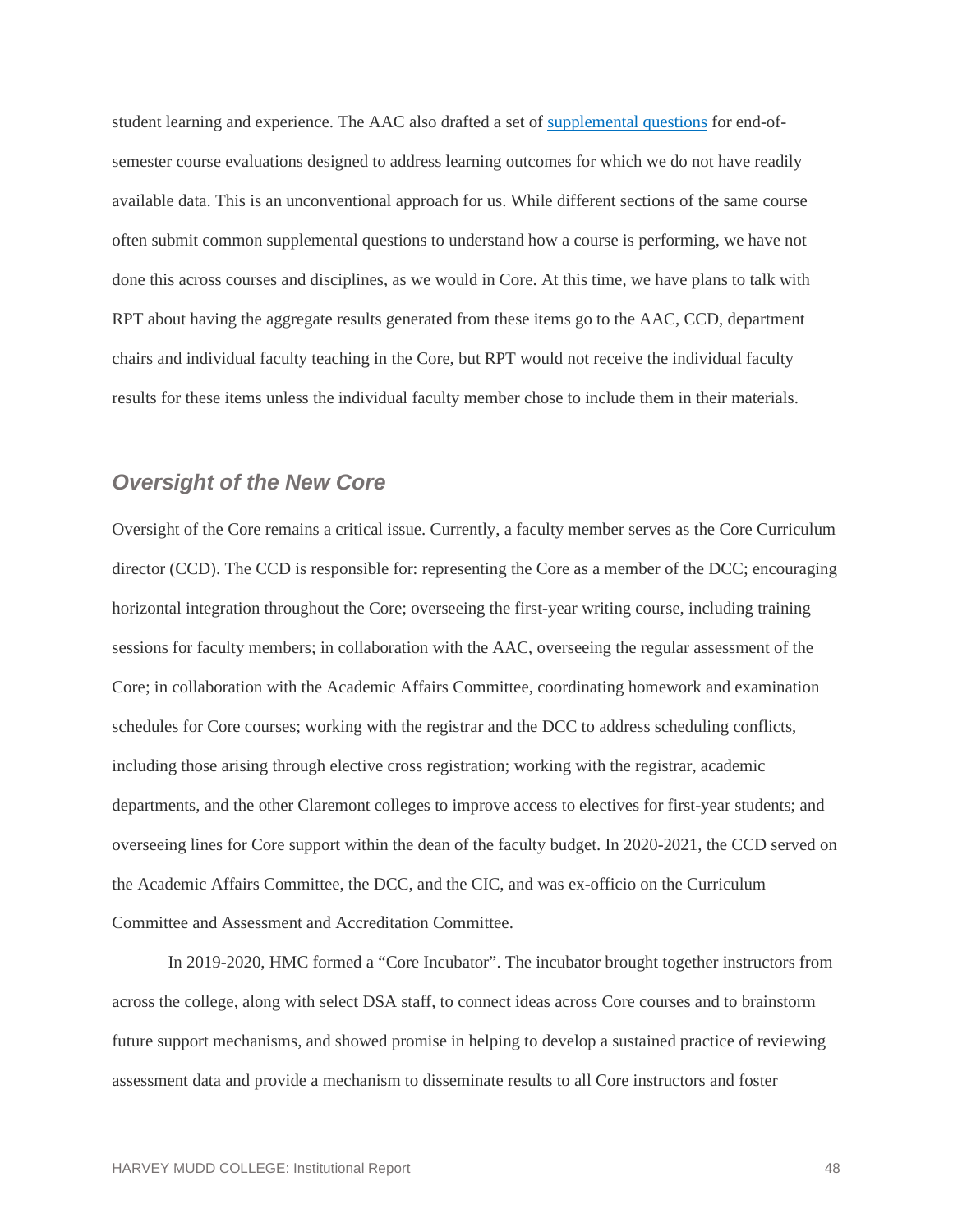student learning and experience. The AAC also drafted a set of [supplemental questions](#) for end-of-semester course evaluations designed to address learning outcomes for which we do not have readily available data. This is an unconventional approach for us. While different sections of the same course often submit common supplemental questions to understand how a course is performing, we have not done this across courses and disciplines, as we would in Core. At this time, we have plans to talk with RPT about having the aggregate results generated from these items go to the AAC, CCD, department chairs and individual faculty teaching in the Core, but RPT would not receive the individual faculty results for these items unless the individual faculty member chose to include them in their materials.

### *Oversight of the New Core*

Oversight of the Core remains a critical issue. Currently, a faculty member serves as the Core Curriculum director (CCD). The CCD is responsible for: representing the Core as a member of the DCC; encouraging horizontal integration throughout the Core; overseeing the first-year writing course, including training sessions for faculty members; in collaboration with the AAC, overseeing the regular assessment of the Core; in collaboration with the Academic Affairs Committee, coordinating homework and examination schedules for Core courses; working with the registrar and the DCC to address scheduling conflicts, including those arising through elective cross registration; working with the registrar, academic departments, and the other Claremont colleges to improve access to electives for first-year students; and overseeing lines for Core support within the dean of the faculty budget. In 2020-2021, the CCD served on the Academic Affairs Committee, the DCC, and the CIC, and was ex-officio on the Curriculum Committee and Assessment and Accreditation Committee.

In 2019-2020, HMC formed a "Core Incubator". The incubator brought together instructors from across the college, along with select DSA staff, to connect ideas across Core courses and to brainstorm future support mechanisms, and showed promise in helping to develop a sustained practice of reviewing assessment data and provide a mechanism to disseminate results to all Core instructors and foster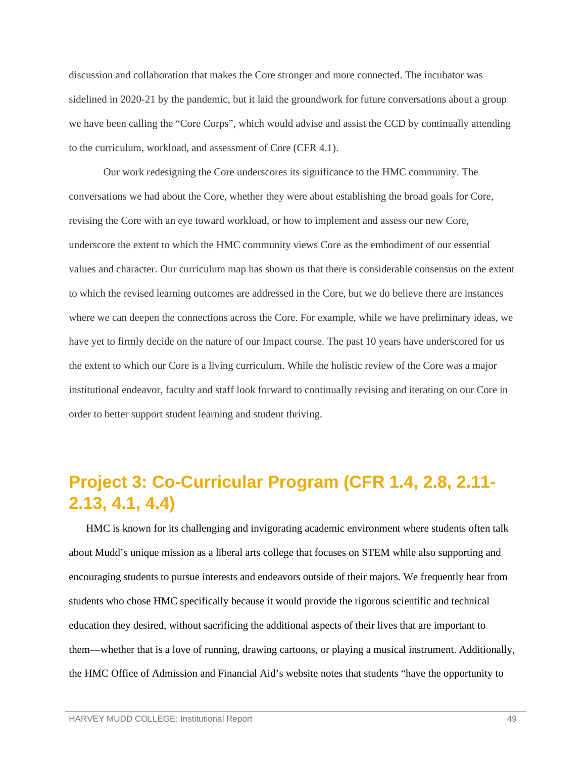discussion and collaboration that makes the Core stronger and more connected. The incubator was sidelined in 2020-21 by the pandemic, but it laid the groundwork for future conversations about a group we have been calling the "Core Corps", which would advise and assist the CCD by continually attending to the curriculum, workload, and assessment of Core (CFR 4.1).

Our work redesigning the Core underscores its significance to the HMC community. The conversations we had about the Core, whether they were about establishing the broad goals for Core, revising the Core with an eye toward workload, or how to implement and assess our new Core, underscore the extent to which the HMC community views Core as the embodiment of our essential values and character. Our curriculum map has shown us that there is considerable consensus on the extent to which the revised learning outcomes are addressed in the Core, but we do believe there are instances where we can deepen the connections across the Core. For example, while we have preliminary ideas, we have yet to firmly decide on the nature of our Impact course. The past 10 years have underscored for us the extent to which our Core is a living curriculum. While the holistic review of the Core was a major institutional endeavor, faculty and staff look forward to continually revising and iterating on our Core in order to better support student learning and student thriving.

## Project 3: Co-Curricular Program (CFR 1.4, 2.8, 2.11-2.13, 4.1, 4.4)

HMC is known for its challenging and invigorating academic environment where students often talk about Mudd's unique mission as a liberal arts college that focuses on STEM while also supporting and encouraging students to pursue interests and endeavors outside of their majors. We frequently hear from students who chose HMC specifically because it would provide the rigorous scientific and technical education they desired, without sacrificing the additional aspects of their lives that are important to them—whether that is a love of running, drawing cartoons, or playing a musical instrument. Additionally, the HMC Office of Admission and Financial Aid's website notes that students "have the opportunity to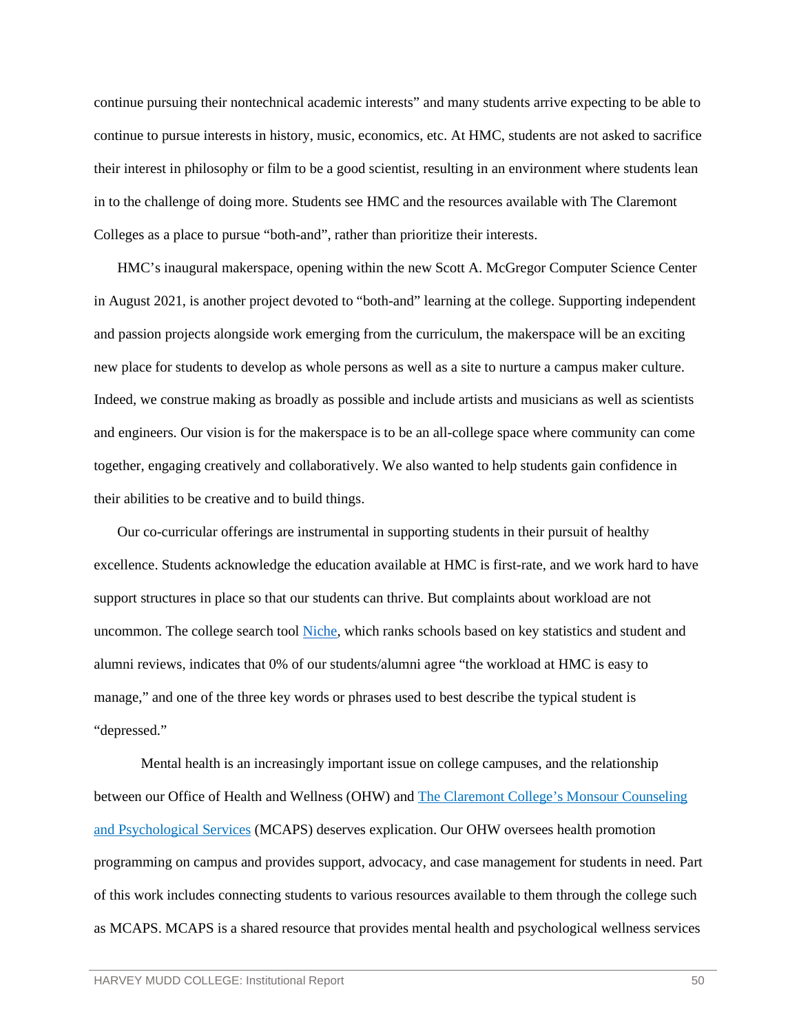continue pursuing their nontechnical academic interests" and many students arrive expecting to be able to continue to pursue interests in history, music, economics, etc. At HMC, students are not asked to sacrifice their interest in philosophy or film to be a good scientist, resulting in an environment where students lean in to the challenge of doing more. Students see HMC and the resources available with The Claremont Colleges as a place to pursue "both-and", rather than prioritize their interests.

HMC's inaugural makerspace, opening within the new Scott A. McGregor Computer Science Center in August 2021, is another project devoted to "both-and" learning at the college. Supporting independent and passion projects alongside work emerging from the curriculum, the makerspace will be an exciting new place for students to develop as whole persons as well as a site to nurture a campus maker culture. Indeed, we construe making as broadly as possible and include artists and musicians as well as scientists and engineers. Our vision is for the makerspace is to be an all-college space where community can come together, engaging creatively and collaboratively. We also wanted to help students gain confidence in their abilities to be creative and to build things.

Our co-curricular offerings are instrumental in supporting students in their pursuit of healthy excellence. Students acknowledge the education available at HMC is first-rate, and we work hard to have support structures in place so that our students can thrive. But complaints about workload are not uncommon. The college search tool Niche, which ranks schools based on key statistics and student and alumni reviews, indicates that 0% of our students/alumni agree "the workload at HMC is easy to manage," and one of the three key words or phrases used to best describe the typical student is "depressed."

Mental health is an increasingly important issue on college campuses, and the relationship between our Office of Health and Wellness (OHW) and The Claremont College's Monsour Counseling and Psychological Services (MCAPS) deserves explication. Our OHW oversees health promotion programming on campus and provides support, advocacy, and case management for students in need. Part of this work includes connecting students to various resources available to them through the college such as MCAPS. MCAPS is a shared resource that provides mental health and psychological wellness services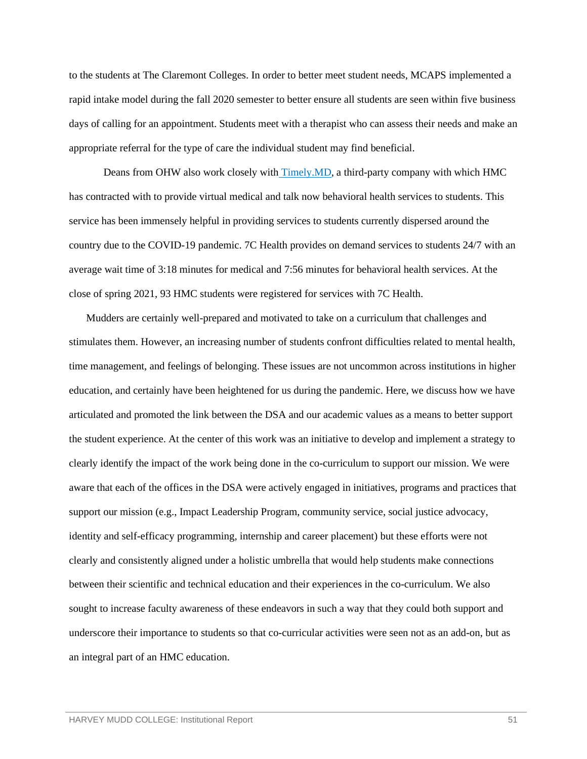to the students at The Claremont Colleges. In order to better meet student needs, MCAPS implemented a rapid intake model during the fall 2020 semester to better ensure all students are seen within five business days of calling for an appointment. Students meet with a therapist who can assess their needs and make an appropriate referral for the type of care the individual student may find beneficial.

Deans from OHW also work closely with [Timely.MD](Timely.MD), a third-party company with which HMC has contracted with to provide virtual medical and talk now behavioral health services to students. This service has been immensely helpful in providing services to students currently dispersed around the country due to the COVID-19 pandemic. 7C Health provides on demand services to students 24/7 with an average wait time of 3:18 minutes for medical and 7:56 minutes for behavioral health services. At the close of spring 2021, 93 HMC students were registered for services with 7C Health.

Mudders are certainly well-prepared and motivated to take on a curriculum that challenges and stimulates them. However, an increasing number of students confront difficulties related to mental health, time management, and feelings of belonging. These issues are not uncommon across institutions in higher education, and certainly have been heightened for us during the pandemic. Here, we discuss how we have articulated and promoted the link between the DSA and our academic values as a means to better support the student experience. At the center of this work was an initiative to develop and implement a strategy to clearly identify the impact of the work being done in the co-curriculum to support our mission. We were aware that each of the offices in the DSA were actively engaged in initiatives, programs and practices that support our mission (e.g., Impact Leadership Program, community service, social justice advocacy, identity and self-efficacy programming, internship and career placement) but these efforts were not clearly and consistently aligned under a holistic umbrella that would help students make connections between their scientific and technical education and their experiences in the co-curriculum. We also sought to increase faculty awareness of these endeavors in such a way that they could both support and underscore their importance to students so that co-curricular activities were seen not as an add-on, but as an integral part of an HMC education.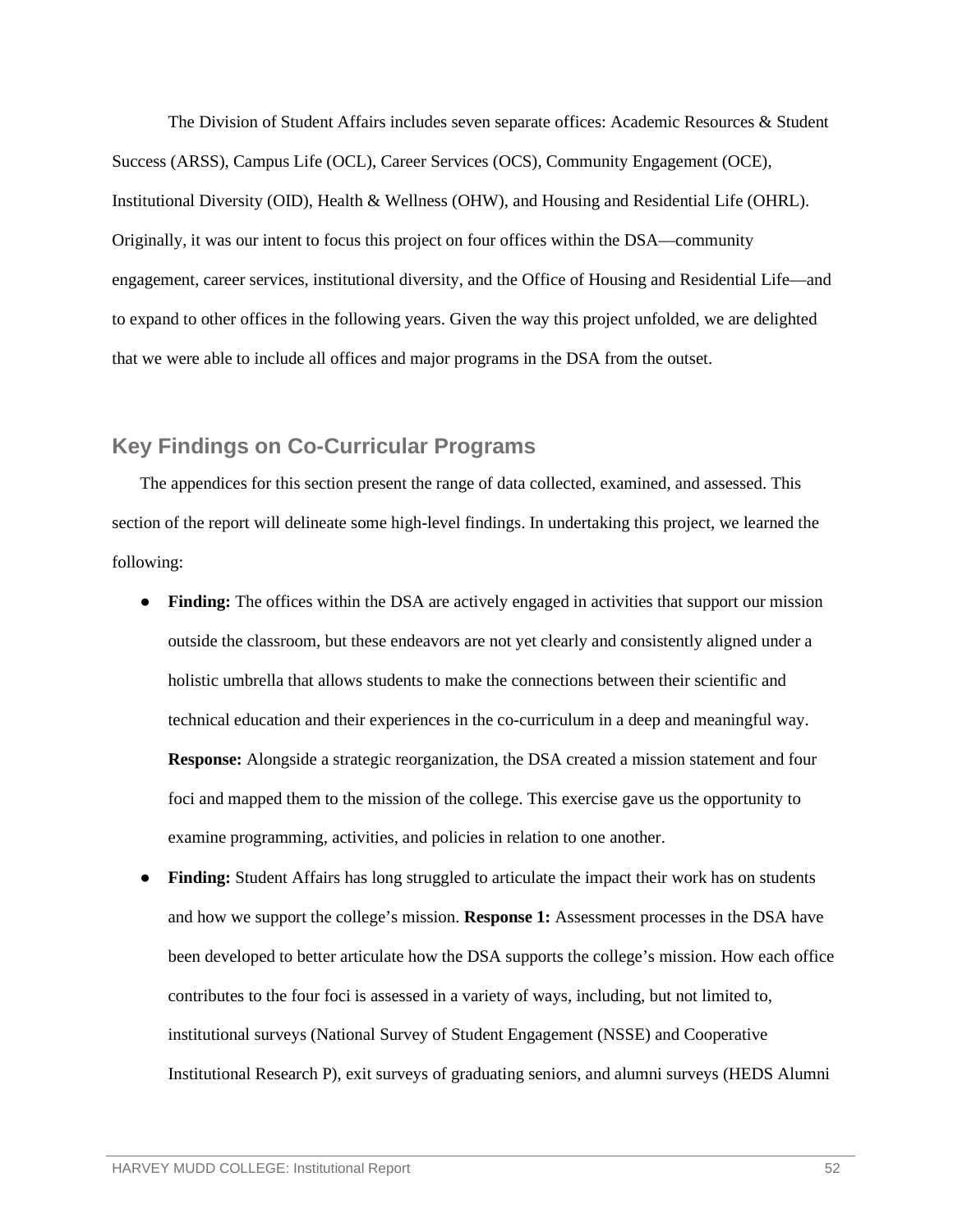The Division of Student Affairs includes seven separate offices: Academic Resources & Student Success (ARSS), Campus Life (OCL), Career Services (OCS), Community Engagement (OCE), Institutional Diversity (OID), Health & Wellness (OHW), and Housing and Residential Life (OHRL). Originally, it was our intent to focus this project on four offices within the DSA—community engagement, career services, institutional diversity, and the Office of Housing and Residential Life—and to expand to other offices in the following years. Given the way this project unfolded, we are delighted that we were able to include all offices and major programs in the DSA from the outset.

## Key Findings on Co-Curricular Programs

The appendices for this section present the range of data collected, examined, and assessed. This section of the report will delineate some high-level findings. In undertaking this project, we learned the following:

- **Finding:** The offices within the DSA are actively engaged in activities that support our mission outside the classroom, but these endeavors are not yet clearly and consistently aligned under a holistic umbrella that allows students to make the connections between their scientific and technical education and their experiences in the co-curriculum in a deep and meaningful way. **Response:** Alongside a strategic reorganization, the DSA created a mission statement and four foci and mapped them to the mission of the college. This exercise gave us the opportunity to examine programming, activities, and policies in relation to one another.
- **Finding:** Student Affairs has long struggled to articulate the impact their work has on students and how we support the college's mission. **Response 1:** Assessment processes in the DSA have been developed to better articulate how the DSA supports the college's mission. How each office contributes to the four foci is assessed in a variety of ways, including, but not limited to, institutional surveys (National Survey of Student Engagement (NSSE) and Cooperative Institutional Research P), exit surveys of graduating seniors, and alumni surveys (HEDS Alumni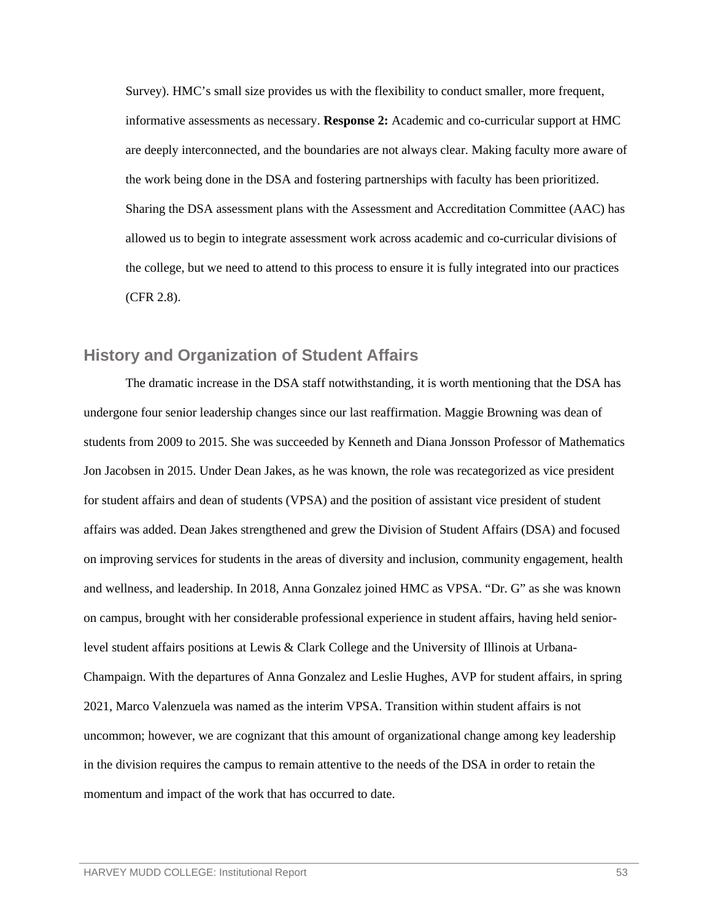Survey). HMC's small size provides us with the flexibility to conduct smaller, more frequent, informative assessments as necessary. **Response 2:** Academic and co-curricular support at HMC are deeply interconnected, and the boundaries are not always clear. Making faculty more aware of the work being done in the DSA and fostering partnerships with faculty has been prioritized. Sharing the DSA assessment plans with the Assessment and Accreditation Committee (AAC) has allowed us to begin to integrate assessment work across academic and co-curricular divisions of the college, but we need to attend to this process to ensure it is fully integrated into our practices (CFR 2.8).

## History and Organization of Student Affairs

The dramatic increase in the DSA staff notwithstanding, it is worth mentioning that the DSA has undergone four senior leadership changes since our last reaffirmation. Maggie Browning was dean of students from 2009 to 2015. She was succeeded by Kenneth and Diana Jonsson Professor of Mathematics Jon Jacobsen in 2015. Under Dean Jakes, as he was known, the role was recategorized as vice president for student affairs and dean of students (VPSA) and the position of assistant vice president of student affairs was added. Dean Jakes strengthened and grew the Division of Student Affairs (DSA) and focused on improving services for students in the areas of diversity and inclusion, community engagement, health and wellness, and leadership. In 2018, Anna Gonzalez joined HMC as VPSA. "Dr. G" as she was known on campus, brought with her considerable professional experience in student affairs, having held senior-level student affairs positions at Lewis & Clark College and the University of Illinois at Urbana-Champaign. With the departures of Anna Gonzalez and Leslie Hughes, AVP for student affairs, in spring 2021, Marco Valenzuela was named as the interim VPSA. Transition within student affairs is not uncommon; however, we are cognizant that this amount of organizational change among key leadership in the division requires the campus to remain attentive to the needs of the DSA in order to retain the momentum and impact of the work that has occurred to date.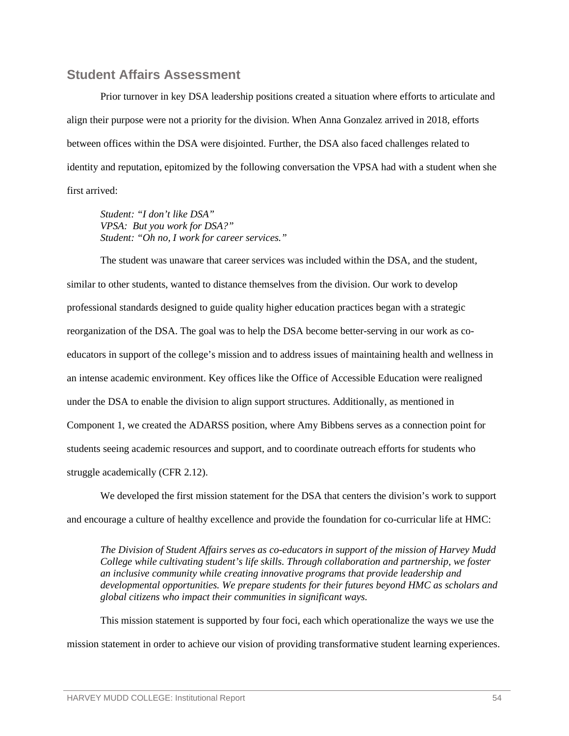## Student Affairs Assessment

Prior turnover in key DSA leadership positions created a situation where efforts to articulate and align their purpose were not a priority for the division. When Anna Gonzalez arrived in 2018, efforts between offices within the DSA were disjointed. Further, the DSA also faced challenges related to identity and reputation, epitomized by the following conversation the VPSA had with a student when she first arrived:

*Student: "I don't like DSA"*
*VPSA: But you work for DSA?"*
*Student: "Oh no, I work for career services."*

The student was unaware that career services was included within the DSA, and the student, similar to other students, wanted to distance themselves from the division. Our work to develop professional standards designed to guide quality higher education practices began with a strategic reorganization of the DSA. The goal was to help the DSA become better-serving in our work as co-educators in support of the college's mission and to address issues of maintaining health and wellness in an intense academic environment. Key offices like the Office of Accessible Education were realigned under the DSA to enable the division to align support structures. Additionally, as mentioned in Component 1, we created the ADARSS position, where Amy Bibbens serves as a connection point for students seeing academic resources and support, and to coordinate outreach efforts for students who struggle academically (CFR 2.12).

We developed the first mission statement for the DSA that centers the division's work to support and encourage a culture of healthy excellence and provide the foundation for co-curricular life at HMC:

*The Division of Student Affairs serves as co-educators in support of the mission of Harvey Mudd College while cultivating student's life skills. Through collaboration and partnership, we foster an inclusive community while creating innovative programs that provide leadership and developmental opportunities. We prepare students for their futures beyond HMC as scholars and global citizens who impact their communities in significant ways.*

This mission statement is supported by four foci, each which operationalize the ways we use the mission statement in order to achieve our vision of providing transformative student learning experiences.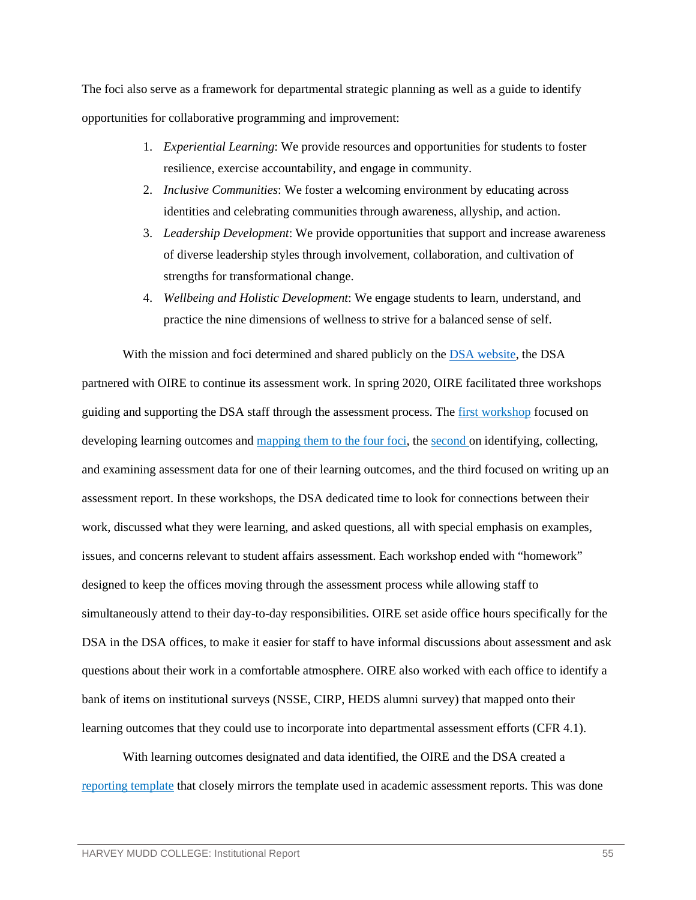The foci also serve as a framework for departmental strategic planning as well as a guide to identify opportunities for collaborative programming and improvement:

1. *Experiential Learning*: We provide resources and opportunities for students to foster resilience, exercise accountability, and engage in community.
2. *Inclusive Communities*: We foster a welcoming environment by educating across identities and celebrating communities through awareness, allyship, and action.
3. *Leadership Development*: We provide opportunities that support and increase awareness of diverse leadership styles through involvement, collaboration, and cultivation of strengths for transformational change.
4. *Wellbeing and Holistic Development*: We engage students to learn, understand, and practice the nine dimensions of wellness to strive for a balanced sense of self.

With the mission and foci determined and shared publicly on the DSA website, the DSA partnered with OIRE to continue its assessment work. In spring 2020, OIRE facilitated three workshops guiding and supporting the DSA staff through the assessment process. The first workshop focused on developing learning outcomes and mapping them to the four foci, the second on identifying, collecting, and examining assessment data for one of their learning outcomes, and the third focused on writing up an assessment report. In these workshops, the DSA dedicated time to look for connections between their work, discussed what they were learning, and asked questions, all with special emphasis on examples, issues, and concerns relevant to student affairs assessment. Each workshop ended with "homework" designed to keep the offices moving through the assessment process while allowing staff to simultaneously attend to their day-to-day responsibilities. OIRE set aside office hours specifically for the DSA in the DSA offices, to make it easier for staff to have informal discussions about assessment and ask questions about their work in a comfortable atmosphere. OIRE also worked with each office to identify a bank of items on institutional surveys (NSSE, CIRP, HEDS alumni survey) that mapped onto their learning outcomes that they could use to incorporate into departmental assessment efforts (CFR 4.1).

With learning outcomes designated and data identified, the OIRE and the DSA created a reporting template that closely mirrors the template used in academic assessment reports. This was done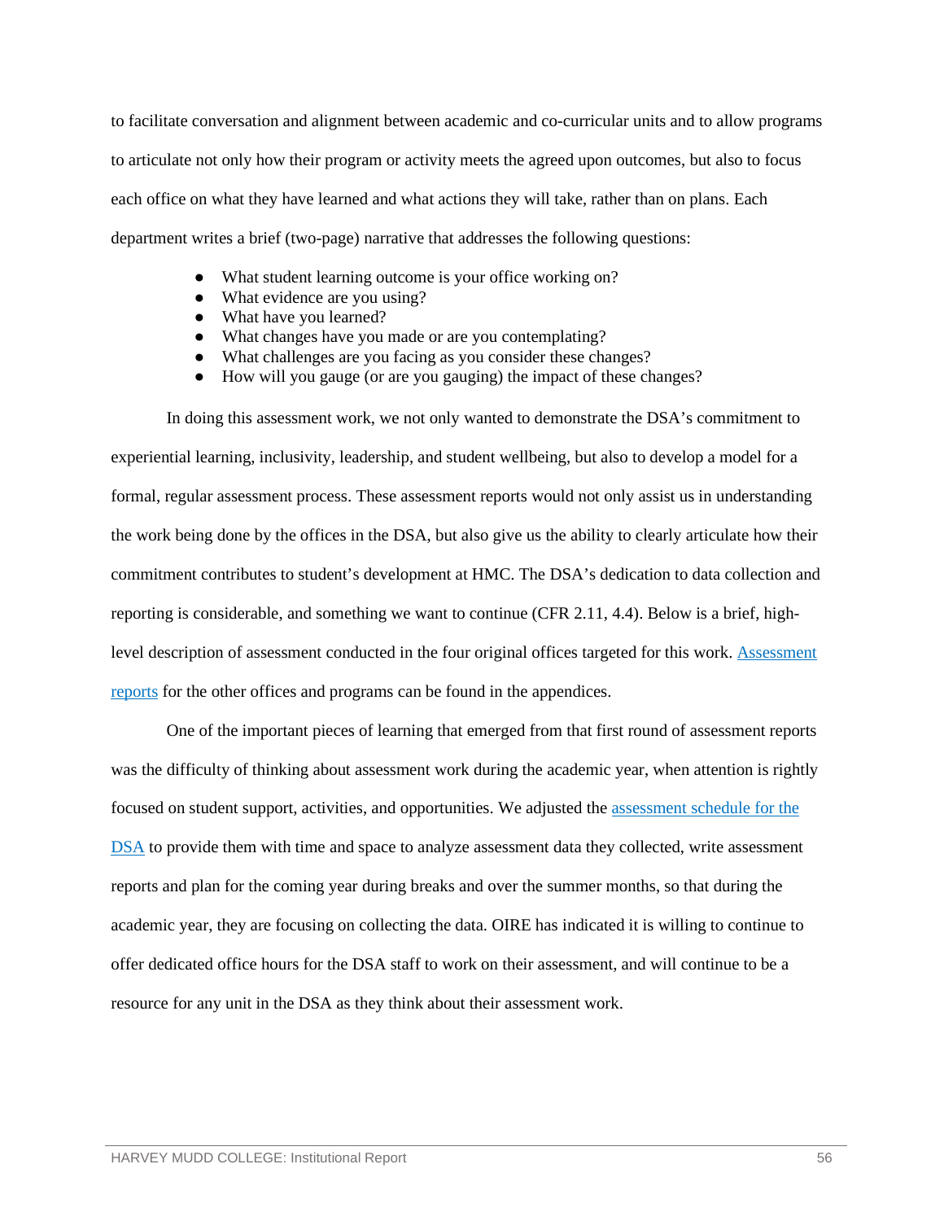to facilitate conversation and alignment between academic and co-curricular units and to allow programs to articulate not only how their program or activity meets the agreed upon outcomes, but also to focus each office on what they have learned and what actions they will take, rather than on plans. Each department writes a brief (two-page) narrative that addresses the following questions:

- What student learning outcome is your office working on?
- What evidence are you using?
- What have you learned?
- What changes have you made or are you contemplating?
- What challenges are you facing as you consider these changes?
- How will you gauge (or are you gauging) the impact of these changes?

In doing this assessment work, we not only wanted to demonstrate the DSA's commitment to experiential learning, inclusivity, leadership, and student wellbeing, but also to develop a model for a formal, regular assessment process. These assessment reports would not only assist us in understanding the work being done by the offices in the DSA, but also give us the ability to clearly articulate how their commitment contributes to student's development at HMC. The DSA's dedication to data collection and reporting is considerable, and something we want to continue (CFR 2.11, 4.4). Below is a brief, high-level description of assessment conducted in the four original offices targeted for this work. Assessment reports for the other offices and programs can be found in the appendices.

One of the important pieces of learning that emerged from that first round of assessment reports was the difficulty of thinking about assessment work during the academic year, when attention is rightly focused on student support, activities, and opportunities. We adjusted the assessment schedule for the DSA to provide them with time and space to analyze assessment data they collected, write assessment reports and plan for the coming year during breaks and over the summer months, so that during the academic year, they are focusing on collecting the data. OIRE has indicated it is willing to continue to offer dedicated office hours for the DSA staff to work on their assessment, and will continue to be a resource for any unit in the DSA as they think about their assessment work.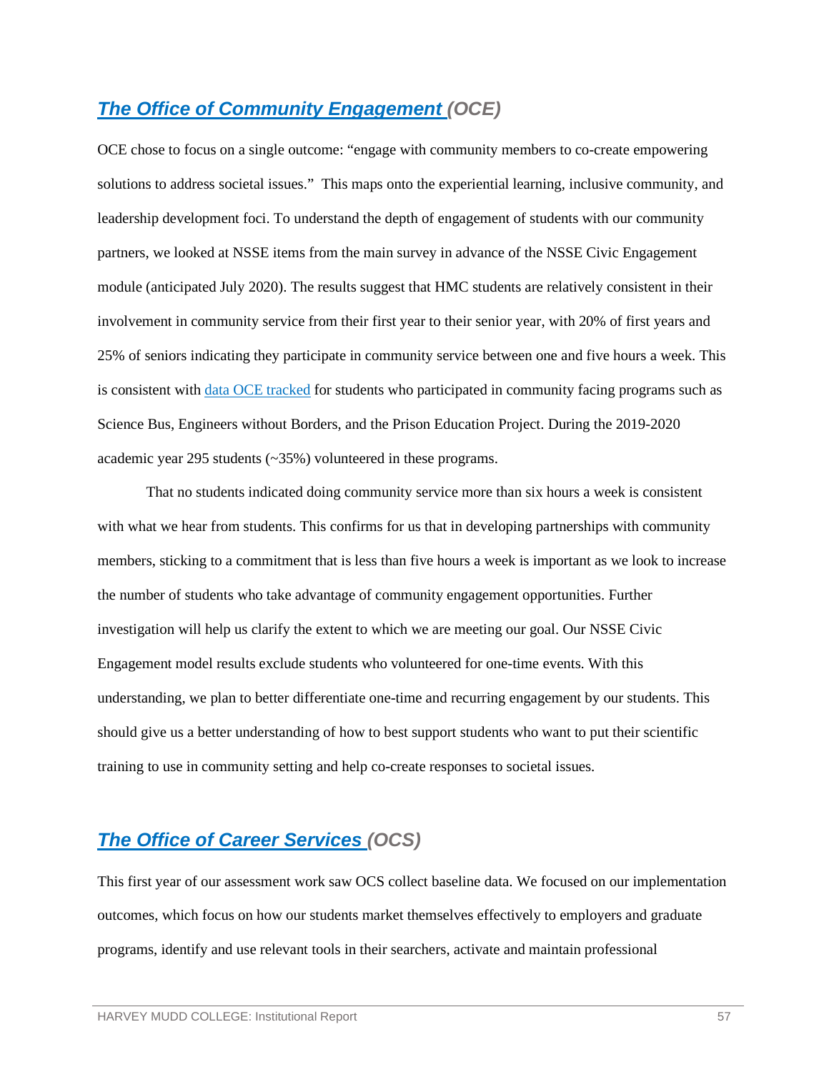## [The Office of Community Engagement](#) *(OCE)*

OCE chose to focus on a single outcome: "engage with community members to co-create empowering solutions to address societal issues." This maps onto the experiential learning, inclusive community, and leadership development foci. To understand the depth of engagement of students with our community partners, we looked at NSSE items from the main survey in advance of the NSSE Civic Engagement module (anticipated July 2020). The results suggest that HMC students are relatively consistent in their involvement in community service from their first year to their senior year, with 20% of first years and 25% of seniors indicating they participate in community service between one and five hours a week. This is consistent with [data OCE tracked](#) for students who participated in community facing programs such as Science Bus, Engineers without Borders, and the Prison Education Project. During the 2019-2020 academic year 295 students (~35%) volunteered in these programs.

That no students indicated doing community service more than six hours a week is consistent with what we hear from students. This confirms for us that in developing partnerships with community members, sticking to a commitment that is less than five hours a week is important as we look to increase the number of students who take advantage of community engagement opportunities. Further investigation will help us clarify the extent to which we are meeting our goal. Our NSSE Civic Engagement model results exclude students who volunteered for one-time events. With this understanding, we plan to better differentiate one-time and recurring engagement by our students. This should give us a better understanding of how to best support students who want to put their scientific training to use in community setting and help co-create responses to societal issues.

## [The Office of Career Services](#) *(OCS)*

This first year of our assessment work saw OCS collect baseline data. We focused on our implementation outcomes, which focus on how our students market themselves effectively to employers and graduate programs, identify and use relevant tools in their searchers, activate and maintain professional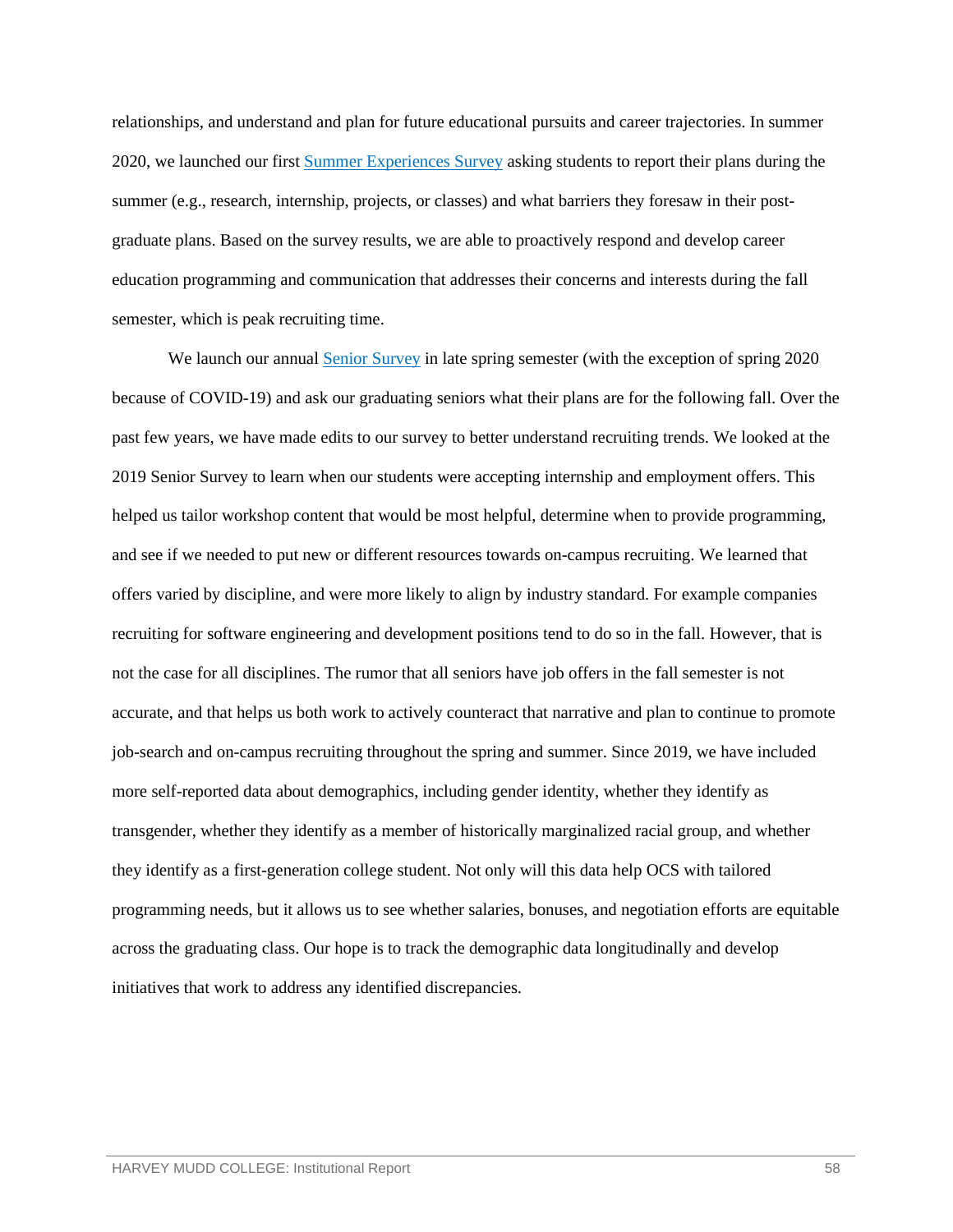relationships, and understand and plan for future educational pursuits and career trajectories. In summer 2020, we launched our first Summer Experiences Survey asking students to report their plans during the summer (e.g., research, internship, projects, or classes) and what barriers they foresaw in their post-graduate plans. Based on the survey results, we are able to proactively respond and develop career education programming and communication that addresses their concerns and interests during the fall semester, which is peak recruiting time.

We launch our annual Senior Survey in late spring semester (with the exception of spring 2020 because of COVID-19) and ask our graduating seniors what their plans are for the following fall. Over the past few years, we have made edits to our survey to better understand recruiting trends. We looked at the 2019 Senior Survey to learn when our students were accepting internship and employment offers. This helped us tailor workshop content that would be most helpful, determine when to provide programming, and see if we needed to put new or different resources towards on-campus recruiting. We learned that offers varied by discipline, and were more likely to align by industry standard. For example companies recruiting for software engineering and development positions tend to do so in the fall. However, that is not the case for all disciplines. The rumor that all seniors have job offers in the fall semester is not accurate, and that helps us both work to actively counteract that narrative and plan to continue to promote job-search and on-campus recruiting throughout the spring and summer. Since 2019, we have included more self-reported data about demographics, including gender identity, whether they identify as transgender, whether they identify as a member of historically marginalized racial group, and whether they identify as a first-generation college student. Not only will this data help OCS with tailored programming needs, but it allows us to see whether salaries, bonuses, and negotiation efforts are equitable across the graduating class. Our hope is to track the demographic data longitudinally and develop initiatives that work to address any identified discrepancies.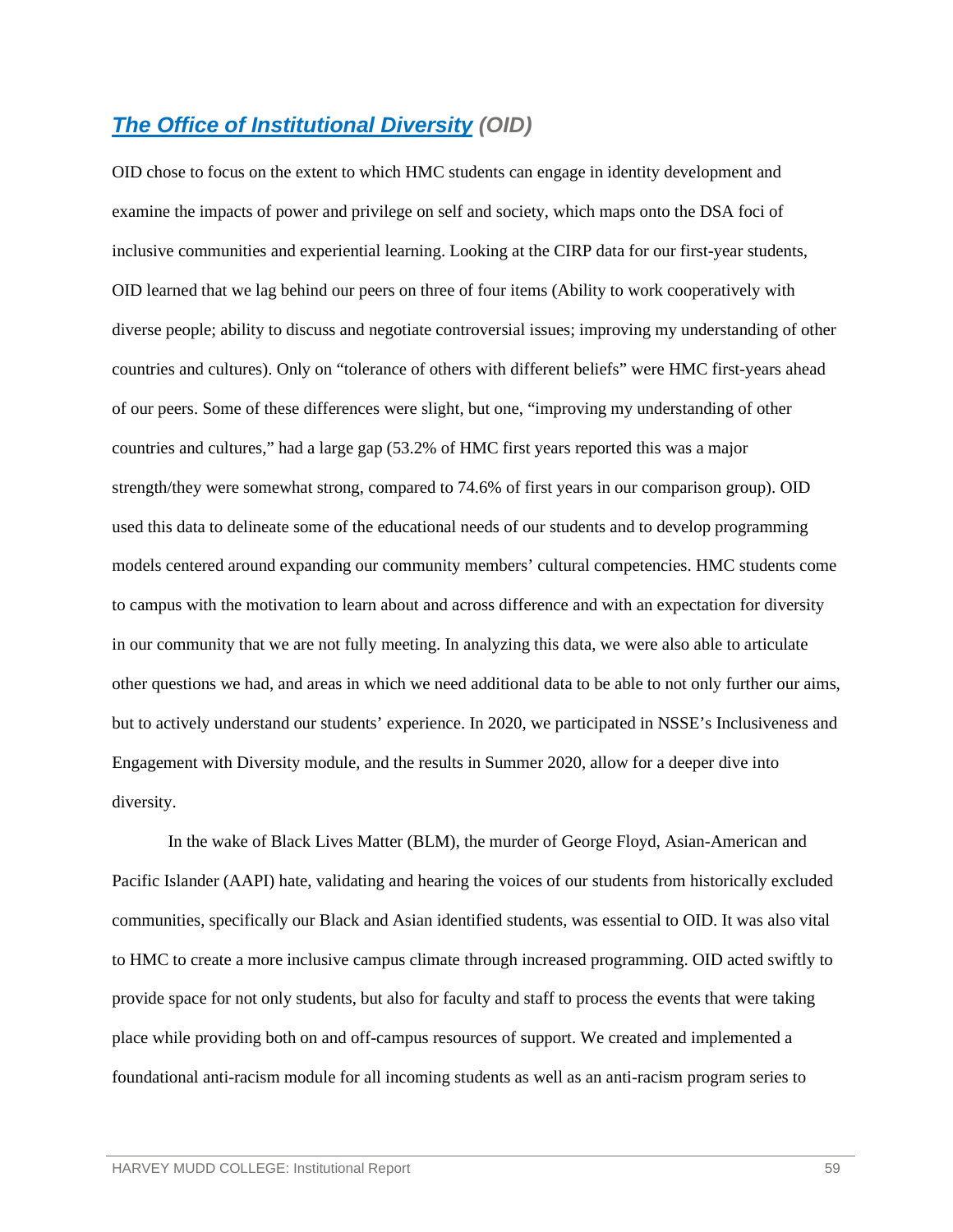## [The Office of Institutional Diversity](#) *(OID)*

OID chose to focus on the extent to which HMC students can engage in identity development and examine the impacts of power and privilege on self and society, which maps onto the DSA foci of inclusive communities and experiential learning. Looking at the CIRP data for our first-year students, OID learned that we lag behind our peers on three of four items (Ability to work cooperatively with diverse people; ability to discuss and negotiate controversial issues; improving my understanding of other countries and cultures). Only on "tolerance of others with different beliefs" were HMC first-years ahead of our peers. Some of these differences were slight, but one, "improving my understanding of other countries and cultures," had a large gap (53.2% of HMC first years reported this was a major strength/they were somewhat strong, compared to 74.6% of first years in our comparison group). OID used this data to delineate some of the educational needs of our students and to develop programming models centered around expanding our community members' cultural competencies. HMC students come to campus with the motivation to learn about and across difference and with an expectation for diversity in our community that we are not fully meeting. In analyzing this data, we were also able to articulate other questions we had, and areas in which we need additional data to be able to not only further our aims, but to actively understand our students' experience. In 2020, we participated in NSSE's Inclusiveness and Engagement with Diversity module, and the results in Summer 2020, allow for a deeper dive into diversity.

In the wake of Black Lives Matter (BLM), the murder of George Floyd, Asian-American and Pacific Islander (AAPI) hate, validating and hearing the voices of our students from historically excluded communities, specifically our Black and Asian identified students, was essential to OID. It was also vital to HMC to create a more inclusive campus climate through increased programming. OID acted swiftly to provide space for not only students, but also for faculty and staff to process the events that were taking place while providing both on and off-campus resources of support. We created and implemented a foundational anti-racism module for all incoming students as well as an anti-racism program series to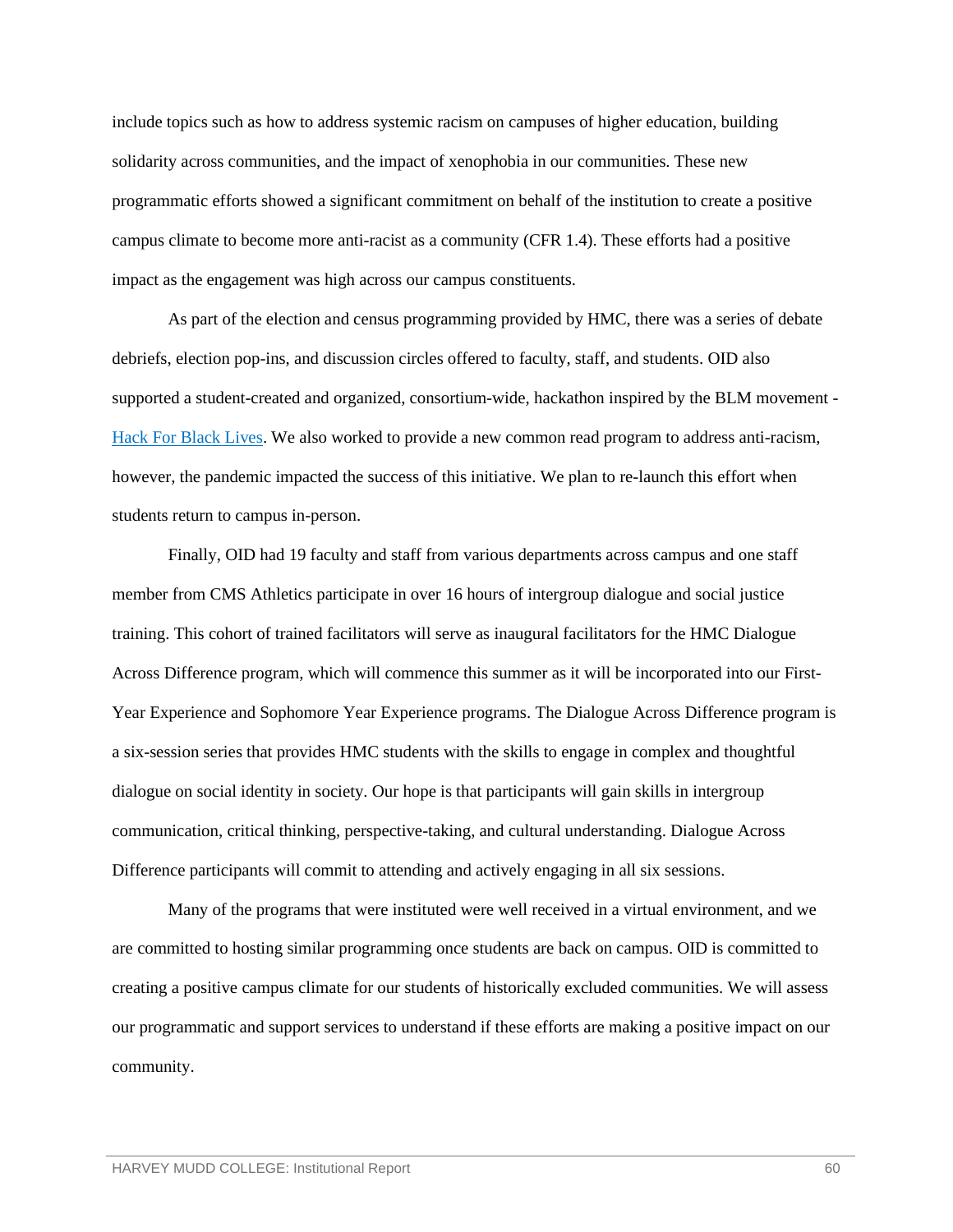include topics such as how to address systemic racism on campuses of higher education, building solidarity across communities, and the impact of xenophobia in our communities. These new programmatic efforts showed a significant commitment on behalf of the institution to create a positive campus climate to become more anti-racist as a community (CFR 1.4). These efforts had a positive impact as the engagement was high across our campus constituents.

As part of the election and census programming provided by HMC, there was a series of debate debriefs, election pop-ins, and discussion circles offered to faculty, staff, and students. OID also supported a student-created and organized, consortium-wide, hackathon inspired by the BLM movement - Hack For Black Lives. We also worked to provide a new common read program to address anti-racism, however, the pandemic impacted the success of this initiative. We plan to re-launch this effort when students return to campus in-person.

Finally, OID had 19 faculty and staff from various departments across campus and one staff member from CMS Athletics participate in over 16 hours of intergroup dialogue and social justice training. This cohort of trained facilitators will serve as inaugural facilitators for the HMC Dialogue Across Difference program, which will commence this summer as it will be incorporated into our First-Year Experience and Sophomore Year Experience programs. The Dialogue Across Difference program is a six-session series that provides HMC students with the skills to engage in complex and thoughtful dialogue on social identity in society. Our hope is that participants will gain skills in intergroup communication, critical thinking, perspective-taking, and cultural understanding. Dialogue Across Difference participants will commit to attending and actively engaging in all six sessions.

Many of the programs that were instituted were well received in a virtual environment, and we are committed to hosting similar programming once students are back on campus. OID is committed to creating a positive campus climate for our students of historically excluded communities. We will assess our programmatic and support services to understand if these efforts are making a positive impact on our community.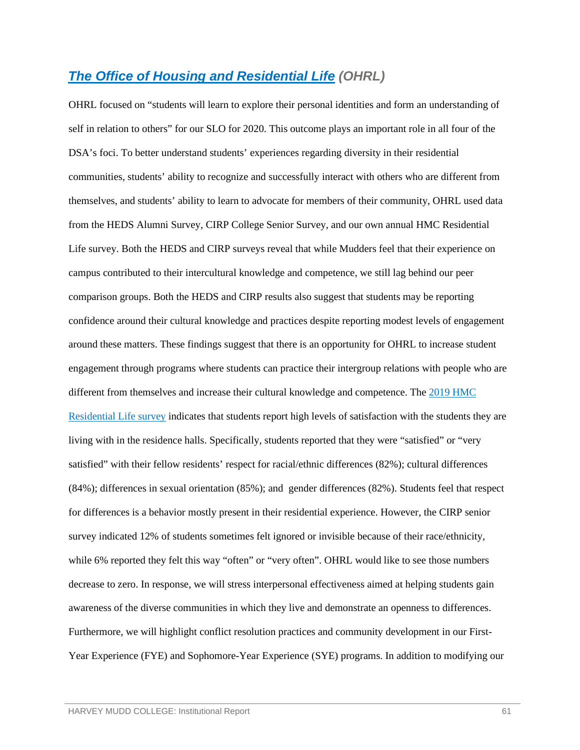## [The Office of Housing and Residential Life](#) *(OHRL)*

OHRL focused on “students will learn to explore their personal identities and form an understanding of self in relation to others” for our SLO for 2020. This outcome plays an important role in all four of the DSA’s foci. To better understand students’ experiences regarding diversity in their residential communities, students’ ability to recognize and successfully interact with others who are different from themselves, and students’ ability to learn to advocate for members of their community, OHRL used data from the HEDS Alumni Survey, CIRP College Senior Survey, and our own annual HMC Residential Life survey. Both the HEDS and CIRP surveys reveal that while Mudders feel that their experience on campus contributed to their intercultural knowledge and competence, we still lag behind our peer comparison groups. Both the HEDS and CIRP results also suggest that students may be reporting confidence around their cultural knowledge and practices despite reporting modest levels of engagement around these matters. These findings suggest that there is an opportunity for OHRL to increase student engagement through programs where students can practice their intergroup relations with people who are different from themselves and increase their cultural knowledge and competence. The 2019 HMC Residential Life survey indicates that students report high levels of satisfaction with the students they are living with in the residence halls. Specifically, students reported that they were “satisfied” or “very satisfied” with their fellow residents’ respect for racial/ethnic differences (82%); cultural differences (84%); differences in sexual orientation (85%); and gender differences (82%). Students feel that respect for differences is a behavior mostly present in their residential experience. However, the CIRP senior survey indicated 12% of students sometimes felt ignored or invisible because of their race/ethnicity, while 6% reported they felt this way “often” or “very often”. OHRL would like to see those numbers decrease to zero. In response, we will stress interpersonal effectiveness aimed at helping students gain awareness of the diverse communities in which they live and demonstrate an openness to differences. Furthermore, we will highlight conflict resolution practices and community development in our First-Year Experience (FYE) and Sophomore-Year Experience (SYE) programs. In addition to modifying our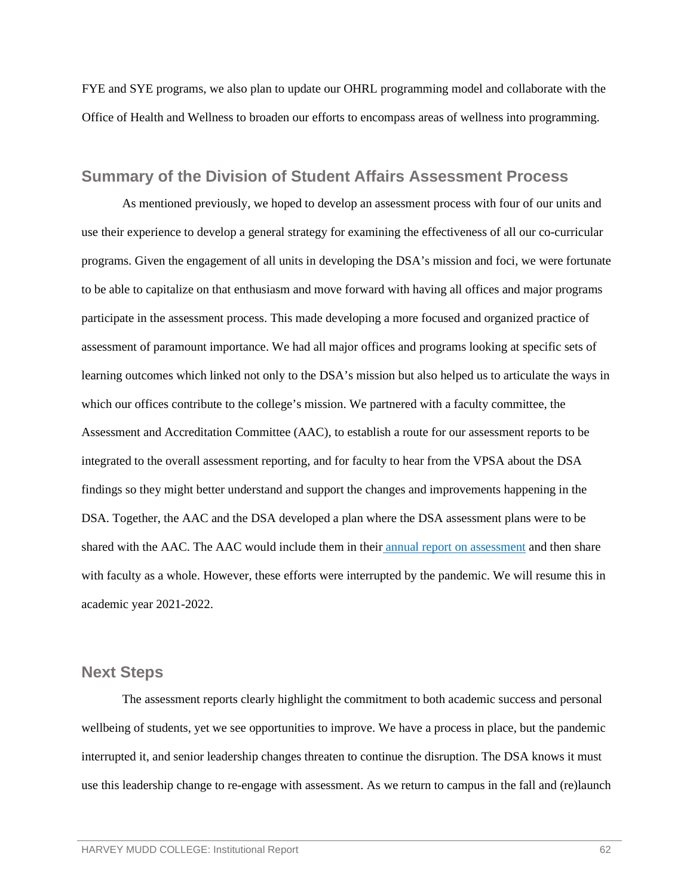FYE and SYE programs, we also plan to update our OHRL programming model and collaborate with the Office of Health and Wellness to broaden our efforts to encompass areas of wellness into programming.

## Summary of the Division of Student Affairs Assessment Process

As mentioned previously, we hoped to develop an assessment process with four of our units and use their experience to develop a general strategy for examining the effectiveness of all our co-curricular programs. Given the engagement of all units in developing the DSA's mission and foci, we were fortunate to be able to capitalize on that enthusiasm and move forward with having all offices and major programs participate in the assessment process. This made developing a more focused and organized practice of assessment of paramount importance. We had all major offices and programs looking at specific sets of learning outcomes which linked not only to the DSA's mission but also helped us to articulate the ways in which our offices contribute to the college's mission. We partnered with a faculty committee, the Assessment and Accreditation Committee (AAC), to establish a route for our assessment reports to be integrated to the overall assessment reporting, and for faculty to hear from the VPSA about the DSA findings so they might better understand and support the changes and improvements happening in the DSA. Together, the AAC and the DSA developed a plan where the DSA assessment plans were to be shared with the AAC. The AAC would include them in their annual report on assessment and then share with faculty as a whole. However, these efforts were interrupted by the pandemic. We will resume this in academic year 2021-2022.

## Next Steps

The assessment reports clearly highlight the commitment to both academic success and personal wellbeing of students, yet we see opportunities to improve. We have a process in place, but the pandemic interrupted it, and senior leadership changes threaten to continue the disruption. The DSA knows it must use this leadership change to re-engage with assessment. As we return to campus in the fall and (re)launch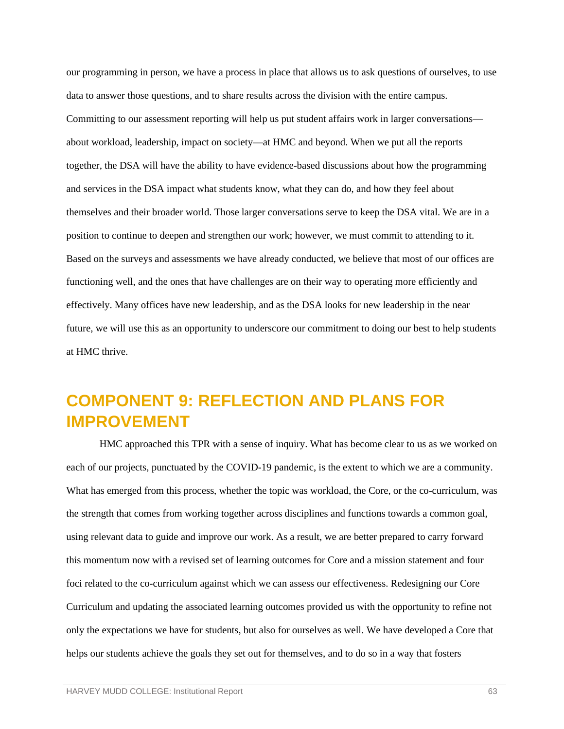our programming in person, we have a process in place that allows us to ask questions of ourselves, to use data to answer those questions, and to share results across the division with the entire campus. Committing to our assessment reporting will help us put student affairs work in larger conversations—about workload, leadership, impact on society—at HMC and beyond. When we put all the reports together, the DSA will have the ability to have evidence-based discussions about how the programming and services in the DSA impact what students know, what they can do, and how they feel about themselves and their broader world. Those larger conversations serve to keep the DSA vital. We are in a position to continue to deepen and strengthen our work; however, we must commit to attending to it. Based on the surveys and assessments we have already conducted, we believe that most of our offices are functioning well, and the ones that have challenges are on their way to operating more efficiently and effectively. Many offices have new leadership, and as the DSA looks for new leadership in the near future, we will use this as an opportunity to underscore our commitment to doing our best to help students at HMC thrive.

# COMPONENT 9: REFLECTION AND PLANS FOR IMPROVEMENT

HMC approached this TPR with a sense of inquiry. What has become clear to us as we worked on each of our projects, punctuated by the COVID-19 pandemic, is the extent to which we are a community. What has emerged from this process, whether the topic was workload, the Core, or the co-curriculum, was the strength that comes from working together across disciplines and functions towards a common goal, using relevant data to guide and improve our work. As a result, we are better prepared to carry forward this momentum now with a revised set of learning outcomes for Core and a mission statement and four foci related to the co-curriculum against which we can assess our effectiveness. Redesigning our Core Curriculum and updating the associated learning outcomes provided us with the opportunity to refine not only the expectations we have for students, but also for ourselves as well. We have developed a Core that helps our students achieve the goals they set out for themselves, and to do so in a way that fosters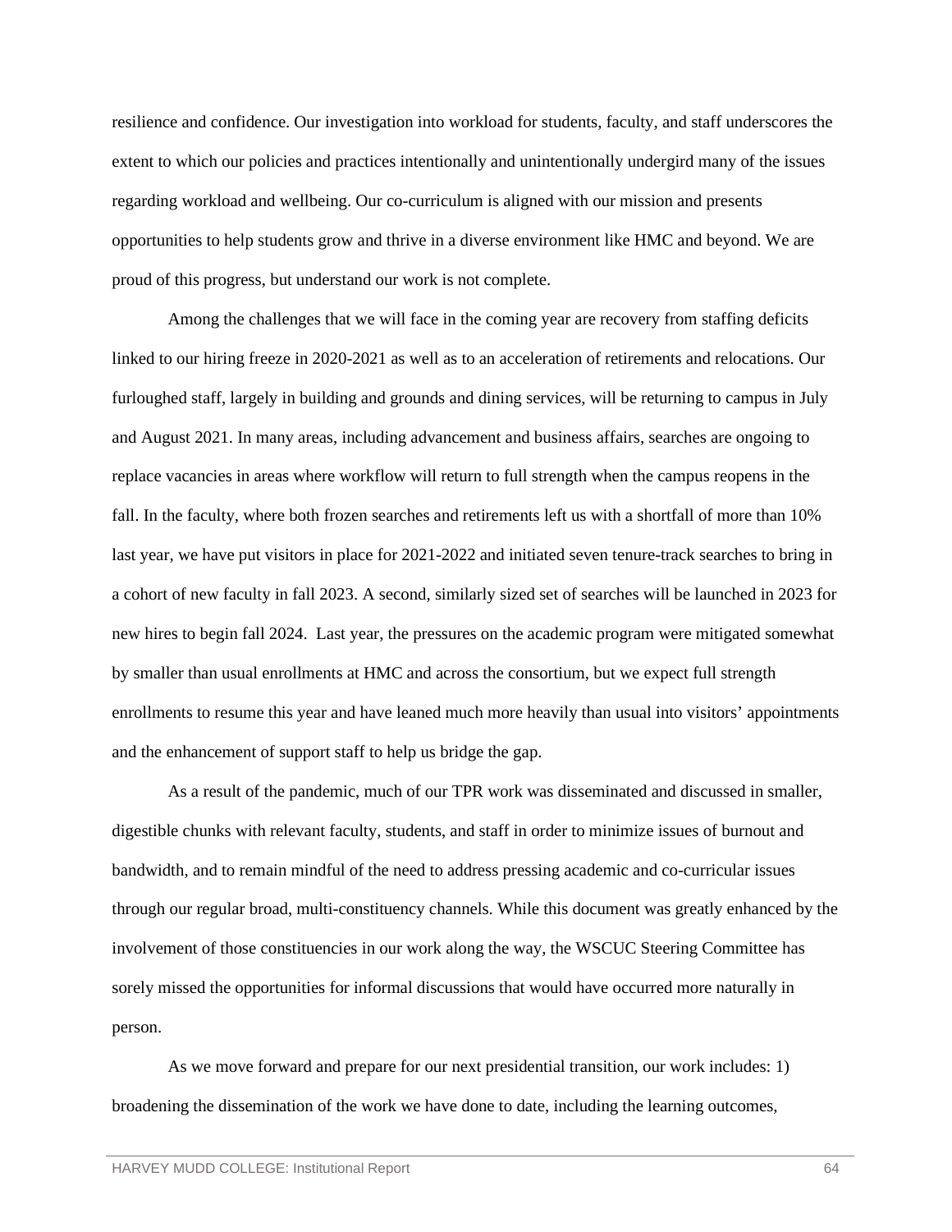resilience and confidence. Our investigation into workload for students, faculty, and staff underscores the extent to which our policies and practices intentionally and unintentionally undergird many of the issues regarding workload and wellbeing. Our co-curriculum is aligned with our mission and presents opportunities to help students grow and thrive in a diverse environment like HMC and beyond. We are proud of this progress, but understand our work is not complete.

Among the challenges that we will face in the coming year are recovery from staffing deficits linked to our hiring freeze in 2020-2021 as well as to an acceleration of retirements and relocations. Our furloughed staff, largely in building and grounds and dining services, will be returning to campus in July and August 2021. In many areas, including advancement and business affairs, searches are ongoing to replace vacancies in areas where workflow will return to full strength when the campus reopens in the fall. In the faculty, where both frozen searches and retirements left us with a shortfall of more than 10% last year, we have put visitors in place for 2021-2022 and initiated seven tenure-track searches to bring in a cohort of new faculty in fall 2023. A second, similarly sized set of searches will be launched in 2023 for new hires to begin fall 2024. Last year, the pressures on the academic program were mitigated somewhat by smaller than usual enrollments at HMC and across the consortium, but we expect full strength enrollments to resume this year and have leaned much more heavily than usual into visitors' appointments and the enhancement of support staff to help us bridge the gap.

As a result of the pandemic, much of our TPR work was disseminated and discussed in smaller, digestible chunks with relevant faculty, students, and staff in order to minimize issues of burnout and bandwidth, and to remain mindful of the need to address pressing academic and co-curricular issues through our regular broad, multi-constituency channels. While this document was greatly enhanced by the involvement of those constituencies in our work along the way, the WSCUC Steering Committee has sorely missed the opportunities for informal discussions that would have occurred more naturally in person.

As we move forward and prepare for our next presidential transition, our work includes: 1) broadening the dissemination of the work we have done to date, including the learning outcomes,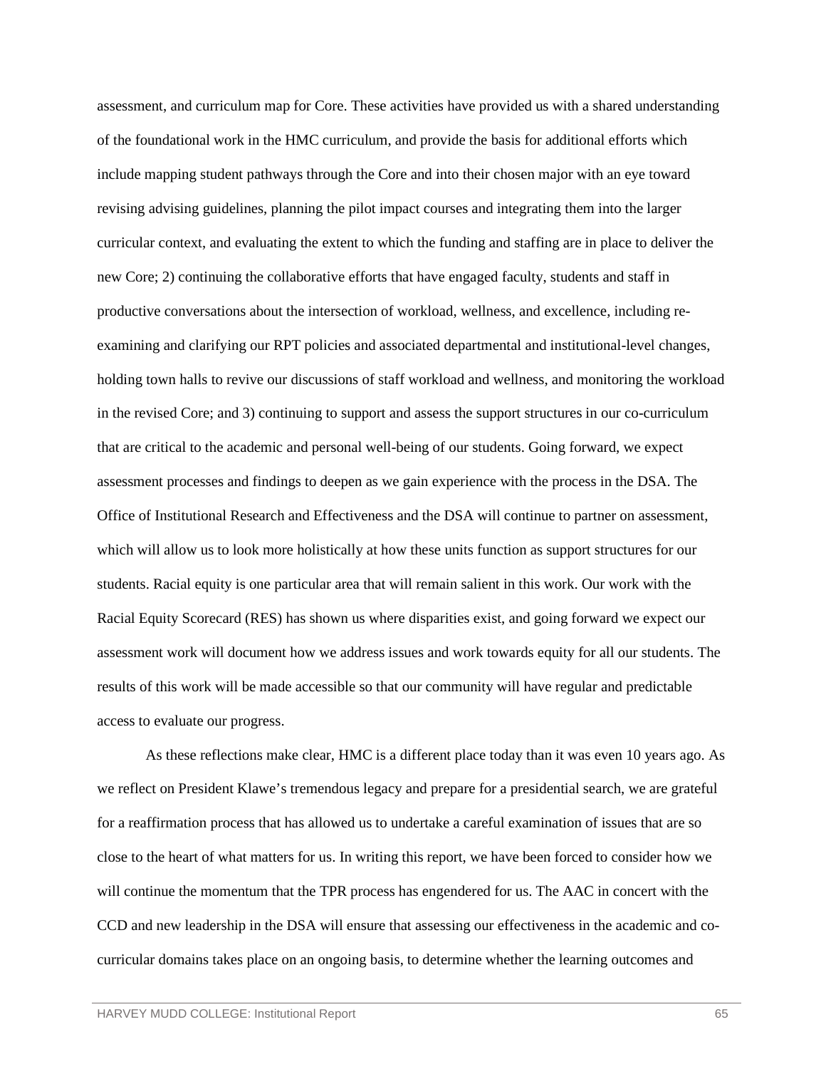assessment, and curriculum map for Core. These activities have provided us with a shared understanding of the foundational work in the HMC curriculum, and provide the basis for additional efforts which include mapping student pathways through the Core and into their chosen major with an eye toward revising advising guidelines, planning the pilot impact courses and integrating them into the larger curricular context, and evaluating the extent to which the funding and staffing are in place to deliver the new Core; 2) continuing the collaborative efforts that have engaged faculty, students and staff in productive conversations about the intersection of workload, wellness, and excellence, including re-examining and clarifying our RPT policies and associated departmental and institutional-level changes, holding town halls to revive our discussions of staff workload and wellness, and monitoring the workload in the revised Core; and 3) continuing to support and assess the support structures in our co-curriculum that are critical to the academic and personal well-being of our students. Going forward, we expect assessment processes and findings to deepen as we gain experience with the process in the DSA. The Office of Institutional Research and Effectiveness and the DSA will continue to partner on assessment, which will allow us to look more holistically at how these units function as support structures for our students. Racial equity is one particular area that will remain salient in this work. Our work with the Racial Equity Scorecard (RES) has shown us where disparities exist, and going forward we expect our assessment work will document how we address issues and work towards equity for all our students. The results of this work will be made accessible so that our community will have regular and predictable access to evaluate our progress.

As these reflections make clear, HMC is a different place today than it was even 10 years ago. As we reflect on President Klawe's tremendous legacy and prepare for a presidential search, we are grateful for a reaffirmation process that has allowed us to undertake a careful examination of issues that are so close to the heart of what matters for us. In writing this report, we have been forced to consider how we will continue the momentum that the TPR process has engendered for us. The AAC in concert with the CCD and new leadership in the DSA will ensure that assessing our effectiveness in the academic and co-curricular domains takes place on an ongoing basis, to determine whether the learning outcomes and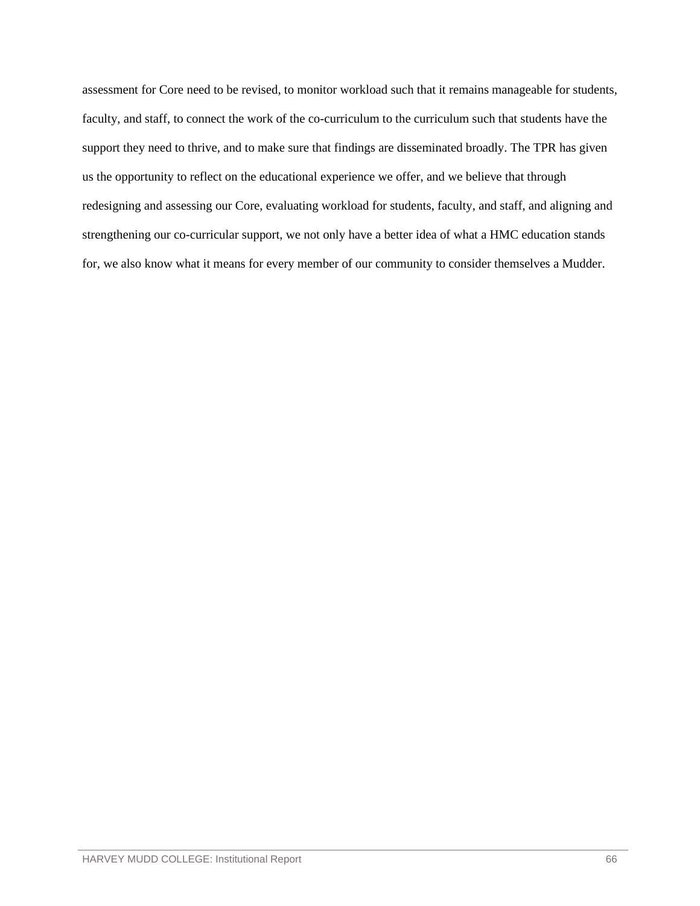assessment for Core need to be revised, to monitor workload such that it remains manageable for students, faculty, and staff, to connect the work of the co-curriculum to the curriculum such that students have the support they need to thrive, and to make sure that findings are disseminated broadly. The TPR has given us the opportunity to reflect on the educational experience we offer, and we believe that through redesigning and assessing our Core, evaluating workload for students, faculty, and staff, and aligning and strengthening our co-curricular support, we not only have a better idea of what a HMC education stands for, we also know what it means for every member of our community to consider themselves a Mudder.